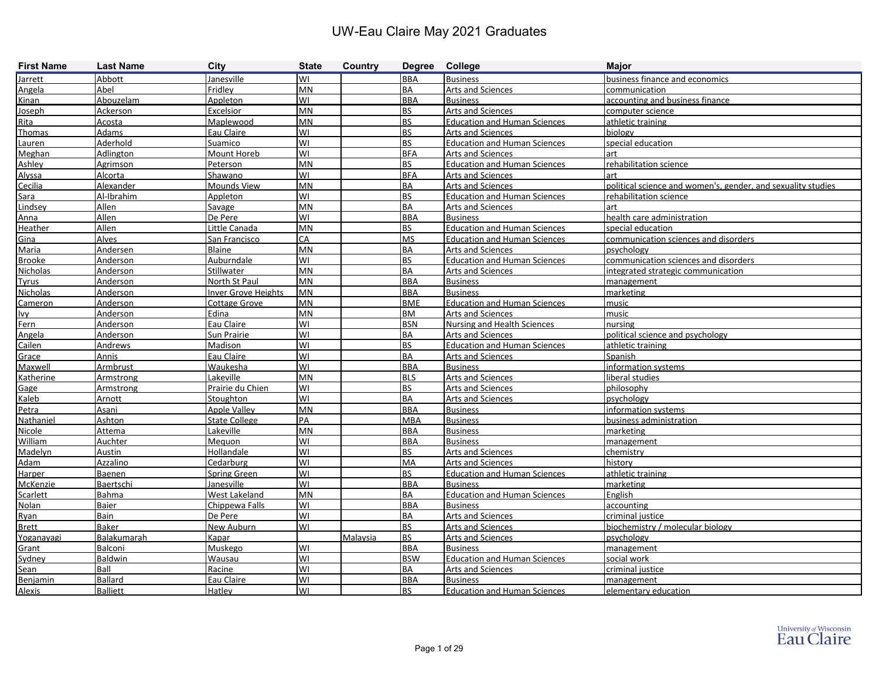# UW-Eau Claire May 2021 Graduates

| First Name | Last Name | City | State | Country | Degree | College | Major |
|---|---|---|---|---|---|---|---|
| Jarrett | Abbott | Janesville | WI | | BBA | Business | business finance and economics |
| Angela | Abel | Fridley | MN | | BA | Arts and Sciences | communication |
| Kinan | Abouzelam | Appleton | WI | | BBA | Business | accounting and business finance |
| Joseph | Ackerson | Excelsior | MN | | BS | Arts and Sciences | computer science |
| Rita | Acosta | Maplewood | MN | | BS | Education and Human Sciences | athletic training |
| Thomas | Adams | Eau Claire | WI | | BS | Arts and Sciences | biology |
| Lauren | Aderhold | Suamico | WI | | BS | Education and Human Sciences | special education |
| Meghan | Adlington | Mount Horeb | WI | | BFA | Arts and Sciences | art |
| Ashley | Agrimson | Peterson | MN | | BS | Education and Human Sciences | rehabilitation science |
| Alyssa | Alcorta | Shawano | WI | | BFA | Arts and Sciences | art |
| Cecilia | Alexander | Mounds View | MN | | BA | Arts and Sciences | political science and women's, gender, and sexuality studies |
| Sara | Al-Ibrahim | Appleton | WI | | BS | Education and Human Sciences | rehabilitation science |
| Lindsey | Allen | Savage | MN | | BA | Arts and Sciences | art |
| Anna | Allen | De Pere | WI | | BBA | Business | health care administration |
| Heather | Allen | Little Canada | MN | | BS | Education and Human Sciences | special education |
| Gina | Alves | San Francisco | CA | | MS | Education and Human Sciences | communication sciences and disorders |
| Maria | Andersen | Blaine | MN | | BA | Arts and Sciences | psychology |
| Brooke | Anderson | Auburndale | WI | | BS | Education and Human Sciences | communication sciences and disorders |
| Nicholas | Anderson | Stillwater | MN | | BA | Arts and Sciences | integrated strategic communication |
| Tyrus | Anderson | North St Paul | MN | | BBA | Business | management |
| Nicholas | Anderson | Inver Grove Heights | MN | | BBA | Business | marketing |
| Cameron | Anderson | Cottage Grove | MN | | BME | Education and Human Sciences | music |
| Ivy | Anderson | Edina | MN | | BM | Arts and Sciences | music |
| Fern | Anderson | Eau Claire | WI | | BSN | Nursing and Health Sciences | nursing |
| Angela | Anderson | Sun Prairie | WI | | BA | Arts and Sciences | political science and psychology |
| Cailen | Andrews | Madison | WI | | BS | Education and Human Sciences | athletic training |
| Grace | Annis | Eau Claire | WI | | BA | Arts and Sciences | Spanish |
| Maxwell | Armbrust | Waukesha | WI | | BBA | Business | information systems |
| Katherine | Armstrong | Lakeville | MN | | BLS | Arts and Sciences | liberal studies |
| Gage | Armstrong | Prairie du Chien | WI | | BS | Arts and Sciences | philosophy |
| Kaleb | Arnott | Stoughton | WI | | BA | Arts and Sciences | psychology |
| Petra | Asani | Apple Valley | MN | | BBA | Business | information systems |
| Nathaniel | Ashton | State College | PA | | MBA | Business | business administration |
| Nicole | Attema | Lakeville | MN | | BBA | Business | marketing |
| William | Auchter | Mequon | WI | | BBA | Business | management |
| Madelyn | Austin | Hollandale | WI | | BS | Arts and Sciences | chemistry |
| Adam | Azzalino | Cedarburg | WI | | MA | Arts and Sciences | history |
| Harper | Baenen | Spring Green | WI | | BS | Education and Human Sciences | athletic training |
| McKenzie | Baertschi | Janesville | WI | | BBA | Business | marketing |
| Scarlett | Bahma | West Lakeland | MN | | BA | Education and Human Sciences | English |
| Nolan | Baier | Chippewa Falls | WI | | BBA | Business | accounting |
| Ryan | Bain | De Pere | WI | | BA | Arts and Sciences | criminal justice |
| Brett | Baker | New Auburn | WI | | BS | Arts and Sciences | biochemistry / molecular biology |
| Yoganayagi | Balakumarah | Kapar | | Malaysia | BS | Arts and Sciences | psychology |
| Grant | Balconi | Muskego | WI | | BBA | Business | management |
| Sydney | Baldwin | Wausau | WI | | BSW | Education and Human Sciences | social work |
| Sean | Ball | Racine | WI | | BA | Arts and Sciences | criminal justice |
| Benjamin | Ballard | Eau Claire | WI | | BBA | Business | management |
| Alexis | Balliett | Hatley | WI | | BS | Education and Human Sciences | elementary education |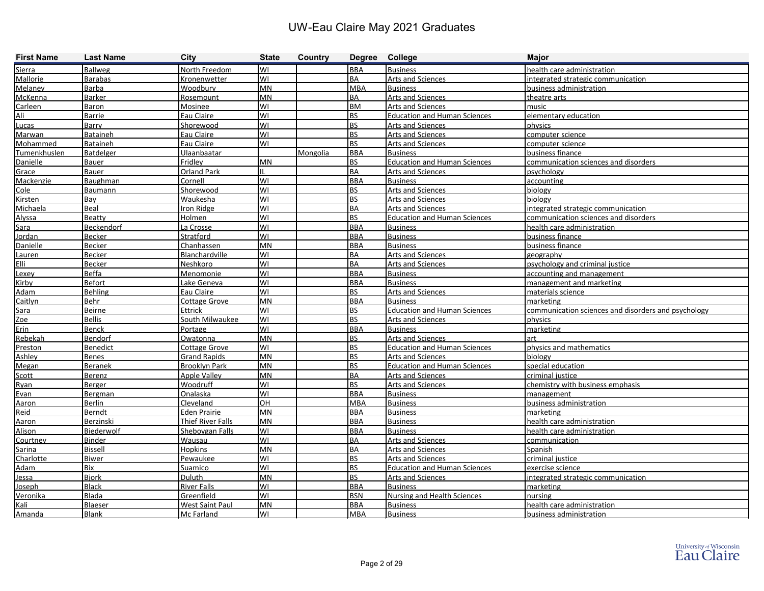# UW-Eau Claire May 2021 Graduates

| First Name | Last Name | City | State | Country | Degree | College | Major |
|---|---|---|---|---|---|---|---|
| Sierra | Ballweg | North Freedom | WI | | BBA | Business | health care administration |
| Mallorie | Barabas | Kronenwetter | WI | | BA | Arts and Sciences | integrated strategic communication |
| Melaney | Barba | Woodbury | MN | | MBA | Business | business administration |
| McKenna | Barker | Rosemount | MN | | BA | Arts and Sciences | theatre arts |
| Carleen | Baron | Mosinee | WI | | BM | Arts and Sciences | music |
| Ali | Barrie | Eau Claire | WI | | BS | Education and Human Sciences | elementary education |
| Lucas | Barry | Shorewood | WI | | BS | Arts and Sciences | physics |
| Marwan | Bataineh | Eau Claire | WI | | BS | Arts and Sciences | computer science |
| Mohammed | Bataineh | Eau Claire | WI | | BS | Arts and Sciences | computer science |
| Tumenkhuslen | Batdelger | Ulaanbaatar | | Mongolia | BBA | Business | business finance |
| Danielle | Bauer | Fridley | MN | | BS | Education and Human Sciences | communication sciences and disorders |
| Grace | Bauer | Orland Park | IL | | BA | Arts and Sciences | psychology |
| Mackenzie | Baughman | Cornell | WI | | BBA | Business | accounting |
| Cole | Baumann | Shorewood | WI | | BS | Arts and Sciences | biology |
| Kirsten | Bay | Waukesha | WI | | BS | Arts and Sciences | biology |
| Michaela | Beal | Iron Ridge | WI | | BA | Arts and Sciences | integrated strategic communication |
| Alyssa | Beatty | Holmen | WI | | BS | Education and Human Sciences | communication sciences and disorders |
| Sara | Beckendorf | La Crosse | WI | | BBA | Business | health care administration |
| Jordan | Becker | Stratford | WI | | BBA | Business | business finance |
| Danielle | Becker | Chanhassen | MN | | BBA | Business | business finance |
| Lauren | Becker | Blanchardville | WI | | BA | Arts and Sciences | geography |
| Elli | Becker | Neshkoro | WI | | BA | Arts and Sciences | psychology and criminal justice |
| Lexey | Beffa | Menomonie | WI | | BBA | Business | accounting and management |
| Kirby | Befort | Lake Geneva | WI | | BBA | Business | management and marketing |
| Adam | Behling | Eau Claire | WI | | BS | Arts and Sciences | materials science |
| Caitlyn | Behr | Cottage Grove | MN | | BBA | Business | marketing |
| Sara | Beirne | Ettrick | WI | | BS | Education and Human Sciences | communication sciences and disorders and psychology |
| Zoe | Bellis | South Milwaukee | WI | | BS | Arts and Sciences | physics |
| Erin | Benck | Portage | WI | | BBA | Business | marketing |
| Rebekah | Bendorf | Owatonna | MN | | BS | Arts and Sciences | art |
| Preston | Benedict | Cottage Grove | WI | | BS | Education and Human Sciences | physics and mathematics |
| Ashley | Benes | Grand Rapids | MN | | BS | Arts and Sciences | biology |
| Megan | Beranek | Brooklyn Park | MN | | BS | Education and Human Sciences | special education |
| Scott | Berenz | Apple Valley | MN | | BA | Arts and Sciences | criminal justice |
| Ryan | Berger | Woodruff | WI | | BS | Arts and Sciences | chemistry with business emphasis |
| Evan | Bergman | Onalaska | WI | | BBA | Business | management |
| Aaron | Berlin | Cleveland | OH | | MBA | Business | business administration |
| Reid | Berndt | Eden Prairie | MN | | BBA | Business | marketing |
| Aaron | Berzinski | Thief River Falls | MN | | BBA | Business | health care administration |
| Alison | Biederwolf | Sheboygan Falls | WI | | BBA | Business | health care administration |
| Courtney | Binder | Wausau | WI | | BA | Arts and Sciences | communication |
| Sarina | Bissell | Hopkins | MN | | BA | Arts and Sciences | Spanish |
| Charlotte | Biwer | Pewaukee | WI | | BS | Arts and Sciences | criminal justice |
| Adam | Bix | Suamico | WI | | BS | Education and Human Sciences | exercise science |
| Jessa | Bjork | Duluth | MN | | BS | Arts and Sciences | integrated strategic communication |
| Joseph | Black | River Falls | WI | | BBA | Business | marketing |
| Veronika | Blada | Greenfield | WI | | BSN | Nursing and Health Sciences | nursing |
| Kali | Blaeser | West Saint Paul | MN | | BBA | Business | health care administration |
| Amanda | Blank | Mc Farland | WI | | MBA | Business | business administration |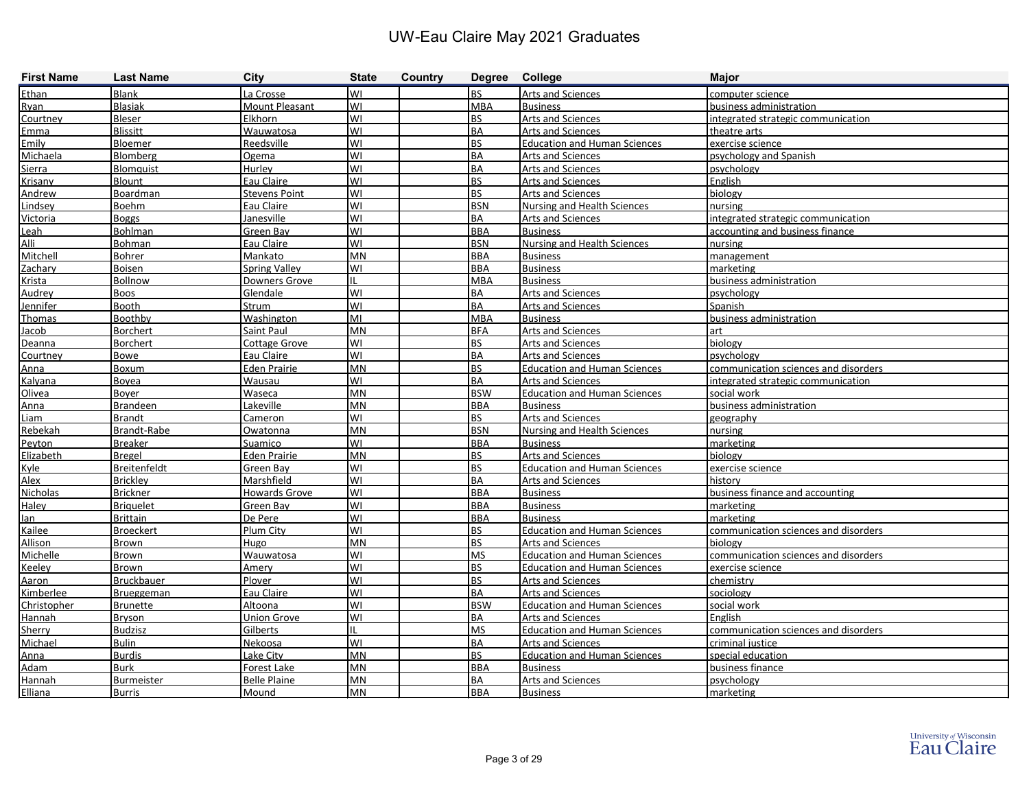# UW-Eau Claire May 2021 Graduates

| First Name | Last Name | City | State | Country | Degree | College | Major |
|---|---|---|---|---|---|---|---|
| Ethan | Blank | La Crosse | WI | | BS | Arts and Sciences | computer science |
| Ryan | Blasiak | Mount Pleasant | WI | | MBA | Business | business administration |
| Courtney | Bleser | Elkhorn | WI | | BS | Arts and Sciences | integrated strategic communication |
| Emma | Blissitt | Wauwatosa | WI | | BA | Arts and Sciences | theatre arts |
| Emily | Bloemer | Reedsville | WI | | BS | Education and Human Sciences | exercise science |
| Michaela | Blomberg | Ogema | WI | | BA | Arts and Sciences | psychology and Spanish |
| Sierra | Blomquist | Hurley | WI | | BA | Arts and Sciences | psychology |
| Krisany | Blount | Eau Claire | WI | | BS | Arts and Sciences | English |
| Andrew | Boardman | Stevens Point | WI | | BS | Arts and Sciences | biology |
| Lindsey | Boehm | Eau Claire | WI | | BSN | Nursing and Health Sciences | nursing |
| Victoria | Boggs | Janesville | WI | | BA | Arts and Sciences | integrated strategic communication |
| Leah | Bohlman | Green Bay | WI | | BBA | Business | accounting and business finance |
| Alli | Bohman | Eau Claire | WI | | BSN | Nursing and Health Sciences | nursing |
| Mitchell | Bohrer | Mankato | MN | | BBA | Business | management |
| Zachary | Boisen | Spring Valley | WI | | BBA | Business | marketing |
| Krista | Bollnow | Downers Grove | IL | | MBA | Business | business administration |
| Audrey | Boos | Glendale | WI | | BA | Arts and Sciences | psychology |
| Jennifer | Booth | Strum | WI | | BA | Arts and Sciences | Spanish |
| Thomas | Boothby | Washington | MI | | MBA | Business | business administration |
| Jacob | Borchert | Saint Paul | MN | | BFA | Arts and Sciences | art |
| Deanna | Borchert | Cottage Grove | WI | | BS | Arts and Sciences | biology |
| Courtney | Bowe | Eau Claire | WI | | BA | Arts and Sciences | psychology |
| Anna | Boxum | Eden Prairie | MN | | BS | Education and Human Sciences | communication sciences and disorders |
| Kalyana | Boyea | Wausau | WI | | BA | Arts and Sciences | integrated strategic communication |
| Olivea | Boyer | Waseca | MN | | BSW | Education and Human Sciences | social work |
| Anna | Brandeen | Lakeville | MN | | BBA | Business | business administration |
| Liam | Brandt | Cameron | WI | | BS | Arts and Sciences | geography |
| Rebekah | Brandt-Rabe | Owatonna | MN | | BSN | Nursing and Health Sciences | nursing |
| Peyton | Breaker | Suamico | WI | | BBA | Business | marketing |
| Elizabeth | Bregel | Eden Prairie | MN | | BS | Arts and Sciences | biology |
| Kyle | Breitenfeldt | Green Bay | WI | | BS | Education and Human Sciences | exercise science |
| Alex | Brickley | Marshfield | WI | | BA | Arts and Sciences | history |
| Nicholas | Brickner | Howards Grove | WI | | BBA | Business | business finance and accounting |
| Haley | Briquelet | Green Bay | WI | | BBA | Business | marketing |
| Ian | Brittain | De Pere | WI | | BBA | Business | marketing |
| Kailee | Broeckert | Plum City | WI | | BS | Education and Human Sciences | communication sciences and disorders |
| Allison | Brown | Hugo | MN | | BS | Arts and Sciences | biology |
| Michelle | Brown | Wauwatosa | WI | | MS | Education and Human Sciences | communication sciences and disorders |
| Keeley | Brown | Amery | WI | | BS | Education and Human Sciences | exercise science |
| Aaron | Bruckbauer | Plover | WI | | BS | Arts and Sciences | chemistry |
| Kimberlee | Brueggeman | Eau Claire | WI | | BA | Arts and Sciences | sociology |
| Christopher | Brunette | Altoona | WI | | BSW | Education and Human Sciences | social work |
| Hannah | Bryson | Union Grove | WI | | BA | Arts and Sciences | English |
| Sherry | Budzisz | Gilberts | IL | | MS | Education and Human Sciences | communication sciences and disorders |
| Michael | Bulin | Nekoosa | WI | | BA | Arts and Sciences | criminal justice |
| Anna | Burdis | Lake City | MN | | BS | Education and Human Sciences | special education |
| Adam | Burk | Forest Lake | MN | | BBA | Business | business finance |
| Hannah | Burmeister | Belle Plaine | MN | | BA | Arts and Sciences | psychology |
| Elliana | Burris | Mound | MN | | BBA | Business | marketing |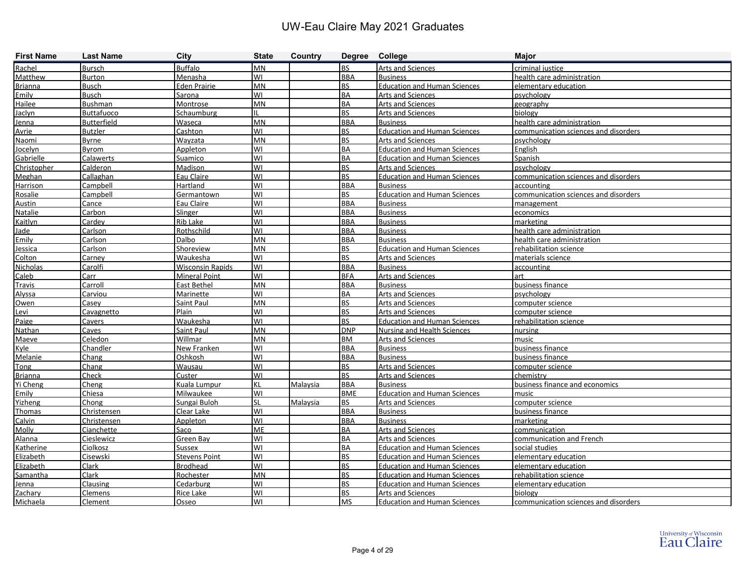# UW-Eau Claire May 2021 Graduates

| First Name | Last Name | City | State | Country | Degree | College | Major |
|---|---|---|---|---|---|---|---|
| Rachel | Bursch | Buffalo | MN | | BS | Arts and Sciences | criminal justice |
| Matthew | Burton | Menasha | WI | | BBA | Business | health care administration |
| Brianna | Busch | Eden Prairie | MN | | BS | Education and Human Sciences | elementary education |
| Emily | Busch | Sarona | WI | | BA | Arts and Sciences | psychology |
| Hailee | Bushman | Montrose | MN | | BA | Arts and Sciences | geography |
| Jaclyn | Buttafuoco | Schaumburg | IL | | BS | Arts and Sciences | biology |
| Jenna | Butterfield | Waseca | MN | | BBA | Business | health care administration |
| Avrie | Butzler | Cashton | WI | | BS | Education and Human Sciences | communication sciences and disorders |
| Naomi | Byrne | Wayzata | MN | | BS | Arts and Sciences | psychology |
| Jocelyn | Byrom | Appleton | WI | | BA | Education and Human Sciences | English |
| Gabrielle | Calawerts | Suamico | WI | | BA | Education and Human Sciences | Spanish |
| Christopher | Calderon | Madison | WI | | BS | Arts and Sciences | psychology |
| Meghan | Callaghan | Eau Claire | WI | | BS | Education and Human Sciences | communication sciences and disorders |
| Harrison | Campbell | Hartland | WI | | BBA | Business | accounting |
| Rosalie | Campbell | Germantown | WI | | BS | Education and Human Sciences | communication sciences and disorders |
| Austin | Cance | Eau Claire | WI | | BBA | Business | management |
| Natalie | Carbon | Slinger | WI | | BBA | Business | economics |
| Kaitlyn | Cardey | Rib Lake | WI | | BBA | Business | marketing |
| Jade | Carlson | Rothschild | WI | | BBA | Business | health care administration |
| Emily | Carlson | Dalbo | MN | | BBA | Business | health care administration |
| Jessica | Carlson | Shoreview | MN | | BS | Education and Human Sciences | rehabilitation science |
| Colton | Carney | Waukesha | WI | | BS | Arts and Sciences | materials science |
| Nicholas | Carolfi | Wisconsin Rapids | WI | | BBA | Business | accounting |
| Caleb | Carr | Mineral Point | WI | | BFA | Arts and Sciences | art |
| Travis | Carroll | East Bethel | MN | | BBA | Business | business finance |
| Alyssa | Carviou | Marinette | WI | | BA | Arts and Sciences | psychology |
| Owen | Casey | Saint Paul | MN | | BS | Arts and Sciences | computer science |
| Levi | Cavagnetto | Plain | WI | | BS | Arts and Sciences | computer science |
| Paige | Cavers | Waukesha | WI | | BS | Education and Human Sciences | rehabilitation science |
| Nathan | Caves | Saint Paul | MN | | DNP | Nursing and Health Sciences | nursing |
| Maeve | Celedon | Willmar | MN | | BM | Arts and Sciences | music |
| Kyle | Chandler | New Franken | WI | | BBA | Business | business finance |
| Melanie | Chang | Oshkosh | WI | | BBA | Business | business finance |
| Tong | Chang | Wausau | WI | | BS | Arts and Sciences | computer science |
| Brianna | Check | Custer | WI | | BS | Arts and Sciences | chemistry |
| Yi Cheng | Cheng | Kuala Lumpur | KL | Malaysia | BBA | Business | business finance and economics |
| Emily | Chiesa | Milwaukee | WI | | BME | Education and Human Sciences | music |
| Yizheng | Chong | Sungai Buloh | SL | Malaysia | BS | Arts and Sciences | computer science |
| Thomas | Christensen | Clear Lake | WI | | BBA | Business | business finance |
| Calvin | Christensen | Appleton | WI | | BBA | Business | marketing |
| Molly | Cianchette | Saco | ME | | BA | Arts and Sciences | communication |
| Alanna | Cieslewicz | Green Bay | WI | | BA | Arts and Sciences | communication and French |
| Katherine | Ciolkosz | Sussex | WI | | BA | Education and Human Sciences | social studies |
| Elizabeth | Cisewski | Stevens Point | WI | | BS | Education and Human Sciences | elementary education |
| Elizabeth | Clark | Brodhead | WI | | BS | Education and Human Sciences | elementary education |
| Samantha | Clark | Rochester | MN | | BS | Education and Human Sciences | rehabilitation science |
| Jenna | Clausing | Cedarburg | WI | | BS | Education and Human Sciences | elementary education |
| Zachary | Clemens | Rice Lake | WI | | BS | Arts and Sciences | biology |
| Michaela | Clement | Osseo | WI | | MS | Education and Human Sciences | communication sciences and disorders |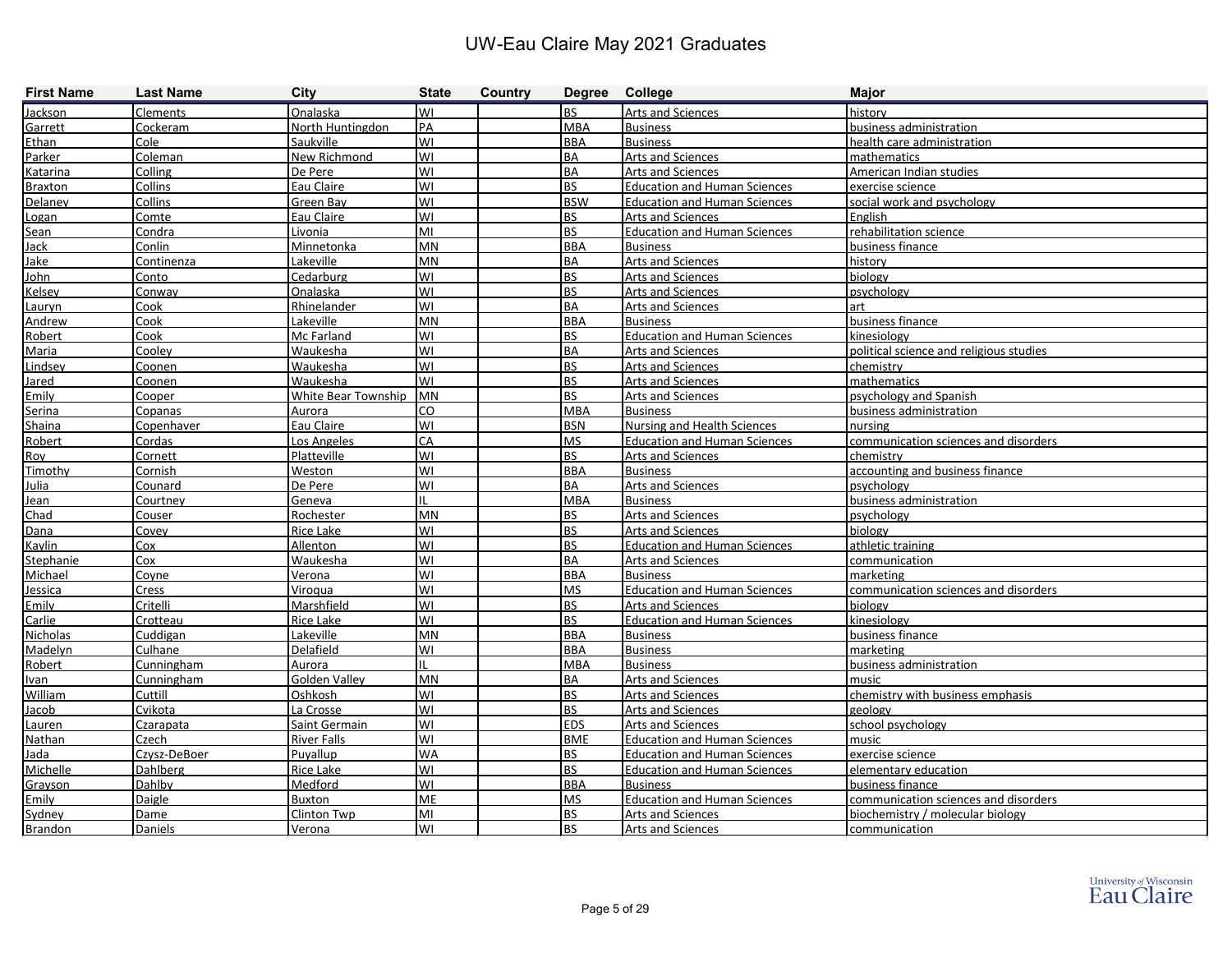# UW-Eau Claire May 2021 Graduates

| First Name | Last Name | City | State | Country | Degree | College | Major |
|---|---|---|---|---|---|---|---|
| Jackson | Clements | Onalaska | WI | | BS | Arts and Sciences | history |
| Garrett | Cockeram | North Huntingdon | PA | | MBA | Business | business administration |
| Ethan | Cole | Saukville | WI | | BBA | Business | health care administration |
| Parker | Coleman | New Richmond | WI | | BA | Arts and Sciences | mathematics |
| Katarina | Colling | De Pere | WI | | BA | Arts and Sciences | American Indian studies |
| Braxton | Collins | Eau Claire | WI | | BS | Education and Human Sciences | exercise science |
| Delaney | Collins | Green Bay | WI | | BSW | Education and Human Sciences | social work and psychology |
| Logan | Comte | Eau Claire | WI | | BS | Arts and Sciences | English |
| Sean | Condra | Livonia | MI | | BS | Education and Human Sciences | rehabilitation science |
| Jack | Conlin | Minnetonka | MN | | BBA | Business | business finance |
| Jake | Continenza | Lakeville | MN | | BA | Arts and Sciences | history |
| John | Conto | Cedarburg | WI | | BS | Arts and Sciences | biology |
| Kelsey | Conway | Onalaska | WI | | BS | Arts and Sciences | psychology |
| Lauryn | Cook | Rhinelander | WI | | BA | Arts and Sciences | art |
| Andrew | Cook | Lakeville | MN | | BBA | Business | business finance |
| Robert | Cook | Mc Farland | WI | | BS | Education and Human Sciences | kinesiology |
| Maria | Cooley | Waukesha | WI | | BA | Arts and Sciences | political science and religious studies |
| Lindsey | Coonen | Waukesha | WI | | BS | Arts and Sciences | chemistry |
| Jared | Coonen | Waukesha | WI | | BS | Arts and Sciences | mathematics |
| Emily | Cooper | White Bear Township | MN | | BS | Arts and Sciences | psychology and Spanish |
| Serina | Copanas | Aurora | CO | | MBA | Business | business administration |
| Shaina | Copenhaver | Eau Claire | WI | | BSN | Nursing and Health Sciences | nursing |
| Robert | Cordas | Los Angeles | CA | | MS | Education and Human Sciences | communication sciences and disorders |
| Roy | Cornett | Platteville | WI | | BS | Arts and Sciences | chemistry |
| Timothy | Cornish | Weston | WI | | BBA | Business | accounting and business finance |
| Julia | Counard | De Pere | WI | | BA | Arts and Sciences | psychology |
| Jean | Courtney | Geneva | IL | | MBA | Business | business administration |
| Chad | Couser | Rochester | MN | | BS | Arts and Sciences | psychology |
| Dana | Covey | Rice Lake | WI | | BS | Arts and Sciences | biology |
| Kaylin | Cox | Allenton | WI | | BS | Education and Human Sciences | athletic training |
| Stephanie | Cox | Waukesha | WI | | BA | Arts and Sciences | communication |
| Michael | Coyne | Verona | WI | | BBA | Business | marketing |
| Jessica | Cress | Viroqua | WI | | MS | Education and Human Sciences | communication sciences and disorders |
| Emily | Critelli | Marshfield | WI | | BS | Arts and Sciences | biology |
| Carlie | Crotteau | Rice Lake | WI | | BS | Education and Human Sciences | kinesiology |
| Nicholas | Cuddigan | Lakeville | MN | | BBA | Business | business finance |
| Madelyn | Culhane | Delafield | WI | | BBA | Business | marketing |
| Robert | Cunningham | Aurora | IL | | MBA | Business | business administration |
| Ivan | Cunningham | Golden Valley | MN | | BA | Arts and Sciences | music |
| William | Cuttill | Oshkosh | WI | | BS | Arts and Sciences | chemistry with business emphasis |
| Jacob | Cvikota | La Crosse | WI | | BS | Arts and Sciences | geology |
| Lauren | Czarapata | Saint Germain | WI | | EDS | Arts and Sciences | school psychology |
| Nathan | Czech | River Falls | WI | | BME | Education and Human Sciences | music |
| Jada | Czysz-DeBoer | Puyallup | WA | | BS | Education and Human Sciences | exercise science |
| Michelle | Dahlberg | Rice Lake | WI | | BS | Education and Human Sciences | elementary education |
| Grayson | Dahlby | Medford | WI | | BBA | Business | business finance |
| Emily | Daigle | Buxton | ME | | MS | Education and Human Sciences | communication sciences and disorders |
| Sydney | Dame | Clinton Twp | MI | | BS | Arts and Sciences | biochemistry / molecular biology |
| Brandon | Daniels | Verona | WI | | BS | Arts and Sciences | communication |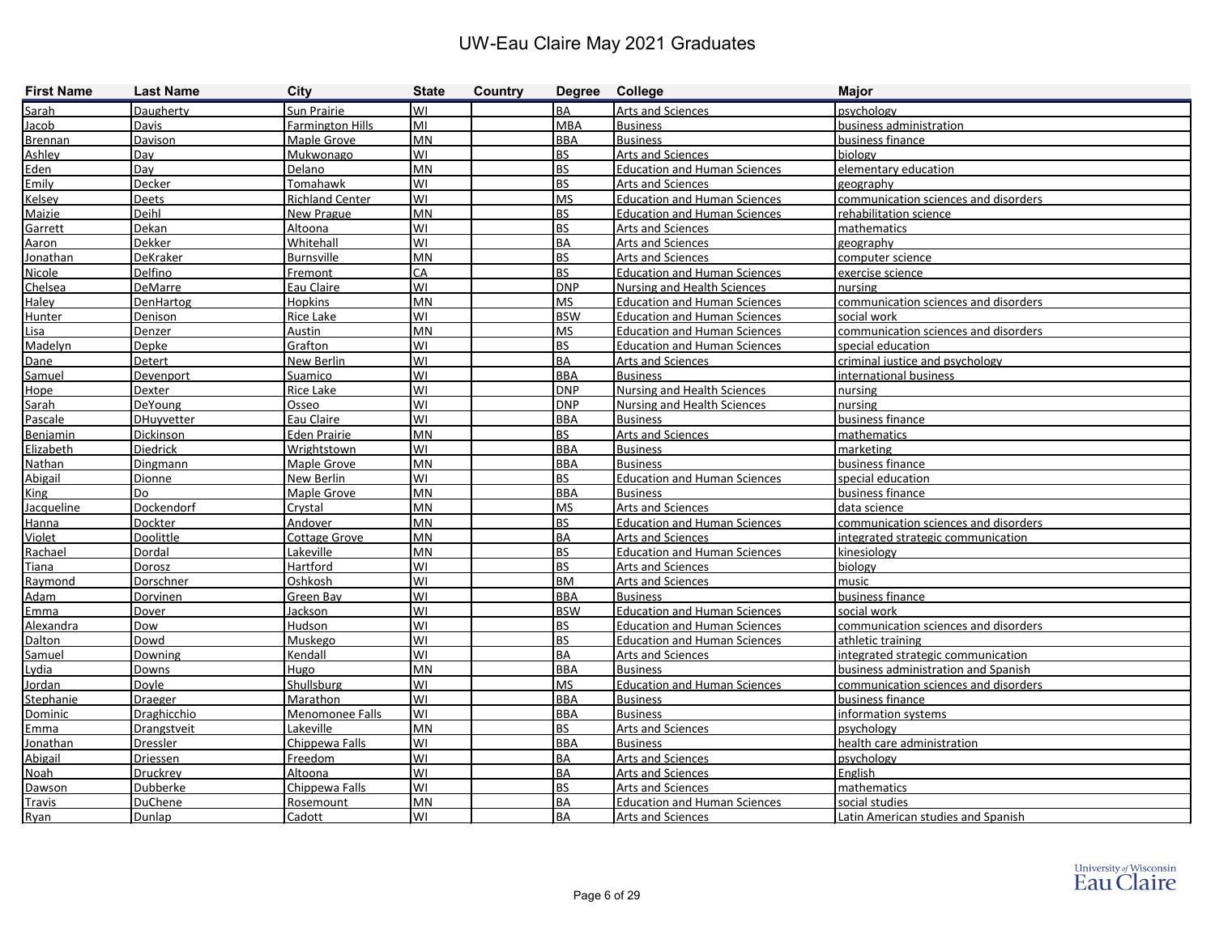# UW-Eau Claire May 2021 Graduates

| First Name | Last Name | City | State | Country | Degree | College | Major |
|---|---|---|---|---|---|---|---|
| Sarah | Daugherty | Sun Prairie | WI | | BA | Arts and Sciences | psychology |
| Jacob | Davis | Farmington Hills | MI | | MBA | Business | business administration |
| Brennan | Davison | Maple Grove | MN | | BBA | Business | business finance |
| Ashley | Day | Mukwonago | WI | | BS | Arts and Sciences | biology |
| Eden | Day | Delano | MN | | BS | Education and Human Sciences | elementary education |
| Emily | Decker | Tomahawk | WI | | BS | Arts and Sciences | geography |
| Kelsey | Deets | Richland Center | WI | | MS | Education and Human Sciences | communication sciences and disorders |
| Maizie | Deihl | New Prague | MN | | BS | Education and Human Sciences | rehabilitation science |
| Garrett | Dekan | Altoona | WI | | BS | Arts and Sciences | mathematics |
| Aaron | Dekker | Whitehall | WI | | BA | Arts and Sciences | geography |
| Jonathan | DeKraker | Burnsville | MN | | BS | Arts and Sciences | computer science |
| Nicole | Delfino | Fremont | CA | | BS | Education and Human Sciences | exercise science |
| Chelsea | DeMarre | Eau Claire | WI | | DNP | Nursing and Health Sciences | nursing |
| Haley | DenHartog | Hopkins | MN | | MS | Education and Human Sciences | communication sciences and disorders |
| Hunter | Denison | Rice Lake | WI | | BSW | Education and Human Sciences | social work |
| Lisa | Denzer | Austin | MN | | MS | Education and Human Sciences | communication sciences and disorders |
| Madelyn | Depke | Grafton | WI | | BS | Education and Human Sciences | special education |
| Dane | Detert | New Berlin | WI | | BA | Arts and Sciences | criminal justice and psychology |
| Samuel | Devenport | Suamico | WI | | BBA | Business | international business |
| Hope | Dexter | Rice Lake | WI | | DNP | Nursing and Health Sciences | nursing |
| Sarah | DeYoung | Osseo | WI | | DNP | Nursing and Health Sciences | nursing |
| Pascale | DHuyvetter | Eau Claire | WI | | BBA | Business | business finance |
| Benjamin | Dickinson | Eden Prairie | MN | | BS | Arts and Sciences | mathematics |
| Elizabeth | Diedrick | Wrightstown | WI | | BBA | Business | marketing |
| Nathan | Dingmann | Maple Grove | MN | | BBA | Business | business finance |
| Abigail | Dionne | New Berlin | WI | | BS | Education and Human Sciences | special education |
| King | Do | Maple Grove | MN | | BBA | Business | business finance |
| Jacqueline | Dockendorf | Crystal | MN | | MS | Arts and Sciences | data science |
| Hanna | Dockter | Andover | MN | | BS | Education and Human Sciences | communication sciences and disorders |
| Violet | Doolittle | Cottage Grove | MN | | BA | Arts and Sciences | integrated strategic communication |
| Rachael | Dordal | Lakeville | MN | | BS | Education and Human Sciences | kinesiology |
| Tiana | Dorosz | Hartford | WI | | BS | Arts and Sciences | biology |
| Raymond | Dorschner | Oshkosh | WI | | BM | Arts and Sciences | music |
| Adam | Dorvinen | Green Bay | WI | | BBA | Business | business finance |
| Emma | Dover | Jackson | WI | | BSW | Education and Human Sciences | social work |
| Alexandra | Dow | Hudson | WI | | BS | Education and Human Sciences | communication sciences and disorders |
| Dalton | Dowd | Muskego | WI | | BS | Education and Human Sciences | athletic training |
| Samuel | Downing | Kendall | WI | | BA | Arts and Sciences | integrated strategic communication |
| Lydia | Downs | Hugo | MN | | BBA | Business | business administration and Spanish |
| Jordan | Doyle | Shullsburg | WI | | MS | Education and Human Sciences | communication sciences and disorders |
| Stephanie | Draeger | Marathon | WI | | BBA | Business | business finance |
| Dominic | Draghicchio | Menomonee Falls | WI | | BBA | Business | information systems |
| Emma | Drangstveit | Lakeville | MN | | BS | Arts and Sciences | psychology |
| Jonathan | Dressler | Chippewa Falls | WI | | BBA | Business | health care administration |
| Abigail | Driessen | Freedom | WI | | BA | Arts and Sciences | psychology |
| Noah | Druckrey | Altoona | WI | | BA | Arts and Sciences | English |
| Dawson | Dubberke | Chippewa Falls | WI | | BS | Arts and Sciences | mathematics |
| Travis | DuChene | Rosemount | MN | | BA | Education and Human Sciences | social studies |
| Ryan | Dunlap | Cadott | WI | | BA | Arts and Sciences | Latin American studies and Spanish |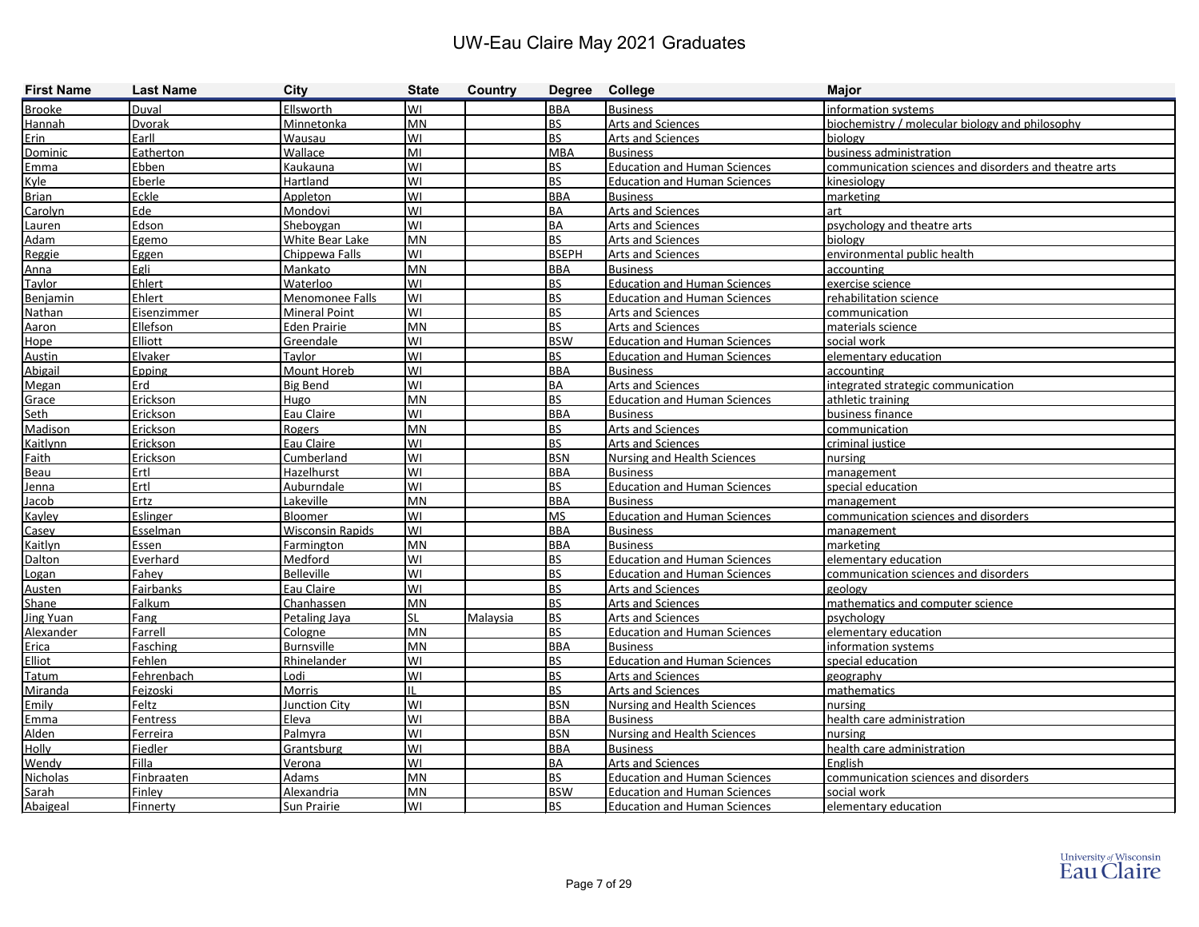# UW-Eau Claire May 2021 Graduates

| First Name | Last Name | City | State | Country | Degree | College | Major |
|---|---|---|---|---|---|---|---|
| Brooke | Duval | Ellsworth | WI | | BBA | Business | information systems |
| Hannah | Dvorak | Minnetonka | MN | | BS | Arts and Sciences | biochemistry / molecular biology and philosophy |
| Erin | Earll | Wausau | WI | | BS | Arts and Sciences | biology |
| Dominic | Eatherton | Wallace | MI | | MBA | Business | business administration |
| Emma | Ebben | Kaukauna | WI | | BS | Education and Human Sciences | communication sciences and disorders and theatre arts |
| Kyle | Eberle | Hartland | WI | | BS | Education and Human Sciences | kinesiology |
| Brian | Eckle | Appleton | WI | | BBA | Business | marketing |
| Carolyn | Ede | Mondovi | WI | | BA | Arts and Sciences | art |
| Lauren | Edson | Sheboygan | WI | | BA | Arts and Sciences | psychology and theatre arts |
| Adam | Egemo | White Bear Lake | MN | | BS | Arts and Sciences | biology |
| Reggie | Eggen | Chippewa Falls | WI | | BSEPH | Arts and Sciences | environmental public health |
| Anna | Egli | Mankato | MN | | BBA | Business | accounting |
| Taylor | Ehlert | Waterloo | WI | | BS | Education and Human Sciences | exercise science |
| Benjamin | Ehlert | Menomonee Falls | WI | | BS | Education and Human Sciences | rehabilitation science |
| Nathan | Eisenzimmer | Mineral Point | WI | | BS | Arts and Sciences | communication |
| Aaron | Ellefson | Eden Prairie | MN | | BS | Arts and Sciences | materials science |
| Hope | Elliott | Greendale | WI | | BSW | Education and Human Sciences | social work |
| Austin | Elvaker | Taylor | WI | | BS | Education and Human Sciences | elementary education |
| Abigail | Epping | Mount Horeb | WI | | BBA | Business | accounting |
| Megan | Erd | Big Bend | WI | | BA | Arts and Sciences | integrated strategic communication |
| Grace | Erickson | Hugo | MN | | BS | Education and Human Sciences | athletic training |
| Seth | Erickson | Eau Claire | WI | | BBA | Business | business finance |
| Madison | Erickson | Rogers | MN | | BS | Arts and Sciences | communication |
| Kaitlynn | Erickson | Eau Claire | WI | | BS | Arts and Sciences | criminal justice |
| Faith | Erickson | Cumberland | WI | | BSN | Nursing and Health Sciences | nursing |
| Beau | Ertl | Hazelhurst | WI | | BBA | Business | management |
| Jenna | Ertl | Auburndale | WI | | BS | Education and Human Sciences | special education |
| Jacob | Ertz | Lakeville | MN | | BBA | Business | management |
| Kayley | Eslinger | Bloomer | WI | | MS | Education and Human Sciences | communication sciences and disorders |
| Casey | Esselman | Wisconsin Rapids | WI | | BBA | Business | management |
| Kaitlyn | Essen | Farmington | MN | | BBA | Business | marketing |
| Dalton | Everhard | Medford | WI | | BS | Education and Human Sciences | elementary education |
| Logan | Fahey | Belleville | WI | | BS | Education and Human Sciences | communication sciences and disorders |
| Austen | Fairbanks | Eau Claire | WI | | BS | Arts and Sciences | geology |
| Shane | Falkum | Chanhassen | MN | | BS | Arts and Sciences | mathematics and computer science |
| Jing Yuan | Fang | Petaling Jaya | SL | Malaysia | BS | Arts and Sciences | psychology |
| Alexander | Farrell | Cologne | MN | | BS | Education and Human Sciences | elementary education |
| Erica | Fasching | Burnsville | MN | | BBA | Business | information systems |
| Elliot | Fehlen | Rhinelander | WI | | BS | Education and Human Sciences | special education |
| Tatum | Fehrenbach | Lodi | WI | | BS | Arts and Sciences | geography |
| Miranda | Fejzoski | Morris | IL | | BS | Arts and Sciences | mathematics |
| Emily | Feltz | Junction City | WI | | BSN | Nursing and Health Sciences | nursing |
| Emma | Fentress | Eleva | WI | | BBA | Business | health care administration |
| Alden | Ferreira | Palmyra | WI | | BSN | Nursing and Health Sciences | nursing |
| Holly | Fiedler | Grantsburg | WI | | BBA | Business | health care administration |
| Wendy | Filla | Verona | WI | | BA | Arts and Sciences | English |
| Nicholas | Finbraaten | Adams | MN | | BS | Education and Human Sciences | communication sciences and disorders |
| Sarah | Finley | Alexandria | MN | | BSW | Education and Human Sciences | social work |
| Abaigeal | Finnerty | Sun Prairie | WI | | BS | Education and Human Sciences | elementary education |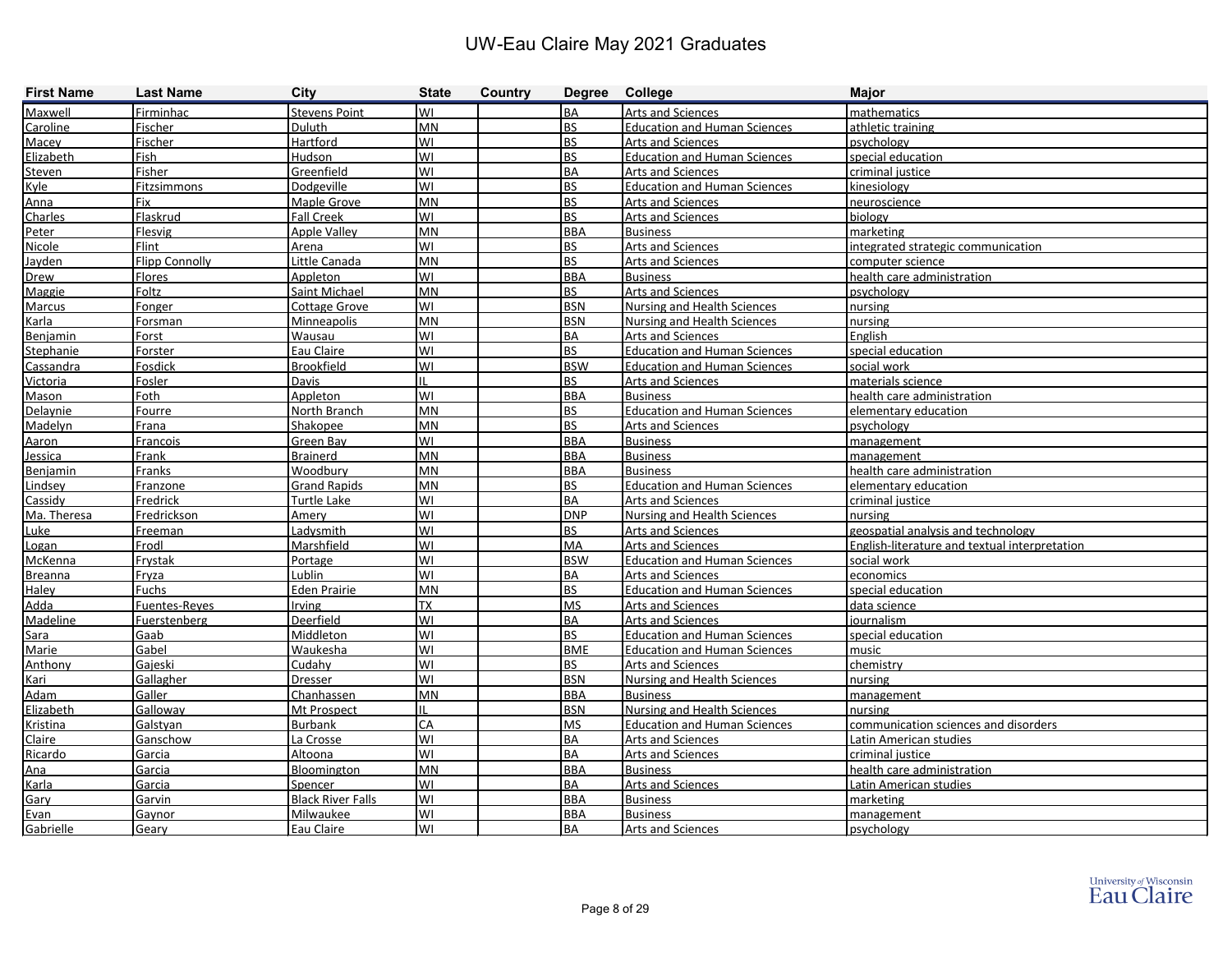# UW-Eau Claire May 2021 Graduates

| First Name | Last Name | City | State | Country | Degree | College | Major |
|---|---|---|---|---|---|---|---|
| Maxwell | Firminhac | Stevens Point | WI | | BA | Arts and Sciences | mathematics |
| Caroline | Fischer | Duluth | MN | | BS | Education and Human Sciences | athletic training |
| Macey | Fischer | Hartford | WI | | BS | Arts and Sciences | psychology |
| Elizabeth | Fish | Hudson | WI | | BS | Education and Human Sciences | special education |
| Steven | Fisher | Greenfield | WI | | BA | Arts and Sciences | criminal justice |
| Kyle | Fitzsimmons | Dodgeville | WI | | BS | Education and Human Sciences | kinesiology |
| Anna | Fix | Maple Grove | MN | | BS | Arts and Sciences | neuroscience |
| Charles | Flaskrud | Fall Creek | WI | | BS | Arts and Sciences | biology |
| Peter | Flesvig | Apple Valley | MN | | BBA | Business | marketing |
| Nicole | Flint | Arena | WI | | BS | Arts and Sciences | integrated strategic communication |
| Jayden | Flipp Connolly | Little Canada | MN | | BS | Arts and Sciences | computer science |
| Drew | Flores | Appleton | WI | | BBA | Business | health care administration |
| Maggie | Foltz | Saint Michael | MN | | BS | Arts and Sciences | psychology |
| Marcus | Fonger | Cottage Grove | WI | | BSN | Nursing and Health Sciences | nursing |
| Karla | Forsman | Minneapolis | MN | | BSN | Nursing and Health Sciences | nursing |
| Benjamin | Forst | Wausau | WI | | BA | Arts and Sciences | English |
| Stephanie | Forster | Eau Claire | WI | | BS | Education and Human Sciences | special education |
| Cassandra | Fosdick | Brookfield | WI | | BSW | Education and Human Sciences | social work |
| Victoria | Fosler | Davis | IL | | BS | Arts and Sciences | materials science |
| Mason | Foth | Appleton | WI | | BBA | Business | health care administration |
| Delaynie | Fourre | North Branch | MN | | BS | Education and Human Sciences | elementary education |
| Madelyn | Frana | Shakopee | MN | | BS | Arts and Sciences | psychology |
| Aaron | Francois | Green Bay | WI | | BBA | Business | management |
| Jessica | Frank | Brainerd | MN | | BBA | Business | management |
| Benjamin | Franks | Woodbury | MN | | BBA | Business | health care administration |
| Lindsey | Franzone | Grand Rapids | MN | | BS | Education and Human Sciences | elementary education |
| Cassidy | Fredrick | Turtle Lake | WI | | BA | Arts and Sciences | criminal justice |
| Ma. Theresa | Fredrickson | Amery | WI | | DNP | Nursing and Health Sciences | nursing |
| Luke | Freeman | Ladysmith | WI | | BS | Arts and Sciences | geospatial analysis and technology |
| Logan | Frodl | Marshfield | WI | | MA | Arts and Sciences | English-literature and textual interpretation |
| McKenna | Frystak | Portage | WI | | BSW | Education and Human Sciences | social work |
| Breanna | Fryza | Lublin | WI | | BA | Arts and Sciences | economics |
| Haley | Fuchs | Eden Prairie | MN | | BS | Education and Human Sciences | special education |
| Adda | Fuentes-Reyes | Irving | TX | | MS | Arts and Sciences | data science |
| Madeline | Fuerstenberg | Deerfield | WI | | BA | Arts and Sciences | journalism |
| Sara | Gaab | Middleton | WI | | BS | Education and Human Sciences | special education |
| Marie | Gabel | Waukesha | WI | | BME | Education and Human Sciences | music |
| Anthony | Gajeski | Cudahy | WI | | BS | Arts and Sciences | chemistry |
| Kari | Gallagher | Dresser | WI | | BSN | Nursing and Health Sciences | nursing |
| Adam | Galler | Chanhassen | MN | | BBA | Business | management |
| Elizabeth | Galloway | Mt Prospect | IL | | BSN | Nursing and Health Sciences | nursing |
| Kristina | Galstyan | Burbank | CA | | MS | Education and Human Sciences | communication sciences and disorders |
| Claire | Ganschow | La Crosse | WI | | BA | Arts and Sciences | Latin American studies |
| Ricardo | Garcia | Altoona | WI | | BA | Arts and Sciences | criminal justice |
| Ana | Garcia | Bloomington | MN | | BBA | Business | health care administration |
| Karla | Garcia | Spencer | WI | | BA | Arts and Sciences | Latin American studies |
| Gary | Garvin | Black River Falls | WI | | BBA | Business | marketing |
| Evan | Gaynor | Milwaukee | WI | | BBA | Business | management |
| Gabrielle | Geary | Eau Claire | WI | | BA | Arts and Sciences | psychology |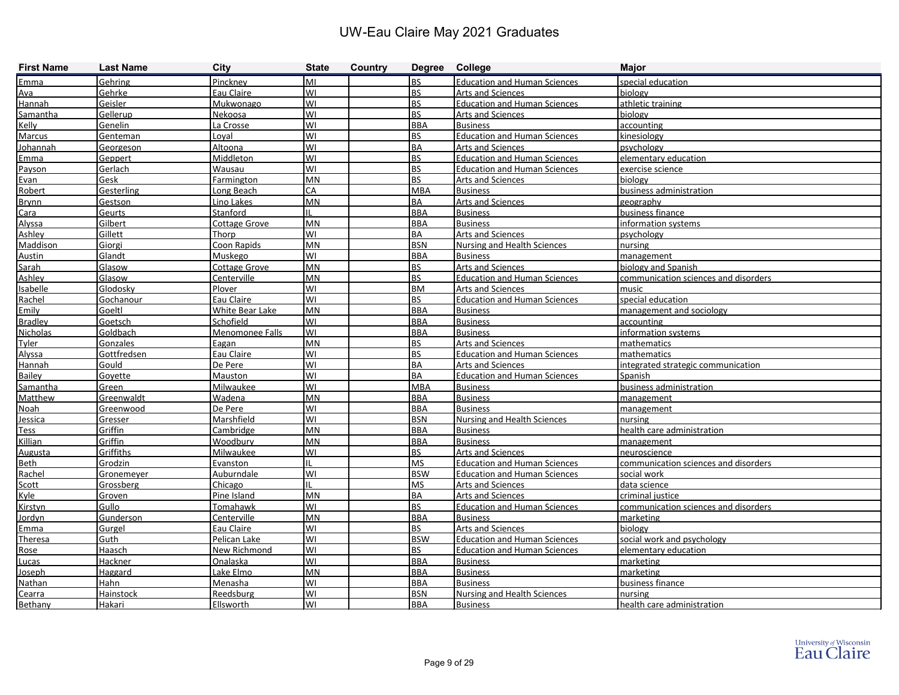# UW-Eau Claire May 2021 Graduates

| First Name | Last Name | City | State | Country | Degree | College | Major |
|---|---|---|---|---|---|---|---|
| Emma | Gehring | Pinckney | MI | | BS | Education and Human Sciences | special education |
| Ava | Gehrke | Eau Claire | WI | | BS | Arts and Sciences | biology |
| Hannah | Geisler | Mukwonago | WI | | BS | Education and Human Sciences | athletic training |
| Samantha | Gellerup | Nekoosa | WI | | BS | Arts and Sciences | biology |
| Kelly | Genelin | La Crosse | WI | | BBA | Business | accounting |
| Marcus | Genteman | Loyal | WI | | BS | Education and Human Sciences | kinesiology |
| Johannah | Georgeson | Altoona | WI | | BA | Arts and Sciences | psychology |
| Emma | Geppert | Middleton | WI | | BS | Education and Human Sciences | elementary education |
| Payson | Gerlach | Wausau | WI | | BS | Education and Human Sciences | exercise science |
| Evan | Gesk | Farmington | MN | | BS | Arts and Sciences | biology |
| Robert | Gesterling | Long Beach | CA | | MBA | Business | business administration |
| Brynn | Gestson | Lino Lakes | MN | | BA | Arts and Sciences | geography |
| Cara | Geurts | Stanford | IL | | BBA | Business | business finance |
| Alyssa | Gilbert | Cottage Grove | MN | | BBA | Business | information systems |
| Ashley | Gillett | Thorp | WI | | BA | Arts and Sciences | psychology |
| Maddison | Giorgi | Coon Rapids | MN | | BSN | Nursing and Health Sciences | nursing |
| Austin | Glandt | Muskego | WI | | BBA | Business | management |
| Sarah | Glasow | Cottage Grove | MN | | BS | Arts and Sciences | biology and Spanish |
| Ashley | Glasow | Centerville | MN | | BS | Education and Human Sciences | communication sciences and disorders |
| Isabelle | Glodosky | Plover | WI | | BM | Arts and Sciences | music |
| Rachel | Gochanour | Eau Claire | WI | | BS | Education and Human Sciences | special education |
| Emily | Goeltl | White Bear Lake | MN | | BBA | Business | management and sociology |
| Bradley | Goetsch | Schofield | WI | | BBA | Business | accounting |
| Nicholas | Goldbach | Menomonee Falls | WI | | BBA | Business | information systems |
| Tyler | Gonzales | Eagan | MN | | BS | Arts and Sciences | mathematics |
| Alyssa | Gottfredsen | Eau Claire | WI | | BS | Education and Human Sciences | mathematics |
| Hannah | Gould | De Pere | WI | | BA | Arts and Sciences | integrated strategic communication |
| Bailey | Goyette | Mauston | WI | | BA | Education and Human Sciences | Spanish |
| Samantha | Green | Milwaukee | WI | | MBA | Business | business administration |
| Matthew | Greenwaldt | Wadena | MN | | BBA | Business | management |
| Noah | Greenwood | De Pere | WI | | BBA | Business | management |
| Jessica | Gresser | Marshfield | WI | | BSN | Nursing and Health Sciences | nursing |
| Tess | Griffin | Cambridge | MN | | BBA | Business | health care administration |
| Killian | Griffin | Woodbury | MN | | BBA | Business | management |
| Augusta | Griffiths | Milwaukee | WI | | BS | Arts and Sciences | neuroscience |
| Beth | Grodzin | Evanston | IL | | MS | Education and Human Sciences | communication sciences and disorders |
| Rachel | Gronemeyer | Auburndale | WI | | BSW | Education and Human Sciences | social work |
| Scott | Grossberg | Chicago | IL | | MS | Arts and Sciences | data science |
| Kyle | Groven | Pine Island | MN | | BA | Arts and Sciences | criminal justice |
| Kirstyn | Gullo | Tomahawk | WI | | BS | Education and Human Sciences | communication sciences and disorders |
| Jordyn | Gunderson | Centerville | MN | | BBA | Business | marketing |
| Emma | Gurgel | Eau Claire | WI | | BS | Arts and Sciences | biology |
| Theresa | Guth | Pelican Lake | WI | | BSW | Education and Human Sciences | social work and psychology |
| Rose | Haasch | New Richmond | WI | | BS | Education and Human Sciences | elementary education |
| Lucas | Hackner | Onalaska | WI | | BBA | Business | marketing |
| Joseph | Haggard | Lake Elmo | MN | | BBA | Business | marketing |
| Nathan | Hahn | Menasha | WI | | BBA | Business | business finance |
| Cearra | Hainstock | Reedsburg | WI | | BSN | Nursing and Health Sciences | nursing |
| Bethany | Hakari | Ellsworth | WI | | BBA | Business | health care administration |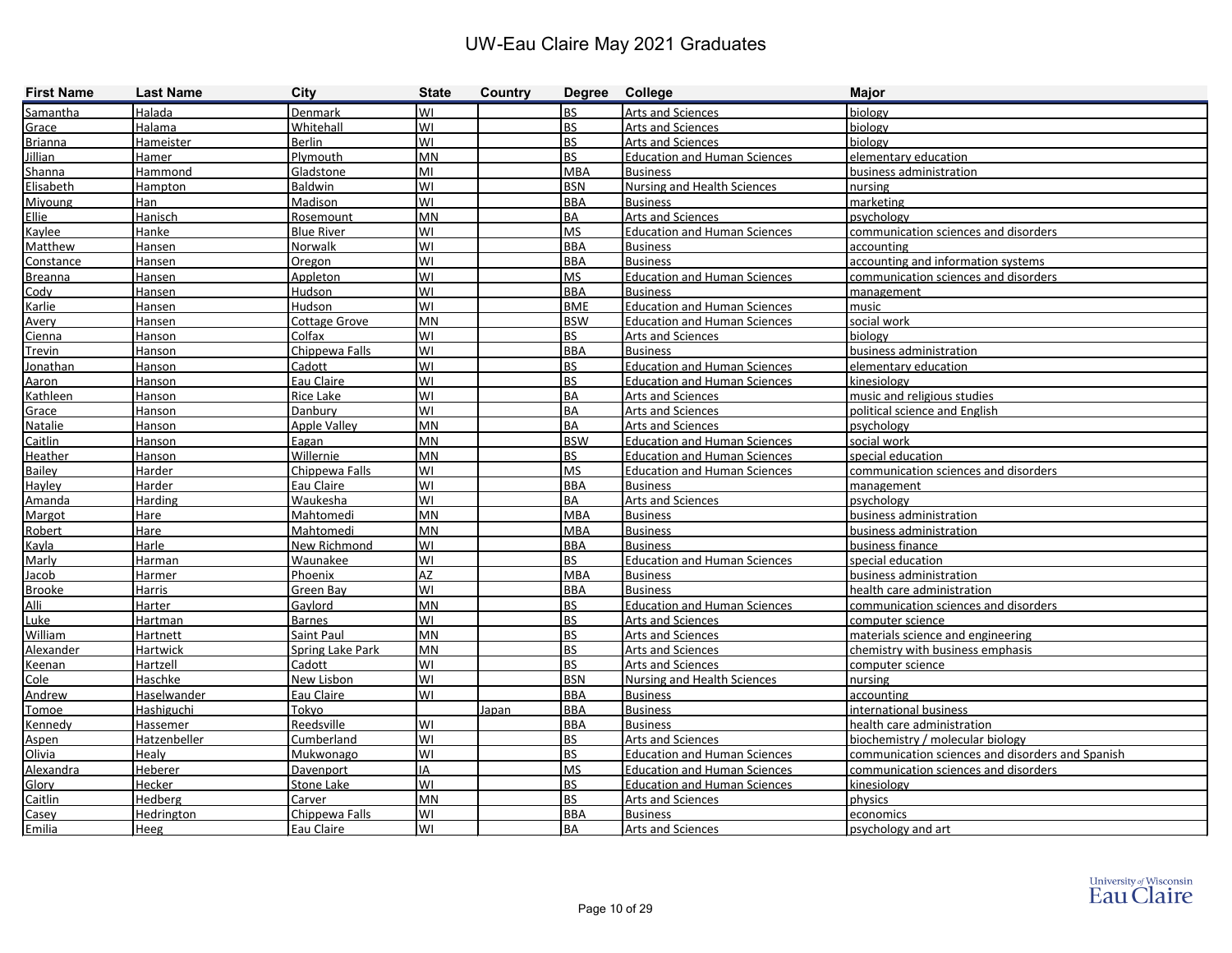# UW-Eau Claire May 2021 Graduates

| First Name | Last Name | City | State | Country | Degree | College | Major |
|---|---|---|---|---|---|---|---|
| Samantha | Halada | Denmark | WI | | BS | Arts and Sciences | biology |
| Grace | Halama | Whitehall | WI | | BS | Arts and Sciences | biology |
| Brianna | Hameister | Berlin | WI | | BS | Arts and Sciences | biology |
| Jillian | Hamer | Plymouth | MN | | BS | Education and Human Sciences | elementary education |
| Shanna | Hammond | Gladstone | MI | | MBA | Business | business administration |
| Elisabeth | Hampton | Baldwin | WI | | BSN | Nursing and Health Sciences | nursing |
| Miyoung | Han | Madison | WI | | BBA | Business | marketing |
| Ellie | Hanisch | Rosemount | MN | | BA | Arts and Sciences | psychology |
| Kaylee | Hanke | Blue River | WI | | MS | Education and Human Sciences | communication sciences and disorders |
| Matthew | Hansen | Norwalk | WI | | BBA | Business | accounting |
| Constance | Hansen | Oregon | WI | | BBA | Business | accounting and information systems |
| Breanna | Hansen | Appleton | WI | | MS | Education and Human Sciences | communication sciences and disorders |
| Cody | Hansen | Hudson | WI | | BBA | Business | management |
| Karlie | Hansen | Hudson | WI | | BME | Education and Human Sciences | music |
| Avery | Hansen | Cottage Grove | MN | | BSW | Education and Human Sciences | social work |
| Cienna | Hanson | Colfax | WI | | BS | Arts and Sciences | biology |
| Trevin | Hanson | Chippewa Falls | WI | | BBA | Business | business administration |
| Jonathan | Hanson | Cadott | WI | | BS | Education and Human Sciences | elementary education |
| Aaron | Hanson | Eau Claire | WI | | BS | Education and Human Sciences | kinesiology |
| Kathleen | Hanson | Rice Lake | WI | | BA | Arts and Sciences | music and religious studies |
| Grace | Hanson | Danbury | WI | | BA | Arts and Sciences | political science and English |
| Natalie | Hanson | Apple Valley | MN | | BA | Arts and Sciences | psychology |
| Caitlin | Hanson | Eagan | MN | | BSW | Education and Human Sciences | social work |
| Heather | Hanson | Willernie | MN | | BS | Education and Human Sciences | special education |
| Bailey | Harder | Chippewa Falls | WI | | MS | Education and Human Sciences | communication sciences and disorders |
| Hayley | Harder | Eau Claire | WI | | BBA | Business | management |
| Amanda | Harding | Waukesha | WI | | BA | Arts and Sciences | psychology |
| Margot | Hare | Mahtomedi | MN | | MBA | Business | business administration |
| Robert | Hare | Mahtomedi | MN | | MBA | Business | business administration |
| Kayla | Harle | New Richmond | WI | | BBA | Business | business finance |
| Marly | Harman | Waunakee | WI | | BS | Education and Human Sciences | special education |
| Jacob | Harmer | Phoenix | AZ | | MBA | Business | business administration |
| Brooke | Harris | Green Bay | WI | | BBA | Business | health care administration |
| Alli | Harter | Gaylord | MN | | BS | Education and Human Sciences | communication sciences and disorders |
| Luke | Hartman | Barnes | WI | | BS | Arts and Sciences | computer science |
| William | Hartnett | Saint Paul | MN | | BS | Arts and Sciences | materials science and engineering |
| Alexander | Hartwick | Spring Lake Park | MN | | BS | Arts and Sciences | chemistry with business emphasis |
| Keenan | Hartzell | Cadott | WI | | BS | Arts and Sciences | computer science |
| Cole | Haschke | New Lisbon | WI | | BSN | Nursing and Health Sciences | nursing |
| Andrew | Haselwander | Eau Claire | WI | | BBA | Business | accounting |
| Tomoe | Hashiguchi | Tokyo | | Japan | BBA | Business | international business |
| Kennedy | Hassemer | Reedsville | WI | | BBA | Business | health care administration |
| Aspen | Hatzenbeller | Cumberland | WI | | BS | Arts and Sciences | biochemistry / molecular biology |
| Olivia | Healy | Mukwonago | WI | | BS | Education and Human Sciences | communication sciences and disorders and Spanish |
| Alexandra | Heberer | Davenport | IA | | MS | Education and Human Sciences | communication sciences and disorders |
| Glory | Hecker | Stone Lake | WI | | BS | Education and Human Sciences | kinesiology |
| Caitlin | Hedberg | Carver | MN | | BS | Arts and Sciences | physics |
| Casey | Hedrington | Chippewa Falls | WI | | BBA | Business | economics |
| Emilia | Heeg | Eau Claire | WI | | BA | Arts and Sciences | psychology and art |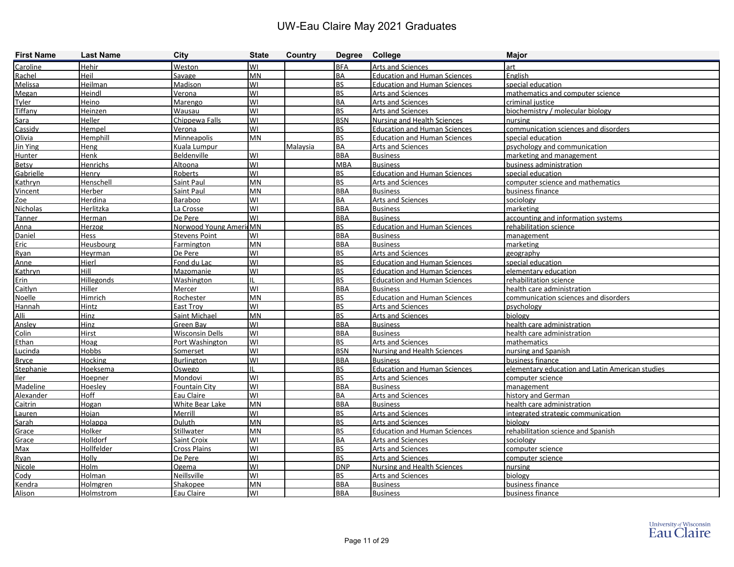# UW-Eau Claire May 2021 Graduates

| First Name | Last Name | City | State | Country | Degree | College | Major |
|---|---|---|---|---|---|---|---|
| Caroline | Hehir | Weston | WI | | BFA | Arts and Sciences | art |
| Rachel | Heil | Savage | MN | | BA | Education and Human Sciences | English |
| Melissa | Heilman | Madison | WI | | BS | Education and Human Sciences | special education |
| Megan | Heindl | Verona | WI | | BS | Arts and Sciences | mathematics and computer science |
| Tyler | Heino | Marengo | WI | | BA | Arts and Sciences | criminal justice |
| Tiffany | Heinzen | Wausau | WI | | BS | Arts and Sciences | biochemistry / molecular biology |
| Sara | Heller | Chippewa Falls | WI | | BSN | Nursing and Health Sciences | nursing |
| Cassidy | Hempel | Verona | WI | | BS | Education and Human Sciences | communication sciences and disorders |
| Olivia | Hemphill | Minneapolis | MN | | BS | Education and Human Sciences | special education |
| Jin Ying | Heng | Kuala Lumpur | | Malaysia | BA | Arts and Sciences | psychology and communication |
| Hunter | Henk | Beldenville | WI | | BBA | Business | marketing and management |
| Betsy | Henrichs | Altoona | WI | | MBA | Business | business administration |
| Gabrielle | Henry | Roberts | WI | | BS | Education and Human Sciences | special education |
| Kathryn | Henschell | Saint Paul | MN | | BS | Arts and Sciences | computer science and mathematics |
| Vincent | Herber | Saint Paul | MN | | BBA | Business | business finance |
| Zoe | Herdina | Baraboo | WI | | BA | Arts and Sciences | sociology |
| Nicholas | Herlitzka | La Crosse | WI | | BBA | Business | marketing |
| Tanner | Herman | De Pere | WI | | BBA | Business | accounting and information systems |
| Anna | Herzog | Norwood Young Ameri | MN | | BS | Education and Human Sciences | rehabilitation science |
| Daniel | Hess | Stevens Point | WI | | BBA | Business | management |
| Eric | Heusbourg | Farmington | MN | | BBA | Business | marketing |
| Ryan | Heyrman | De Pere | WI | | BS | Arts and Sciences | geography |
| Anne | Hierl | Fond du Lac | WI | | BS | Education and Human Sciences | special education |
| Kathryn | Hill | Mazomanie | WI | | BS | Education and Human Sciences | elementary education |
| Erin | Hillegonds | Washington | IL | | BS | Education and Human Sciences | rehabilitation science |
| Caitlyn | Hiller | Mercer | WI | | BBA | Business | health care administration |
| Noelle | Himrich | Rochester | MN | | BS | Education and Human Sciences | communication sciences and disorders |
| Hannah | Hintz | East Troy | WI | | BS | Arts and Sciences | psychology |
| Alli | Hinz | Saint Michael | MN | | BS | Arts and Sciences | biology |
| Ansley | Hinz | Green Bay | WI | | BBA | Business | health care administration |
| Colin | Hirst | Wisconsin Dells | WI | | BBA | Business | health care administration |
| Ethan | Hoag | Port Washington | WI | | BS | Arts and Sciences | mathematics |
| Lucinda | Hobbs | Somerset | WI | | BSN | Nursing and Health Sciences | nursing and Spanish |
| Bryce | Hocking | Burlington | WI | | BBA | Business | business finance |
| Stephanie | Hoeksema | Oswego | IL | | BS | Education and Human Sciences | elementary education and Latin American studies |
| Iler | Hoepner | Mondovi | WI | | BS | Arts and Sciences | computer science |
| Madeline | Hoesley | Fountain City | WI | | BBA | Business | management |
| Alexander | Hoff | Eau Claire | WI | | BA | Arts and Sciences | history and German |
| Caitrin | Hogan | White Bear Lake | MN | | BBA | Business | health care administration |
| Lauren | Hojan | Merrill | WI | | BS | Arts and Sciences | integrated strategic communication |
| Sarah | Holappa | Duluth | MN | | BS | Arts and Sciences | biology |
| Grace | Holker | Stillwater | MN | | BS | Education and Human Sciences | rehabilitation science and Spanish |
| Grace | Holldorf | Saint Croix | WI | | BA | Arts and Sciences | sociology |
| Max | Hollfelder | Cross Plains | WI | | BS | Arts and Sciences | computer science |
| Ryan | Holly | De Pere | WI | | BS | Arts and Sciences | computer science |
| Nicole | Holm | Ogema | WI | | DNP | Nursing and Health Sciences | nursing |
| Cody | Holman | Neillsville | WI | | BS | Arts and Sciences | biology |
| Kendra | Holmgren | Shakopee | MN | | BBA | Business | business finance |
| Alison | Holmstrom | Eau Claire | WI | | BBA | Business | business finance |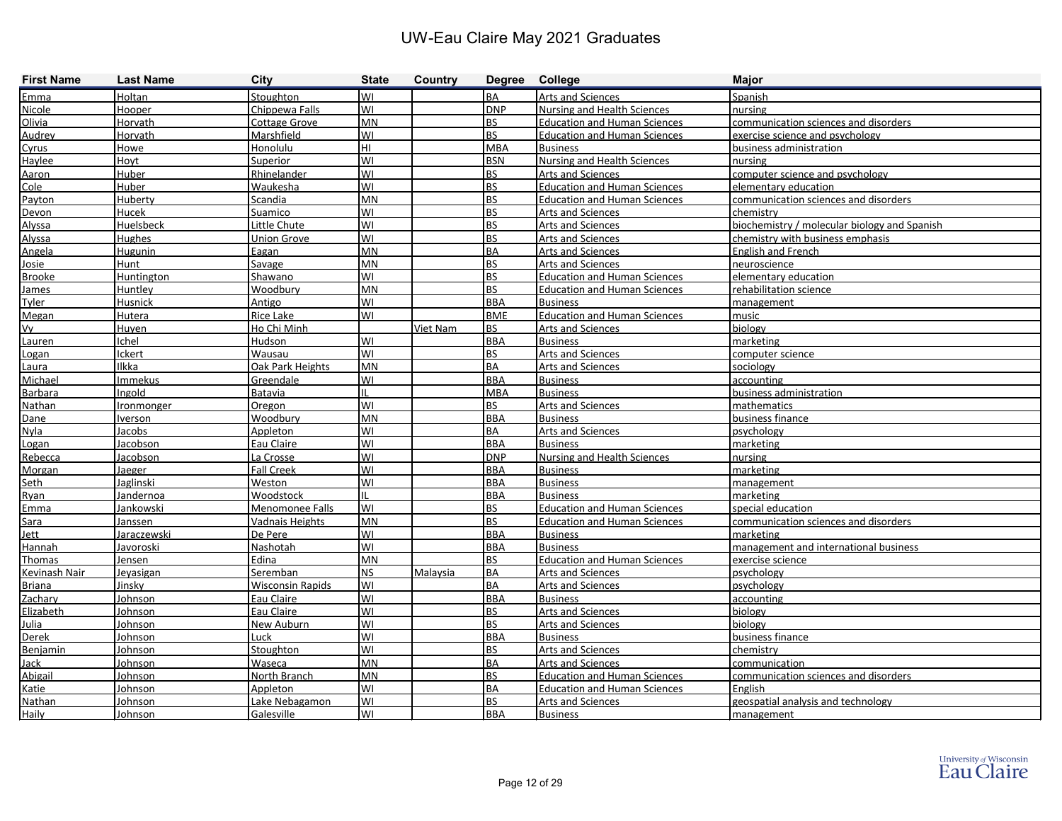# UW-Eau Claire May 2021 Graduates

| First Name | Last Name | City | State | Country | Degree | College | Major |
|---|---|---|---|---|---|---|---|
| Emma | Holtan | Stoughton | WI | | BA | Arts and Sciences | Spanish |
| Nicole | Hooper | Chippewa Falls | WI | | DNP | Nursing and Health Sciences | nursing |
| Olivia | Horvath | Cottage Grove | MN | | BS | Education and Human Sciences | communication sciences and disorders |
| Audrey | Horvath | Marshfield | WI | | BS | Education and Human Sciences | exercise science and psychology |
| Cyrus | Howe | Honolulu | HI | | MBA | Business | business administration |
| Haylee | Hoyt | Superior | WI | | BSN | Nursing and Health Sciences | nursing |
| Aaron | Huber | Rhinelander | WI | | BS | Arts and Sciences | computer science and psychology |
| Cole | Huber | Waukesha | WI | | BS | Education and Human Sciences | elementary education |
| Payton | Huberty | Scandia | MN | | BS | Education and Human Sciences | communication sciences and disorders |
| Devon | Hucek | Suamico | WI | | BS | Arts and Sciences | chemistry |
| Alyssa | Huelsbeck | Little Chute | WI | | BS | Arts and Sciences | biochemistry / molecular biology and Spanish |
| Alyssa | Hughes | Union Grove | WI | | BS | Arts and Sciences | chemistry with business emphasis |
| Angela | Hugunin | Eagan | MN | | BA | Arts and Sciences | English and French |
| Josie | Hunt | Savage | MN | | BS | Arts and Sciences | neuroscience |
| Brooke | Huntington | Shawano | WI | | BS | Education and Human Sciences | elementary education |
| James | Huntley | Woodbury | MN | | BS | Education and Human Sciences | rehabilitation science |
| Tyler | Husnick | Antigo | WI | | BBA | Business | management |
| Megan | Hutera | Rice Lake | WI | | BME | Education and Human Sciences | music |
| Vy | Huyen | Ho Chi Minh | | Viet Nam | BS | Arts and Sciences | biology |
| Lauren | Ichel | Hudson | WI | | BBA | Business | marketing |
| Logan | Ickert | Wausau | WI | | BS | Arts and Sciences | computer science |
| Laura | Ilkka | Oak Park Heights | MN | | BA | Arts and Sciences | sociology |
| Michael | Immekus | Greendale | WI | | BBA | Business | accounting |
| Barbara | Ingold | Batavia | IL | | MBA | Business | business administration |
| Nathan | Ironmonger | Oregon | WI | | BS | Arts and Sciences | mathematics |
| Dane | Iverson | Woodbury | MN | | BBA | Business | business finance |
| Nyla | Jacobs | Appleton | WI | | BA | Arts and Sciences | psychology |
| Logan | Jacobson | Eau Claire | WI | | BBA | Business | marketing |
| Rebecca | Jacobson | La Crosse | WI | | DNP | Nursing and Health Sciences | nursing |
| Morgan | Jaeger | Fall Creek | WI | | BBA | Business | marketing |
| Seth | Jaglinski | Weston | WI | | BBA | Business | management |
| Ryan | Jandernoa | Woodstock | IL | | BBA | Business | marketing |
| Emma | Jankowski | Menomonee Falls | WI | | BS | Education and Human Sciences | special education |
| Sara | Janssen | Vadnais Heights | MN | | BS | Education and Human Sciences | communication sciences and disorders |
| Jett | Jaraczewski | De Pere | WI | | BBA | Business | marketing |
| Hannah | Javoroski | Nashotah | WI | | BBA | Business | management and international business |
| Thomas | Jensen | Edina | MN | | BS | Education and Human Sciences | exercise science |
| Kevinash Nair | Jeyasigan | Seremban | NS | Malaysia | BA | Arts and Sciences | psychology |
| Briana | Jinsky | Wisconsin Rapids | WI | | BA | Arts and Sciences | psychology |
| Zachary | Johnson | Eau Claire | WI | | BBA | Business | accounting |
| Elizabeth | Johnson | Eau Claire | WI | | BS | Arts and Sciences | biology |
| Julia | Johnson | New Auburn | WI | | BS | Arts and Sciences | biology |
| Derek | Johnson | Luck | WI | | BBA | Business | business finance |
| Benjamin | Johnson | Stoughton | WI | | BS | Arts and Sciences | chemistry |
| Jack | Johnson | Waseca | MN | | BA | Arts and Sciences | communication |
| Abigail | Johnson | North Branch | MN | | BS | Education and Human Sciences | communication sciences and disorders |
| Katie | Johnson | Appleton | WI | | BA | Education and Human Sciences | English |
| Nathan | Johnson | Lake Nebagamon | WI | | BS | Arts and Sciences | geospatial analysis and technology |
| Haily | Johnson | Galesville | WI | | BBA | Business | management |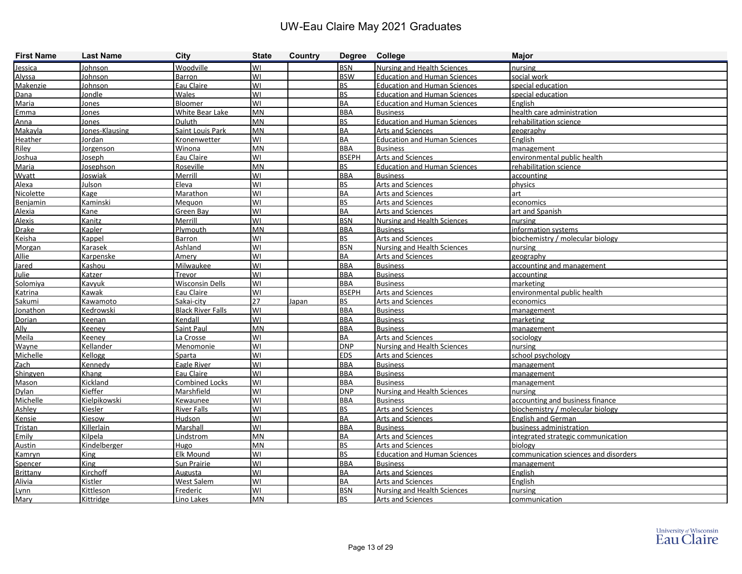# UW-Eau Claire May 2021 Graduates

| First Name | Last Name | City | State | Country | Degree | College | Major |
|---|---|---|---|---|---|---|---|
| Jessica | Johnson | Woodville | WI | | BSN | Nursing and Health Sciences | nursing |
| Alyssa | Johnson | Barron | WI | | BSW | Education and Human Sciences | social work |
| Makenzie | Johnson | Eau Claire | WI | | BS | Education and Human Sciences | special education |
| Dana | Jondle | Wales | WI | | BS | Education and Human Sciences | special education |
| Maria | Jones | Bloomer | WI | | BA | Education and Human Sciences | English |
| Emma | Jones | White Bear Lake | MN | | BBA | Business | health care administration |
| Anna | Jones | Duluth | MN | | BS | Education and Human Sciences | rehabilitation science |
| Makayla | Jones-Klausing | Saint Louis Park | MN | | BA | Arts and Sciences | geography |
| Heather | Jordan | Kronenwetter | WI | | BA | Education and Human Sciences | English |
| Riley | Jorgenson | Winona | MN | | BBA | Business | management |
| Joshua | Joseph | Eau Claire | WI | | BSEPH | Arts and Sciences | environmental public health |
| Maria | Josephson | Roseville | MN | | BS | Education and Human Sciences | rehabilitation science |
| Wyatt | Joswiak | Merrill | WI | | BBA | Business | accounting |
| Alexa | Julson | Eleva | WI | | BS | Arts and Sciences | physics |
| Nicolette | Kage | Marathon | WI | | BA | Arts and Sciences | art |
| Benjamin | Kaminski | Mequon | WI | | BS | Arts and Sciences | economics |
| Alexia | Kane | Green Bay | WI | | BA | Arts and Sciences | art and Spanish |
| Alexis | Kanitz | Merrill | WI | | BSN | Nursing and Health Sciences | nursing |
| Drake | Kapler | Plymouth | MN | | BBA | Business | information systems |
| Keisha | Kappel | Barron | WI | | BS | Arts and Sciences | biochemistry / molecular biology |
| Morgan | Karasek | Ashland | WI | | BSN | Nursing and Health Sciences | nursing |
| Allie | Karpenske | Amery | WI | | BA | Arts and Sciences | geography |
| Jared | Kashou | Milwaukee | WI | | BBA | Business | accounting and management |
| Julie | Katzer | Trevor | WI | | BBA | Business | accounting |
| Solomiya | Kavyuk | Wisconsin Dells | WI | | BBA | Business | marketing |
| Katrina | Kawak | Eau Claire | WI | | BSEPH | Arts and Sciences | environmental public health |
| Sakumi | Kawamoto | Sakai-city | 27 | Japan | BS | Arts and Sciences | economics |
| Jonathon | Kedrowski | Black River Falls | WI | | BBA | Business | management |
| Dorian | Keenan | Kendall | WI | | BBA | Business | marketing |
| Ally | Keeney | Saint Paul | MN | | BBA | Business | management |
| Meila | Keeney | La Crosse | WI | | BA | Arts and Sciences | sociology |
| Wayne | Kellander | Menomonie | WI | | DNP | Nursing and Health Sciences | nursing |
| Michelle | Kellogg | Sparta | WI | | EDS | Arts and Sciences | school psychology |
| Zach | Kennedy | Eagle River | WI | | BBA | Business | management |
| Shingyen | Khang | Eau Claire | WI | | BBA | Business | management |
| Mason | Kickland | Combined Locks | WI | | BBA | Business | management |
| Dylan | Kieffer | Marshfield | WI | | DNP | Nursing and Health Sciences | nursing |
| Michelle | Kielpikowski | Kewaunee | WI | | BBA | Business | accounting and business finance |
| Ashley | Kiesler | River Falls | WI | | BS | Arts and Sciences | biochemistry / molecular biology |
| Kensie | Kiesow | Hudson | WI | | BA | Arts and Sciences | English and German |
| Tristan | Killerlain | Marshall | WI | | BBA | Business | business administration |
| Emily | Kilpela | Lindstrom | MN | | BA | Arts and Sciences | integrated strategic communication |
| Austin | Kindelberger | Hugo | MN | | BS | Arts and Sciences | biology |
| Kamryn | King | Elk Mound | WI | | BS | Education and Human Sciences | communication sciences and disorders |
| Spencer | King | Sun Prairie | WI | | BBA | Business | management |
| Brittany | Kirchoff | Augusta | WI | | BA | Arts and Sciences | English |
| Alivia | Kistler | West Salem | WI | | BA | Arts and Sciences | English |
| Lynn | Kittleson | Frederic | WI | | BSN | Nursing and Health Sciences | nursing |
| Mary | Kittridge | Lino Lakes | MN | | BS | Arts and Sciences | communication |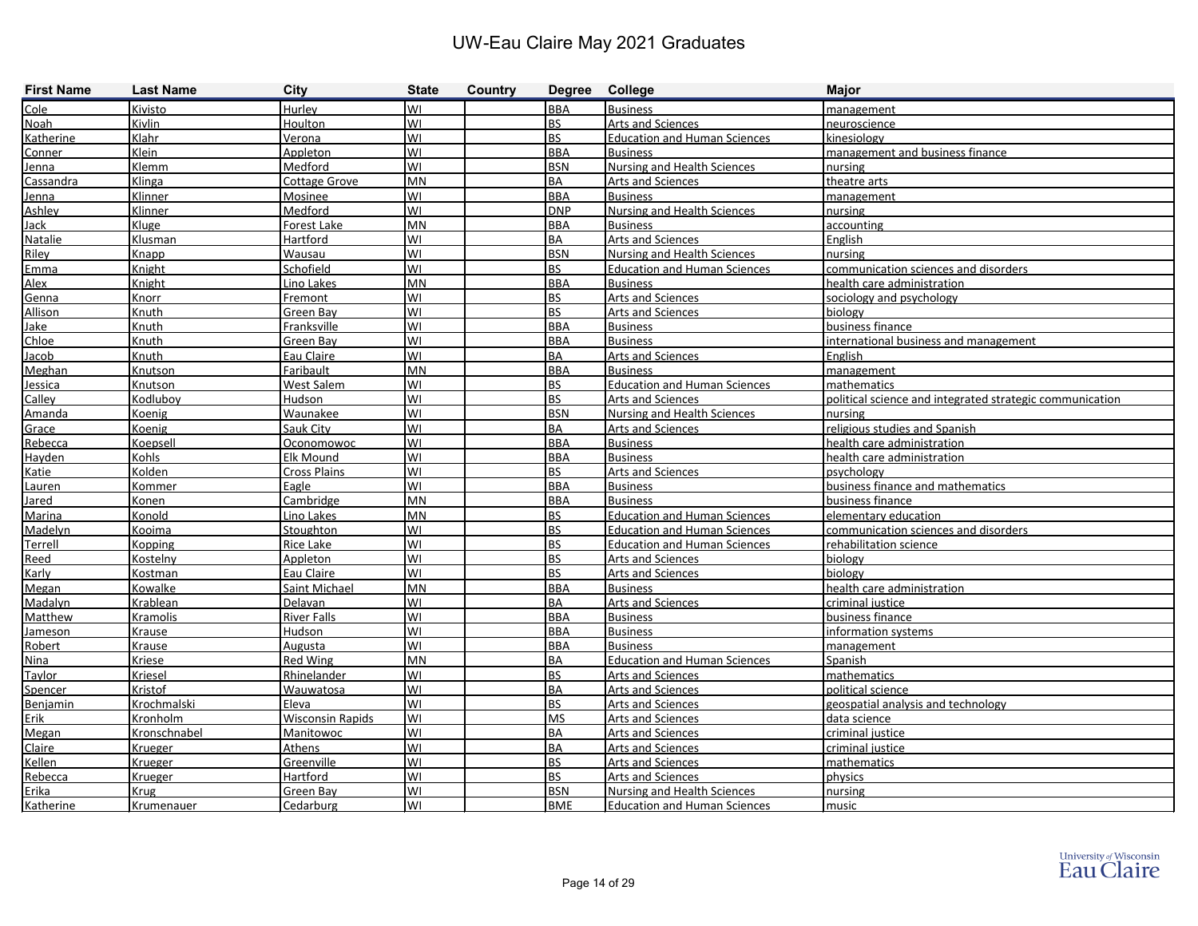# UW-Eau Claire May 2021 Graduates

| First Name | Last Name | City | State | Country | Degree | College | Major |
|---|---|---|---|---|---|---|---|
| Cole | Kivisto | Hurley | WI | | BBA | Business | management |
| Noah | Kivlin | Houlton | WI | | BS | Arts and Sciences | neuroscience |
| Katherine | Klahr | Verona | WI | | BS | Education and Human Sciences | kinesiology |
| Conner | Klein | Appleton | WI | | BBA | Business | management and business finance |
| Jenna | Klemm | Medford | WI | | BSN | Nursing and Health Sciences | nursing |
| Cassandra | Klinga | Cottage Grove | MN | | BA | Arts and Sciences | theatre arts |
| Jenna | Klinner | Mosinee | WI | | BBA | Business | management |
| Ashley | Klinner | Medford | WI | | DNP | Nursing and Health Sciences | nursing |
| Jack | Kluge | Forest Lake | MN | | BBA | Business | accounting |
| Natalie | Klusman | Hartford | WI | | BA | Arts and Sciences | English |
| Riley | Knapp | Wausau | WI | | BSN | Nursing and Health Sciences | nursing |
| Emma | Knight | Schofield | WI | | BS | Education and Human Sciences | communication sciences and disorders |
| Alex | Knight | Lino Lakes | MN | | BBA | Business | health care administration |
| Genna | Knorr | Fremont | WI | | BS | Arts and Sciences | sociology and psychology |
| Allison | Knuth | Green Bay | WI | | BS | Arts and Sciences | biology |
| Jake | Knuth | Franksville | WI | | BBA | Business | business finance |
| Chloe | Knuth | Green Bay | WI | | BBA | Business | international business and management |
| Jacob | Knuth | Eau Claire | WI | | BA | Arts and Sciences | English |
| Meghan | Knutson | Faribault | MN | | BBA | Business | management |
| Jessica | Knutson | West Salem | WI | | BS | Education and Human Sciences | mathematics |
| Calley | Kodluboy | Hudson | WI | | BS | Arts and Sciences | political science and integrated strategic communication |
| Amanda | Koenig | Waunakee | WI | | BSN | Nursing and Health Sciences | nursing |
| Grace | Koenig | Sauk City | WI | | BA | Arts and Sciences | religious studies and Spanish |
| Rebecca | Koepsell | Oconomowoc | WI | | BBA | Business | health care administration |
| Hayden | Kohls | Elk Mound | WI | | BBA | Business | health care administration |
| Katie | Kolden | Cross Plains | WI | | BS | Arts and Sciences | psychology |
| Lauren | Kommer | Eagle | WI | | BBA | Business | business finance and mathematics |
| Jared | Konen | Cambridge | MN | | BBA | Business | business finance |
| Marina | Konold | Lino Lakes | MN | | BS | Education and Human Sciences | elementary education |
| Madelyn | Kooima | Stoughton | WI | | BS | Education and Human Sciences | communication sciences and disorders |
| Terrell | Kopping | Rice Lake | WI | | BS | Education and Human Sciences | rehabilitation science |
| Reed | Kostelny | Appleton | WI | | BS | Arts and Sciences | biology |
| Karly | Kostman | Eau Claire | WI | | BS | Arts and Sciences | biology |
| Megan | Kowalke | Saint Michael | MN | | BBA | Business | health care administration |
| Madalyn | Krablean | Delavan | WI | | BA | Arts and Sciences | criminal justice |
| Matthew | Kramolis | River Falls | WI | | BBA | Business | business finance |
| Jameson | Krause | Hudson | WI | | BBA | Business | information systems |
| Robert | Krause | Augusta | WI | | BBA | Business | management |
| Nina | Kriese | Red Wing | MN | | BA | Education and Human Sciences | Spanish |
| Taylor | Kriesel | Rhinelander | WI | | BS | Arts and Sciences | mathematics |
| Spencer | Kristof | Wauwatosa | WI | | BA | Arts and Sciences | political science |
| Benjamin | Krochmalski | Eleva | WI | | BS | Arts and Sciences | geospatial analysis and technology |
| Erik | Kronholm | Wisconsin Rapids | WI | | MS | Arts and Sciences | data science |
| Megan | Kronschnabel | Manitowoc | WI | | BA | Arts and Sciences | criminal justice |
| Claire | Krueger | Athens | WI | | BA | Arts and Sciences | criminal justice |
| Kellen | Krueger | Greenville | WI | | BS | Arts and Sciences | mathematics |
| Rebecca | Krueger | Hartford | WI | | BS | Arts and Sciences | physics |
| Erika | Krug | Green Bay | WI | | BSN | Nursing and Health Sciences | nursing |
| Katherine | Krumenauer | Cedarburg | WI | | BME | Education and Human Sciences | music |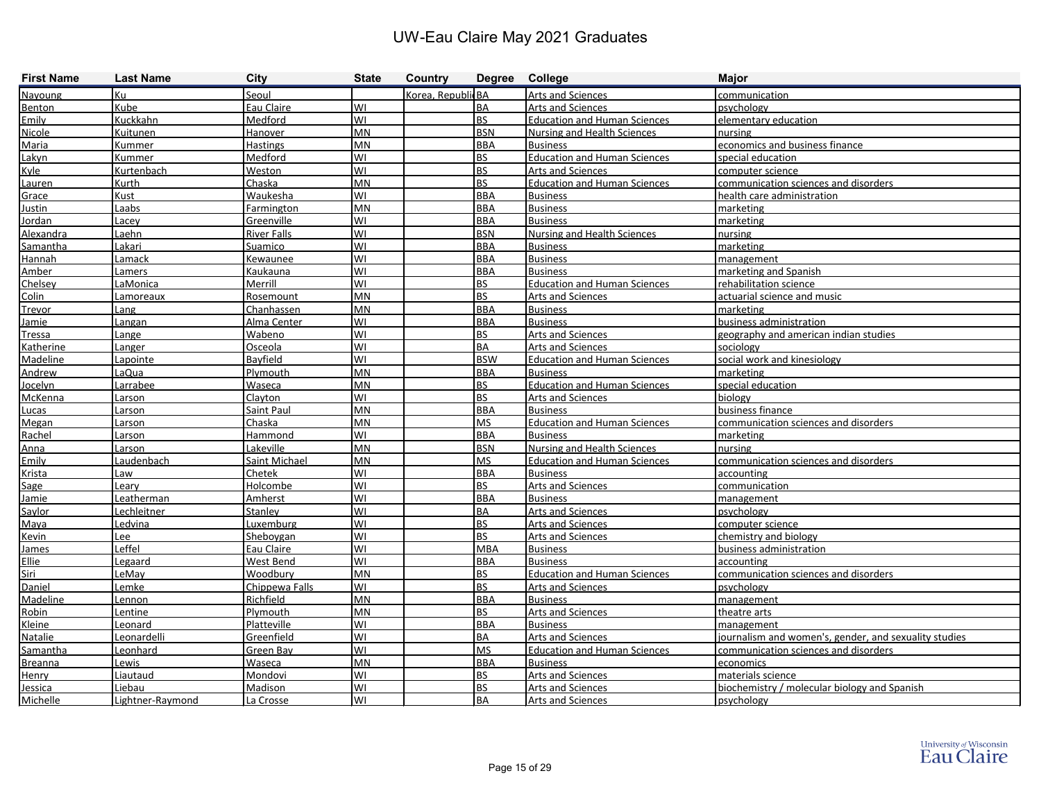# UW-Eau Claire May 2021 Graduates

| First Name | Last Name | City | State | Country | Degree | College | Major |
|---|---|---|---|---|---|---|---|
| Nayoung | Ku | Seoul | | Korea, Republic | BA | Arts and Sciences | communication |
| Benton | Kube | Eau Claire | WI | | BA | Arts and Sciences | psychology |
| Emily | Kuckkahn | Medford | WI | | BS | Education and Human Sciences | elementary education |
| Nicole | Kuitunen | Hanover | MN | | BSN | Nursing and Health Sciences | nursing |
| Maria | Kummer | Hastings | MN | | BBA | Business | economics and business finance |
| Lakyn | Kummer | Medford | WI | | BS | Education and Human Sciences | special education |
| Kyle | Kurtenbach | Weston | WI | | BS | Arts and Sciences | computer science |
| Lauren | Kurth | Chaska | MN | | BS | Education and Human Sciences | communication sciences and disorders |
| Grace | Kust | Waukesha | WI | | BBA | Business | health care administration |
| Justin | Laabs | Farmington | MN | | BBA | Business | marketing |
| Jordan | Lacey | Greenville | WI | | BBA | Business | marketing |
| Alexandra | Laehn | River Falls | WI | | BSN | Nursing and Health Sciences | nursing |
| Samantha | Lakari | Suamico | WI | | BBA | Business | marketing |
| Hannah | Lamack | Kewaunee | WI | | BBA | Business | management |
| Amber | Lamers | Kaukauna | WI | | BBA | Business | marketing and Spanish |
| Chelsey | LaMonica | Merrill | WI | | BS | Education and Human Sciences | rehabilitation science |
| Colin | Lamoreaux | Rosemount | MN | | BS | Arts and Sciences | actuarial science and music |
| Trevor | Lang | Chanhassen | MN | | BBA | Business | marketing |
| Jamie | Langan | Alma Center | WI | | BBA | Business | business administration |
| Tressa | Lange | Wabeno | WI | | BS | Arts and Sciences | geography and american indian studies |
| Katherine | Langer | Osceola | WI | | BA | Arts and Sciences | sociology |
| Madeline | Lapointe | Bayfield | WI | | BSW | Education and Human Sciences | social work and kinesiology |
| Andrew | LaQua | Plymouth | MN | | BBA | Business | marketing |
| Jocelyn | Larrabee | Waseca | MN | | BS | Education and Human Sciences | special education |
| McKenna | Larson | Clayton | WI | | BS | Arts and Sciences | biology |
| Lucas | Larson | Saint Paul | MN | | BBA | Business | business finance |
| Megan | Larson | Chaska | MN | | MS | Education and Human Sciences | communication sciences and disorders |
| Rachel | Larson | Hammond | WI | | BBA | Business | marketing |
| Anna | Larson | Lakeville | MN | | BSN | Nursing and Health Sciences | nursing |
| Emily | Laudenbach | Saint Michael | MN | | MS | Education and Human Sciences | communication sciences and disorders |
| Krista | Law | Chetek | WI | | BBA | Business | accounting |
| Sage | Leary | Holcombe | WI | | BS | Arts and Sciences | communication |
| Jamie | Leatherman | Amherst | WI | | BBA | Business | management |
| Saylor | Lechleitner | Stanley | WI | | BA | Arts and Sciences | psychology |
| Maya | Ledvina | Luxemburg | WI | | BS | Arts and Sciences | computer science |
| Kevin | Lee | Sheboygan | WI | | BS | Arts and Sciences | chemistry and biology |
| James | Leffel | Eau Claire | WI | | MBA | Business | business administration |
| Ellie | Legaard | West Bend | WI | | BBA | Business | accounting |
| Siri | LeMay | Woodbury | MN | | BS | Education and Human Sciences | communication sciences and disorders |
| Daniel | Lemke | Chippewa Falls | WI | | BS | Arts and Sciences | psychology |
| Madeline | Lennon | Richfield | MN | | BBA | Business | management |
| Robin | Lentine | Plymouth | MN | | BS | Arts and Sciences | theatre arts |
| Kleine | Leonard | Platteville | WI | | BBA | Business | management |
| Natalie | Leonardelli | Greenfield | WI | | BA | Arts and Sciences | journalism and women's, gender, and sexuality studies |
| Samantha | Leonhard | Green Bay | WI | | MS | Education and Human Sciences | communication sciences and disorders |
| Breanna | Lewis | Waseca | MN | | BBA | Business | economics |
| Henry | Liautaud | Mondovi | WI | | BS | Arts and Sciences | materials science |
| Jessica | Liebau | Madison | WI | | BS | Arts and Sciences | biochemistry / molecular biology and Spanish |
| Michelle | Lightner-Raymond | La Crosse | WI | | BA | Arts and Sciences | psychology |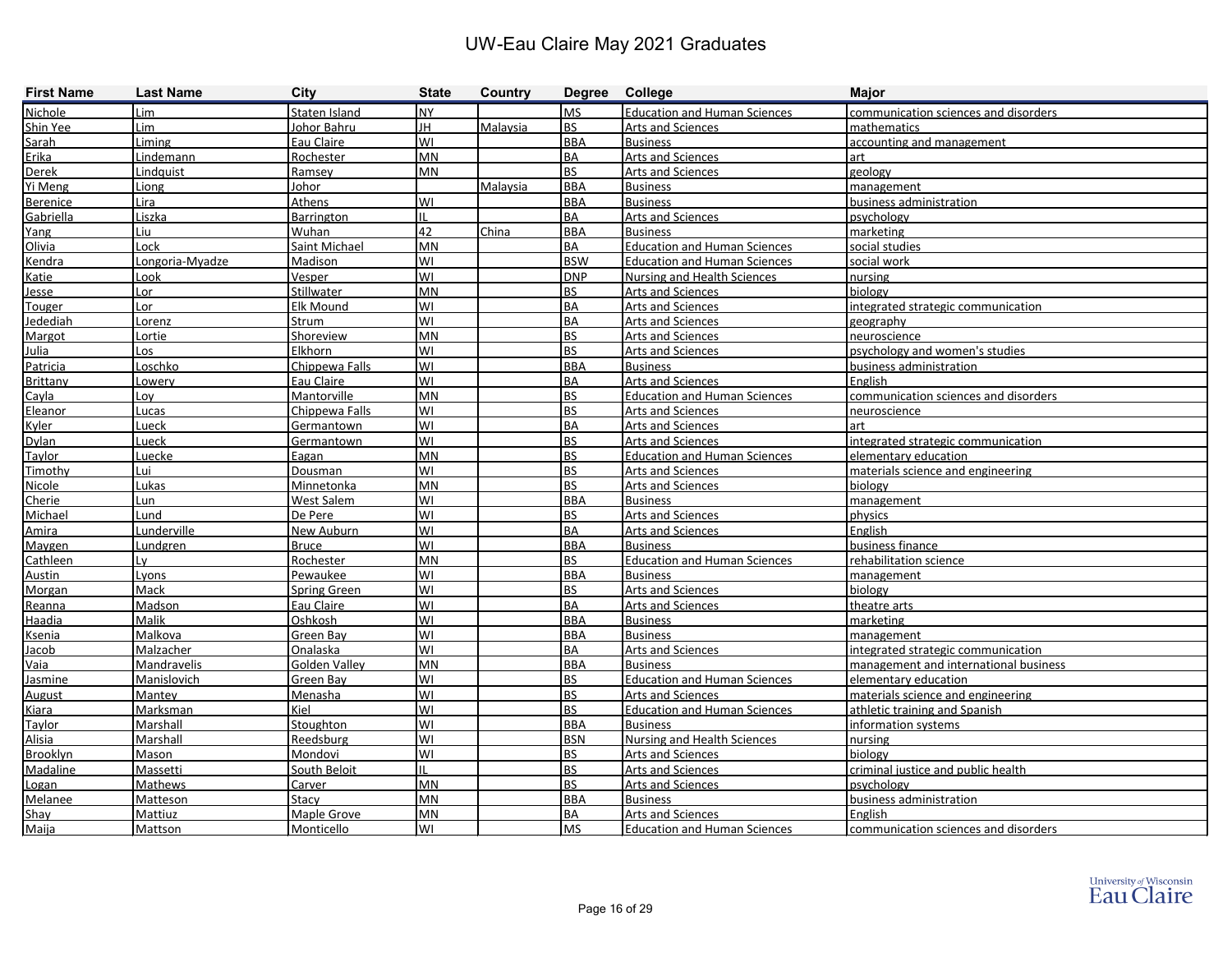# UW-Eau Claire May 2021 Graduates

| First Name | Last Name | City | State | Country | Degree | College | Major |
|---|---|---|---|---|---|---|---|
| Nichole | Lim | Staten Island | NY | | MS | Education and Human Sciences | communication sciences and disorders |
| Shin Yee | Lim | Johor Bahru | JH | Malaysia | BS | Arts and Sciences | mathematics |
| Sarah | Liming | Eau Claire | WI | | BBA | Business | accounting and management |
| Erika | Lindemann | Rochester | MN | | BA | Arts and Sciences | art |
| Derek | Lindquist | Ramsey | MN | | BS | Arts and Sciences | geology |
| Yi Meng | Liong | Johor | | Malaysia | BBA | Business | management |
| Berenice | Lira | Athens | WI | | BBA | Business | business administration |
| Gabriella | Liszka | Barrington | IL | | BA | Arts and Sciences | psychology |
| Yang | Liu | Wuhan | 42 | China | BBA | Business | marketing |
| Olivia | Lock | Saint Michael | MN | | BA | Education and Human Sciences | social studies |
| Kendra | Longoria-Myadze | Madison | WI | | BSW | Education and Human Sciences | social work |
| Katie | Look | Vesper | WI | | DNP | Nursing and Health Sciences | nursing |
| Jesse | Lor | Stillwater | MN | | BS | Arts and Sciences | biology |
| Touger | Lor | Elk Mound | WI | | BA | Arts and Sciences | integrated strategic communication |
| Jedediah | Lorenz | Strum | WI | | BA | Arts and Sciences | geography |
| Margot | Lortie | Shoreview | MN | | BS | Arts and Sciences | neuroscience |
| Julia | Los | Elkhorn | WI | | BS | Arts and Sciences | psychology and women's studies |
| Patricia | Loschko | Chippewa Falls | WI | | BBA | Business | business administration |
| Brittany | Lowery | Eau Claire | WI | | BA | Arts and Sciences | English |
| Cayla | Loy | Mantorville | MN | | BS | Education and Human Sciences | communication sciences and disorders |
| Eleanor | Lucas | Chippewa Falls | WI | | BS | Arts and Sciences | neuroscience |
| Kyler | Lueck | Germantown | WI | | BA | Arts and Sciences | art |
| Dylan | Lueck | Germantown | WI | | BS | Arts and Sciences | integrated strategic communication |
| Taylor | Luecke | Eagan | MN | | BS | Education and Human Sciences | elementary education |
| Timothy | Lui | Dousman | WI | | BS | Arts and Sciences | materials science and engineering |
| Nicole | Lukas | Minnetonka | MN | | BS | Arts and Sciences | biology |
| Cherie | Lun | West Salem | WI | | BBA | Business | management |
| Michael | Lund | De Pere | WI | | BS | Arts and Sciences | physics |
| Amira | Lunderville | New Auburn | WI | | BA | Arts and Sciences | English |
| Maygen | Lundgren | Bruce | WI | | BBA | Business | business finance |
| Cathleen | Ly | Rochester | MN | | BS | Education and Human Sciences | rehabilitation science |
| Austin | Lyons | Pewaukee | WI | | BBA | Business | management |
| Morgan | Mack | Spring Green | WI | | BS | Arts and Sciences | biology |
| Reanna | Madson | Eau Claire | WI | | BA | Arts and Sciences | theatre arts |
| Haadia | Malik | Oshkosh | WI | | BBA | Business | marketing |
| Ksenia | Malkova | Green Bay | WI | | BBA | Business | management |
| Jacob | Malzacher | Onalaska | WI | | BA | Arts and Sciences | integrated strategic communication |
| Vaia | Mandravelis | Golden Valley | MN | | BBA | Business | management and international business |
| Jasmine | Manislovich | Green Bay | WI | | BS | Education and Human Sciences | elementary education |
| August | Mantey | Menasha | WI | | BS | Arts and Sciences | materials science and engineering |
| Kiara | Marksman | Kiel | WI | | BS | Education and Human Sciences | athletic training and Spanish |
| Taylor | Marshall | Stoughton | WI | | BBA | Business | information systems |
| Alisia | Marshall | Reedsburg | WI | | BSN | Nursing and Health Sciences | nursing |
| Brooklyn | Mason | Mondovi | WI | | BS | Arts and Sciences | biology |
| Madaline | Massetti | South Beloit | IL | | BS | Arts and Sciences | criminal justice and public health |
| Logan | Mathews | Carver | MN | | BS | Arts and Sciences | psychology |
| Melanee | Matteson | Stacy | MN | | BBA | Business | business administration |
| Shay | Mattiuz | Maple Grove | MN | | BA | Arts and Sciences | English |
| Maija | Mattson | Monticello | WI | | MS | Education and Human Sciences | communication sciences and disorders |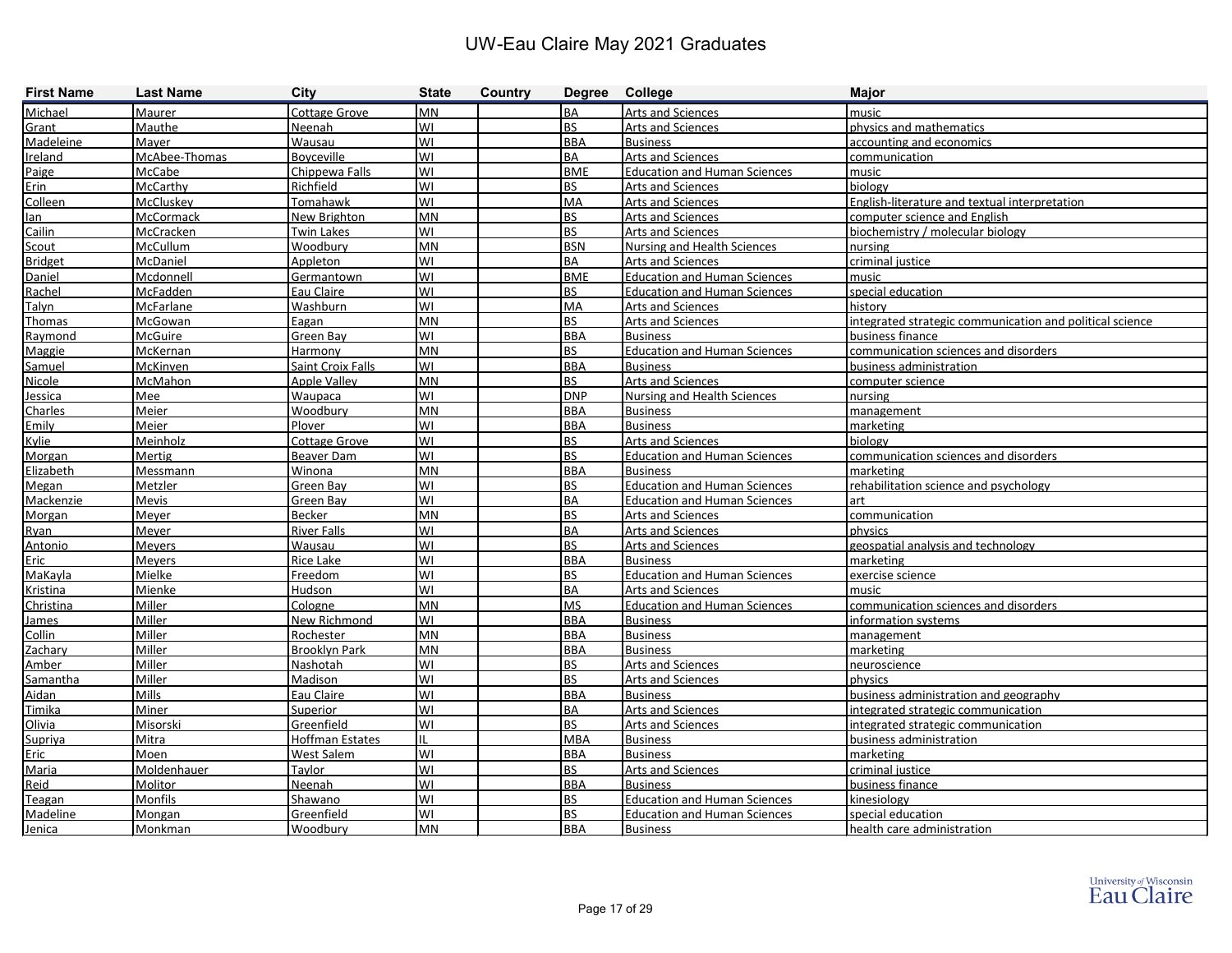# UW-Eau Claire May 2021 Graduates

| First Name | Last Name | City | State | Country | Degree | College | Major |
|---|---|---|---|---|---|---|---|
| Michael | Maurer | Cottage Grove | MN | | BA | Arts and Sciences | music |
| Grant | Mauthe | Neenah | WI | | BS | Arts and Sciences | physics and mathematics |
| Madeleine | Mayer | Wausau | WI | | BBA | Business | accounting and economics |
| Ireland | McAbee-Thomas | Boyceville | WI | | BA | Arts and Sciences | communication |
| Paige | McCabe | Chippewa Falls | WI | | BME | Education and Human Sciences | music |
| Erin | McCarthy | Richfield | WI | | BS | Arts and Sciences | biology |
| Colleen | McCluskey | Tomahawk | WI | | MA | Arts and Sciences | English-literature and textual interpretation |
| Ian | McCormack | New Brighton | MN | | BS | Arts and Sciences | computer science and English |
| Cailin | McCracken | Twin Lakes | WI | | BS | Arts and Sciences | biochemistry / molecular biology |
| Scout | McCullum | Woodbury | MN | | BSN | Nursing and Health Sciences | nursing |
| Bridget | McDaniel | Appleton | WI | | BA | Arts and Sciences | criminal justice |
| Daniel | Mcdonnell | Germantown | WI | | BME | Education and Human Sciences | music |
| Rachel | McFadden | Eau Claire | WI | | BS | Education and Human Sciences | special education |
| Talyn | McFarlane | Washburn | WI | | MA | Arts and Sciences | history |
| Thomas | McGowan | Eagan | MN | | BS | Arts and Sciences | integrated strategic communication and political science |
| Raymond | McGuire | Green Bay | WI | | BBA | Business | business finance |
| Maggie | McKernan | Harmony | MN | | BS | Education and Human Sciences | communication sciences and disorders |
| Samuel | McKinven | Saint Croix Falls | WI | | BBA | Business | business administration |
| Nicole | McMahon | Apple Valley | MN | | BS | Arts and Sciences | computer science |
| Jessica | Mee | Waupaca | WI | | DNP | Nursing and Health Sciences | nursing |
| Charles | Meier | Woodbury | MN | | BBA | Business | management |
| Emily | Meier | Plover | WI | | BBA | Business | marketing |
| Kylie | Meinholz | Cottage Grove | WI | | BS | Arts and Sciences | biology |
| Morgan | Mertig | Beaver Dam | WI | | BS | Education and Human Sciences | communication sciences and disorders |
| Elizabeth | Messmann | Winona | MN | | BBA | Business | marketing |
| Megan | Metzler | Green Bay | WI | | BS | Education and Human Sciences | rehabilitation science and psychology |
| Mackenzie | Mevis | Green Bay | WI | | BA | Education and Human Sciences | art |
| Morgan | Meyer | Becker | MN | | BS | Arts and Sciences | communication |
| Ryan | Meyer | River Falls | WI | | BA | Arts and Sciences | physics |
| Antonio | Meyers | Wausau | WI | | BS | Arts and Sciences | geospatial analysis and technology |
| Eric | Meyers | Rice Lake | WI | | BBA | Business | marketing |
| MaKayla | Mielke | Freedom | WI | | BS | Education and Human Sciences | exercise science |
| Kristina | Mienke | Hudson | WI | | BA | Arts and Sciences | music |
| Christina | Miller | Cologne | MN | | MS | Education and Human Sciences | communication sciences and disorders |
| James | Miller | New Richmond | WI | | BBA | Business | information systems |
| Collin | Miller | Rochester | MN | | BBA | Business | management |
| Zachary | Miller | Brooklyn Park | MN | | BBA | Business | marketing |
| Amber | Miller | Nashotah | WI | | BS | Arts and Sciences | neuroscience |
| Samantha | Miller | Madison | WI | | BS | Arts and Sciences | physics |
| Aidan | Mills | Eau Claire | WI | | BBA | Business | business administration and geography |
| Timika | Miner | Superior | WI | | BA | Arts and Sciences | integrated strategic communication |
| Olivia | Misorski | Greenfield | WI | | BS | Arts and Sciences | integrated strategic communication |
| Supriya | Mitra | Hoffman Estates | IL | | MBA | Business | business administration |
| Eric | Moen | West Salem | WI | | BBA | Business | marketing |
| Maria | Moldenhauer | Taylor | WI | | BS | Arts and Sciences | criminal justice |
| Reid | Molitor | Neenah | WI | | BBA | Business | business finance |
| Teagan | Monfils | Shawano | WI | | BS | Education and Human Sciences | kinesiology |
| Madeline | Mongan | Greenfield | WI | | BS | Education and Human Sciences | special education |
| Jenica | Monkman | Woodbury | MN | | BBA | Business | health care administration |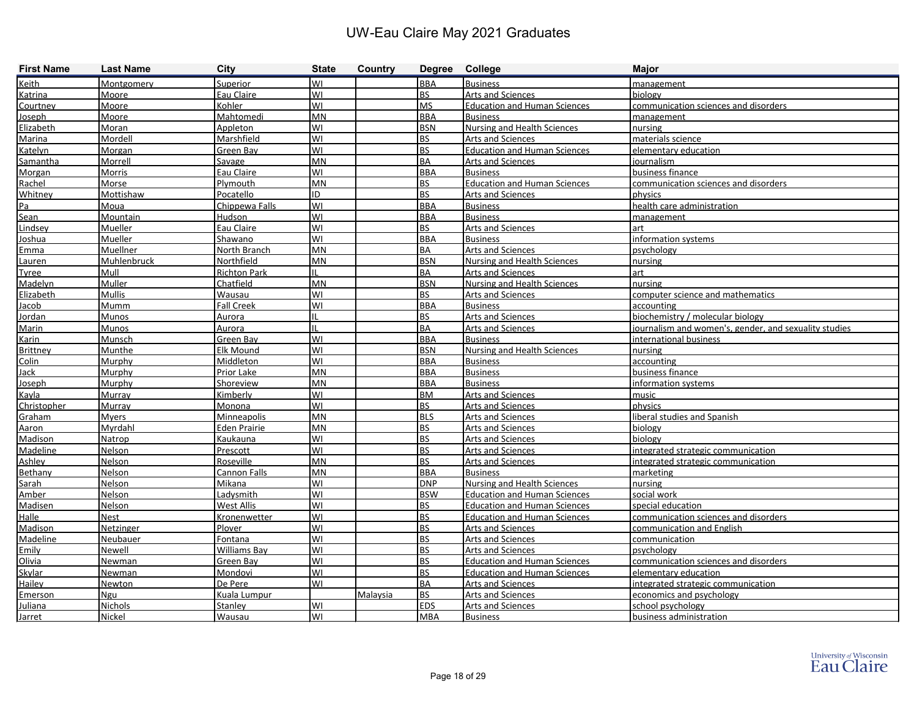# UW-Eau Claire May 2021 Graduates

| First Name | Last Name | City | State | Country | Degree | College | Major |
|---|---|---|---|---|---|---|---|
| Keith | Montgomery | Superior | WI | | BBA | Business | management |
| Katrina | Moore | Eau Claire | WI | | BS | Arts and Sciences | biology |
| Courtney | Moore | Kohler | WI | | MS | Education and Human Sciences | communication sciences and disorders |
| Joseph | Moore | Mahtomedi | MN | | BBA | Business | management |
| Elizabeth | Moran | Appleton | WI | | BSN | Nursing and Health Sciences | nursing |
| Marina | Mordell | Marshfield | WI | | BS | Arts and Sciences | materials science |
| Katelyn | Morgan | Green Bay | WI | | BS | Education and Human Sciences | elementary education |
| Samantha | Morrell | Savage | MN | | BA | Arts and Sciences | journalism |
| Morgan | Morris | Eau Claire | WI | | BBA | Business | business finance |
| Rachel | Morse | Plymouth | MN | | BS | Education and Human Sciences | communication sciences and disorders |
| Whitney | Mottishaw | Pocatello | ID | | BS | Arts and Sciences | physics |
| Pa | Moua | Chippewa Falls | WI | | BBA | Business | health care administration |
| Sean | Mountain | Hudson | WI | | BBA | Business | management |
| Lindsey | Mueller | Eau Claire | WI | | BS | Arts and Sciences | art |
| Joshua | Mueller | Shawano | WI | | BBA | Business | information systems |
| Emma | Muellner | North Branch | MN | | BA | Arts and Sciences | psychology |
| Lauren | Muhlenbruck | Northfield | MN | | BSN | Nursing and Health Sciences | nursing |
| Tyree | Mull | Richton Park | IL | | BA | Arts and Sciences | art |
| Madelyn | Muller | Chatfield | MN | | BSN | Nursing and Health Sciences | nursing |
| Elizabeth | Mullis | Wausau | WI | | BS | Arts and Sciences | computer science and mathematics |
| Jacob | Mumm | Fall Creek | WI | | BBA | Business | accounting |
| Jordan | Munos | Aurora | IL | | BS | Arts and Sciences | biochemistry / molecular biology |
| Marin | Munos | Aurora | IL | | BA | Arts and Sciences | journalism and women's, gender, and sexuality studies |
| Karin | Munsch | Green Bay | WI | | BBA | Business | international business |
| Brittney | Munthe | Elk Mound | WI | | BSN | Nursing and Health Sciences | nursing |
| Colin | Murphy | Middleton | WI | | BBA | Business | accounting |
| Jack | Murphy | Prior Lake | MN | | BBA | Business | business finance |
| Joseph | Murphy | Shoreview | MN | | BBA | Business | information systems |
| Kayla | Murray | Kimberly | WI | | BM | Arts and Sciences | music |
| Christopher | Murray | Monona | WI | | BS | Arts and Sciences | physics |
| Graham | Myers | Minneapolis | MN | | BLS | Arts and Sciences | liberal studies and Spanish |
| Aaron | Myrdahl | Eden Prairie | MN | | BS | Arts and Sciences | biology |
| Madison | Natrop | Kaukauna | WI | | BS | Arts and Sciences | biology |
| Madeline | Nelson | Prescott | WI | | BS | Arts and Sciences | integrated strategic communication |
| Ashley | Nelson | Roseville | MN | | BS | Arts and Sciences | integrated strategic communication |
| Bethany | Nelson | Cannon Falls | MN | | BBA | Business | marketing |
| Sarah | Nelson | Mikana | WI | | DNP | Nursing and Health Sciences | nursing |
| Amber | Nelson | Ladysmith | WI | | BSW | Education and Human Sciences | social work |
| Madisen | Nelson | West Allis | WI | | BS | Education and Human Sciences | special education |
| Halle | Nest | Kronenwetter | WI | | BS | Education and Human Sciences | communication sciences and disorders |
| Madison | Netzinger | Plover | WI | | BS | Arts and Sciences | communication and English |
| Madeline | Neubauer | Fontana | WI | | BS | Arts and Sciences | communication |
| Emily | Newell | Williams Bay | WI | | BS | Arts and Sciences | psychology |
| Olivia | Newman | Green Bay | WI | | BS | Education and Human Sciences | communication sciences and disorders |
| Skylar | Newman | Mondovi | WI | | BS | Education and Human Sciences | elementary education |
| Hailey | Newton | De Pere | WI | | BA | Arts and Sciences | integrated strategic communication |
| Emerson | Ngu | Kuala Lumpur | | Malaysia | BS | Arts and Sciences | economics and psychology |
| Juliana | Nichols | Stanley | WI | | EDS | Arts and Sciences | school psychology |
| Jarret | Nickel | Wausau | WI | | MBA | Business | business administration |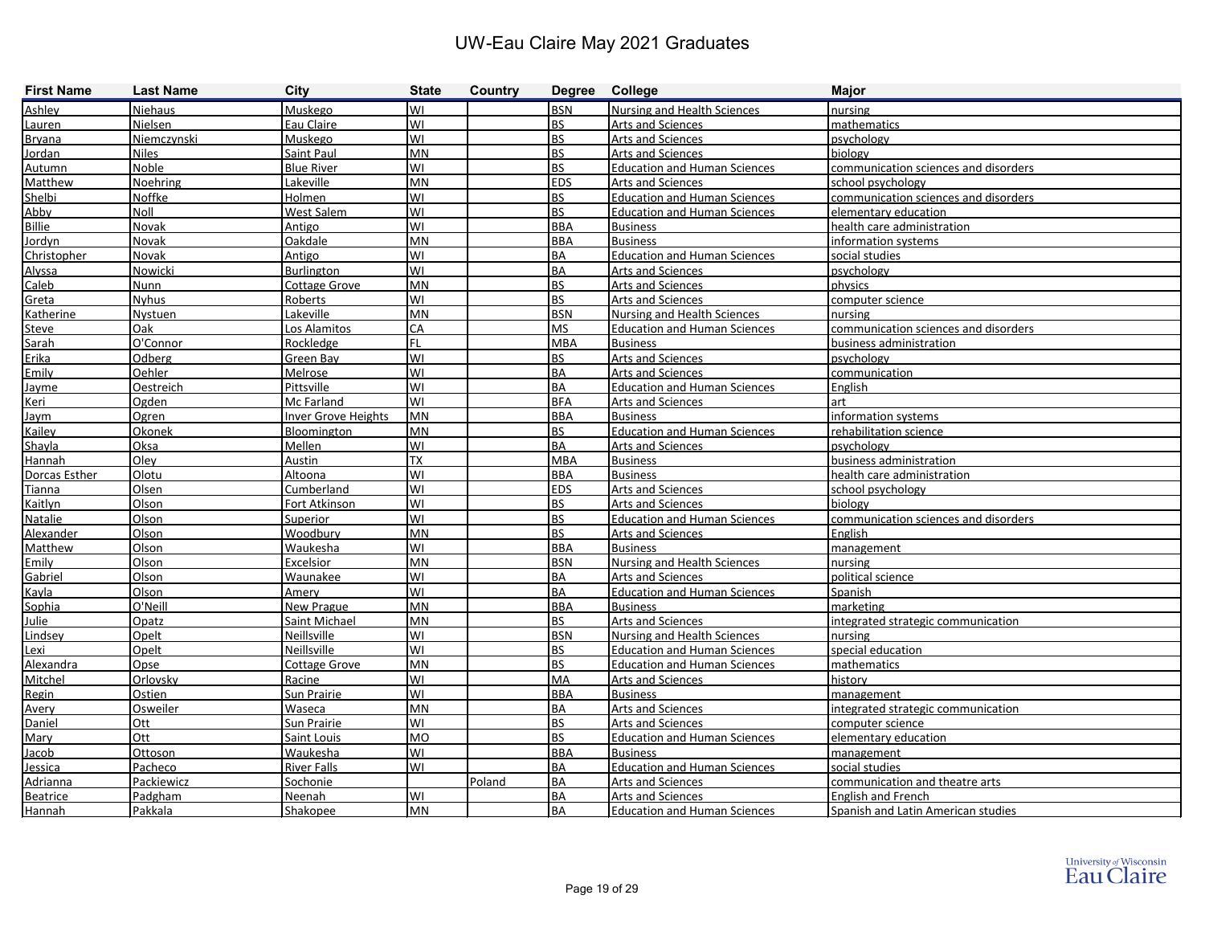# UW-Eau Claire May 2021 Graduates

| First Name | Last Name | City | State | Country | Degree | College | Major |
|---|---|---|---|---|---|---|---|
| Ashley | Niehaus | Muskego | WI | | BSN | Nursing and Health Sciences | nursing |
| Lauren | Nielsen | Eau Claire | WI | | BS | Arts and Sciences | mathematics |
| Bryana | Niemczynski | Muskego | WI | | BS | Arts and Sciences | psychology |
| Jordan | Niles | Saint Paul | MN | | BS | Arts and Sciences | biology |
| Autumn | Noble | Blue River | WI | | BS | Education and Human Sciences | communication sciences and disorders |
| Matthew | Noehring | Lakeville | MN | | EDS | Arts and Sciences | school psychology |
| Shelbi | Noffke | Holmen | WI | | BS | Education and Human Sciences | communication sciences and disorders |
| Abby | Noll | West Salem | WI | | BS | Education and Human Sciences | elementary education |
| Billie | Novak | Antigo | WI | | BBA | Business | health care administration |
| Jordyn | Novak | Oakdale | MN | | BBA | Business | information systems |
| Christopher | Novak | Antigo | WI | | BA | Education and Human Sciences | social studies |
| Alyssa | Nowicki | Burlington | WI | | BA | Arts and Sciences | psychology |
| Caleb | Nunn | Cottage Grove | MN | | BS | Arts and Sciences | physics |
| Greta | Nyhus | Roberts | WI | | BS | Arts and Sciences | computer science |
| Katherine | Nystuen | Lakeville | MN | | BSN | Nursing and Health Sciences | nursing |
| Steve | Oak | Los Alamitos | CA | | MS | Education and Human Sciences | communication sciences and disorders |
| Sarah | O'Connor | Rockledge | FL | | MBA | Business | business administration |
| Erika | Odberg | Green Bay | WI | | BS | Arts and Sciences | psychology |
| Emily | Oehler | Melrose | WI | | BA | Arts and Sciences | communication |
| Jayme | Oestreich | Pittsville | WI | | BA | Education and Human Sciences | English |
| Keri | Ogden | Mc Farland | WI | | BFA | Arts and Sciences | art |
| Jaym | Ogren | Inver Grove Heights | MN | | BBA | Business | information systems |
| Kailey | Okonek | Bloomington | MN | | BS | Education and Human Sciences | rehabilitation science |
| Shayla | Oksa | Mellen | WI | | BA | Arts and Sciences | psychology |
| Hannah | Oley | Austin | TX | | MBA | Business | business administration |
| Dorcas Esther | Olotu | Altoona | WI | | BBA | Business | health care administration |
| Tianna | Olsen | Cumberland | WI | | EDS | Arts and Sciences | school psychology |
| Kaitlyn | Olson | Fort Atkinson | WI | | BS | Arts and Sciences | biology |
| Natalie | Olson | Superior | WI | | BS | Education and Human Sciences | communication sciences and disorders |
| Alexander | Olson | Woodbury | MN | | BS | Arts and Sciences | English |
| Matthew | Olson | Waukesha | WI | | BBA | Business | management |
| Emily | Olson | Excelsior | MN | | BSN | Nursing and Health Sciences | nursing |
| Gabriel | Olson | Waunakee | WI | | BA | Arts and Sciences | political science |
| Kayla | Olson | Amery | WI | | BA | Education and Human Sciences | Spanish |
| Sophia | O'Neill | New Prague | MN | | BBA | Business | marketing |
| Julie | Opatz | Saint Michael | MN | | BS | Arts and Sciences | integrated strategic communication |
| Lindsey | Opelt | Neillsville | WI | | BSN | Nursing and Health Sciences | nursing |
| Lexi | Opelt | Neillsville | WI | | BS | Education and Human Sciences | special education |
| Alexandra | Opse | Cottage Grove | MN | | BS | Education and Human Sciences | mathematics |
| Mitchel | Orlovsky | Racine | WI | | MA | Arts and Sciences | history |
| Regin | Ostien | Sun Prairie | WI | | BBA | Business | management |
| Avery | Osweiler | Waseca | MN | | BA | Arts and Sciences | integrated strategic communication |
| Daniel | Ott | Sun Prairie | WI | | BS | Arts and Sciences | computer science |
| Mary | Ott | Saint Louis | MO | | BS | Education and Human Sciences | elementary education |
| Jacob | Ottoson | Waukesha | WI | | BBA | Business | management |
| Jessica | Pacheco | River Falls | WI | | BA | Education and Human Sciences | social studies |
| Adrianna | Packiewicz | Sochonie | | Poland | BA | Arts and Sciences | communication and theatre arts |
| Beatrice | Padgham | Neenah | WI | | BA | Arts and Sciences | English and French |
| Hannah | Pakkala | Shakopee | MN | | BA | Education and Human Sciences | Spanish and Latin American studies |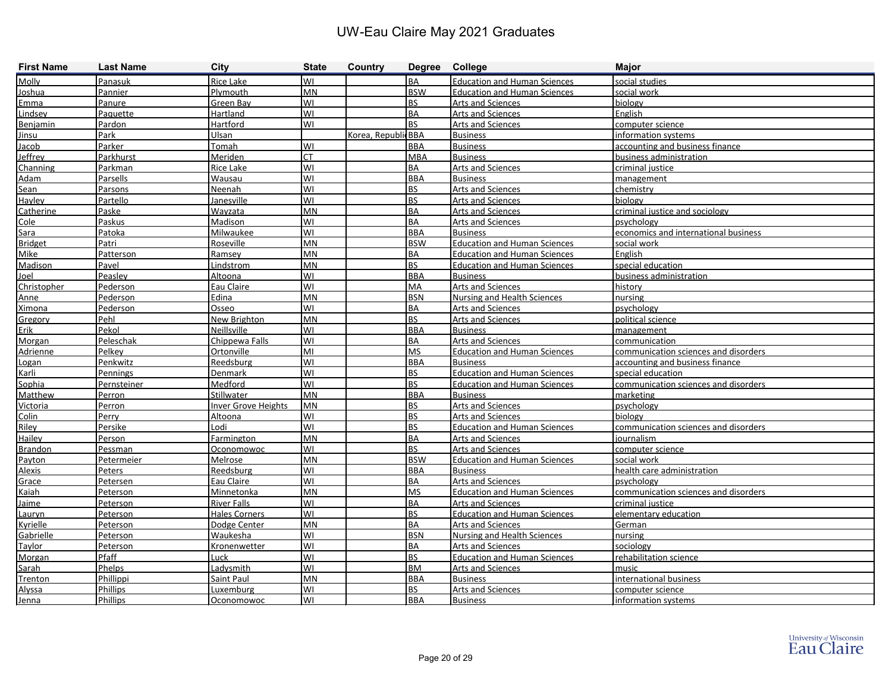# UW-Eau Claire May 2021 Graduates

| First Name | Last Name | City | State | Country | Degree | College | Major |
|---|---|---|---|---|---|---|---|
| Molly | Panasuk | Rice Lake | WI | | BA | Education and Human Sciences | social studies |
| Joshua | Pannier | Plymouth | MN | | BSW | Education and Human Sciences | social work |
| Emma | Panure | Green Bay | WI | | BS | Arts and Sciences | biology |
| Lindsey | Paquette | Hartland | WI | | BA | Arts and Sciences | English |
| Benjamin | Pardon | Hartford | WI | | BS | Arts and Sciences | computer science |
| Jinsu | Park | Ulsan | | Korea, Republi | BBA | Business | information systems |
| Jacob | Parker | Tomah | WI | | BBA | Business | accounting and business finance |
| Jeffrey | Parkhurst | Meriden | CT | | MBA | Business | business administration |
| Channing | Parkman | Rice Lake | WI | | BA | Arts and Sciences | criminal justice |
| Adam | Parsells | Wausau | WI | | BBA | Business | management |
| Sean | Parsons | Neenah | WI | | BS | Arts and Sciences | chemistry |
| Hayley | Partello | Janesville | WI | | BS | Arts and Sciences | biology |
| Catherine | Paske | Wayzata | MN | | BA | Arts and Sciences | criminal justice and sociology |
| Cole | Paskus | Madison | WI | | BA | Arts and Sciences | psychology |
| Sara | Patoka | Milwaukee | WI | | BBA | Business | economics and international business |
| Bridget | Patri | Roseville | MN | | BSW | Education and Human Sciences | social work |
| Mike | Patterson | Ramsey | MN | | BA | Education and Human Sciences | English |
| Madison | Pavel | Lindstrom | MN | | BS | Education and Human Sciences | special education |
| Joel | Peasley | Altoona | WI | | BBA | Business | business administration |
| Christopher | Pederson | Eau Claire | WI | | MA | Arts and Sciences | history |
| Anne | Pederson | Edina | MN | | BSN | Nursing and Health Sciences | nursing |
| Ximona | Pederson | Osseo | WI | | BA | Arts and Sciences | psychology |
| Gregory | Pehl | New Brighton | MN | | BS | Arts and Sciences | political science |
| Erik | Pekol | Neillsville | WI | | BBA | Business | management |
| Morgan | Peleschak | Chippewa Falls | WI | | BA | Arts and Sciences | communication |
| Adrienne | Pelkey | Ortonville | MI | | MS | Education and Human Sciences | communication sciences and disorders |
| Logan | Penkwitz | Reedsburg | WI | | BBA | Business | accounting and business finance |
| Karli | Pennings | Denmark | WI | | BS | Education and Human Sciences | special education |
| Sophia | Pernsteiner | Medford | WI | | BS | Education and Human Sciences | communication sciences and disorders |
| Matthew | Perron | Stillwater | MN | | BBA | Business | marketing |
| Victoria | Perron | Inver Grove Heights | MN | | BS | Arts and Sciences | psychology |
| Colin | Perry | Altoona | WI | | BS | Arts and Sciences | biology |
| Riley | Persike | Lodi | WI | | BS | Education and Human Sciences | communication sciences and disorders |
| Hailey | Person | Farmington | MN | | BA | Arts and Sciences | journalism |
| Brandon | Pessman | Oconomowoc | WI | | BS | Arts and Sciences | computer science |
| Payton | Petermeier | Melrose | MN | | BSW | Education and Human Sciences | social work |
| Alexis | Peters | Reedsburg | WI | | BBA | Business | health care administration |
| Grace | Petersen | Eau Claire | WI | | BA | Arts and Sciences | psychology |
| Kaiah | Peterson | Minnetonka | MN | | MS | Education and Human Sciences | communication sciences and disorders |
| Jaime | Peterson | River Falls | WI | | BA | Arts and Sciences | criminal justice |
| Lauryn | Peterson | Hales Corners | WI | | BS | Education and Human Sciences | elementary education |
| Kyrielle | Peterson | Dodge Center | MN | | BA | Arts and Sciences | German |
| Gabrielle | Peterson | Waukesha | WI | | BSN | Nursing and Health Sciences | nursing |
| Taylor | Peterson | Kronenwetter | WI | | BA | Arts and Sciences | sociology |
| Morgan | Pfaff | Luck | WI | | BS | Education and Human Sciences | rehabilitation science |
| Sarah | Phelps | Ladysmith | WI | | BM | Arts and Sciences | music |
| Trenton | Phillippi | Saint Paul | MN | | BBA | Business | international business |
| Alyssa | Phillips | Luxemburg | WI | | BS | Arts and Sciences | computer science |
| Jenna | Phillips | Oconomowoc | WI | | BBA | Business | information systems |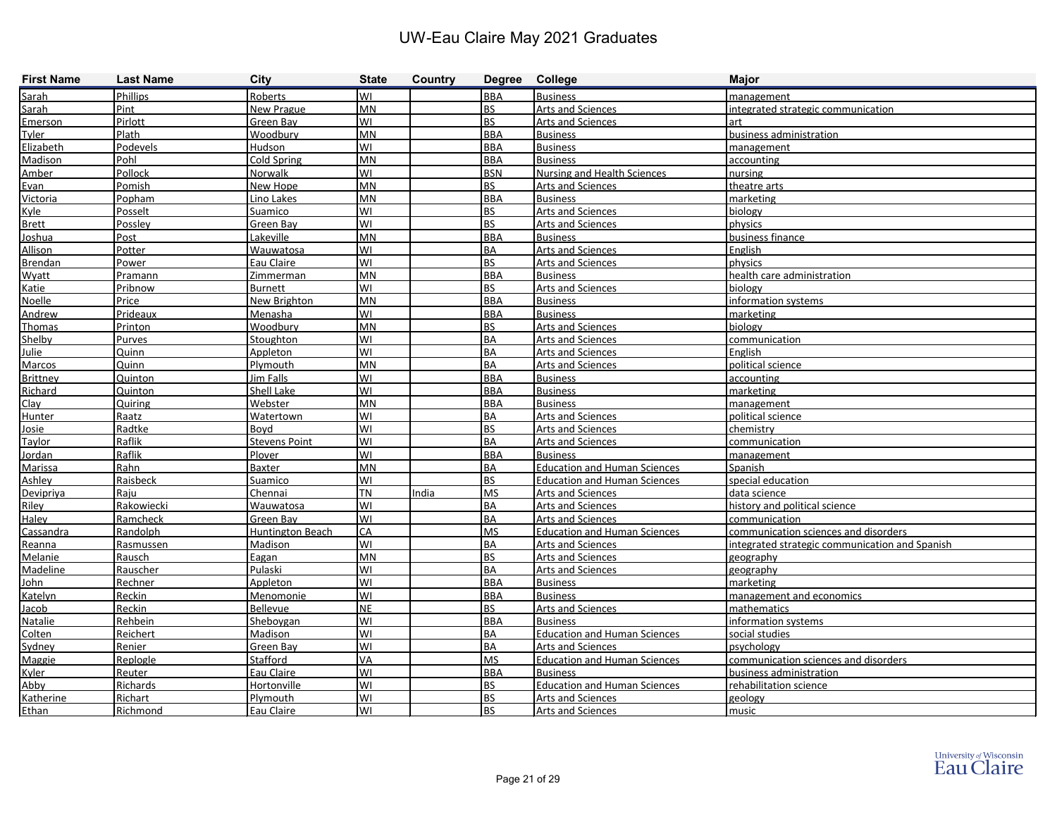# UW-Eau Claire May 2021 Graduates

| First Name | Last Name | City | State | Country | Degree | College | Major |
|---|---|---|---|---|---|---|---|
| Sarah | Phillips | Roberts | WI | | BBA | Business | management |
| Sarah | Pint | New Prague | MN | | BS | Arts and Sciences | integrated strategic communication |
| Emerson | Pirlott | Green Bay | WI | | BS | Arts and Sciences | art |
| Tyler | Plath | Woodbury | MN | | BBA | Business | business administration |
| Elizabeth | Podevels | Hudson | WI | | BBA | Business | management |
| Madison | Pohl | Cold Spring | MN | | BBA | Business | accounting |
| Amber | Pollock | Norwalk | WI | | BSN | Nursing and Health Sciences | nursing |
| Evan | Pomish | New Hope | MN | | BS | Arts and Sciences | theatre arts |
| Victoria | Popham | Lino Lakes | MN | | BBA | Business | marketing |
| Kyle | Posselt | Suamico | WI | | BS | Arts and Sciences | biology |
| Brett | Possley | Green Bay | WI | | BS | Arts and Sciences | physics |
| Joshua | Post | Lakeville | MN | | BBA | Business | business finance |
| Allison | Potter | Wauwatosa | WI | | BA | Arts and Sciences | English |
| Brendan | Power | Eau Claire | WI | | BS | Arts and Sciences | physics |
| Wyatt | Pramann | Zimmerman | MN | | BBA | Business | health care administration |
| Katie | Pribnow | Burnett | WI | | BS | Arts and Sciences | biology |
| Noelle | Price | New Brighton | MN | | BBA | Business | information systems |
| Andrew | Prideaux | Menasha | WI | | BBA | Business | marketing |
| Thomas | Printon | Woodbury | MN | | BS | Arts and Sciences | biology |
| Shelby | Purves | Stoughton | WI | | BA | Arts and Sciences | communication |
| Julie | Quinn | Appleton | WI | | BA | Arts and Sciences | English |
| Marcos | Quinn | Plymouth | MN | | BA | Arts and Sciences | political science |
| Brittney | Quinton | Jim Falls | WI | | BBA | Business | accounting |
| Richard | Quinton | Shell Lake | WI | | BBA | Business | marketing |
| Clay | Quiring | Webster | MN | | BBA | Business | management |
| Hunter | Raatz | Watertown | WI | | BA | Arts and Sciences | political science |
| Josie | Radtke | Boyd | WI | | BS | Arts and Sciences | chemistry |
| Taylor | Raflik | Stevens Point | WI | | BA | Arts and Sciences | communication |
| Jordan | Raflik | Plover | WI | | BBA | Business | management |
| Marissa | Rahn | Baxter | MN | | BA | Education and Human Sciences | Spanish |
| Ashley | Raisbeck | Suamico | WI | | BS | Education and Human Sciences | special education |
| Devipriya | Raju | Chennai | TN | India | MS | Arts and Sciences | data science |
| Riley | Rakowiecki | Wauwatosa | WI | | BA | Arts and Sciences | history and political science |
| Haley | Ramcheck | Green Bay | WI | | BA | Arts and Sciences | communication |
| Cassandra | Randolph | Huntington Beach | CA | | MS | Education and Human Sciences | communication sciences and disorders |
| Reanna | Rasmussen | Madison | WI | | BA | Arts and Sciences | integrated strategic communication and Spanish |
| Melanie | Rausch | Eagan | MN | | BS | Arts and Sciences | geography |
| Madeline | Rauscher | Pulaski | WI | | BA | Arts and Sciences | geography |
| John | Rechner | Appleton | WI | | BBA | Business | marketing |
| Katelyn | Reckin | Menomonie | WI | | BBA | Business | management and economics |
| Jacob | Reckin | Bellevue | NE | | BS | Arts and Sciences | mathematics |
| Natalie | Rehbein | Sheboygan | WI | | BBA | Business | information systems |
| Colten | Reichert | Madison | WI | | BA | Education and Human Sciences | social studies |
| Sydney | Renier | Green Bay | WI | | BA | Arts and Sciences | psychology |
| Maggie | Replogle | Stafford | VA | | MS | Education and Human Sciences | communication sciences and disorders |
| Kyler | Reuter | Eau Claire | WI | | BBA | Business | business administration |
| Abby | Richards | Hortonville | WI | | BS | Education and Human Sciences | rehabilitation science |
| Katherine | Richart | Plymouth | WI | | BS | Arts and Sciences | geology |
| Ethan | Richmond | Eau Claire | WI | | BS | Arts and Sciences | music |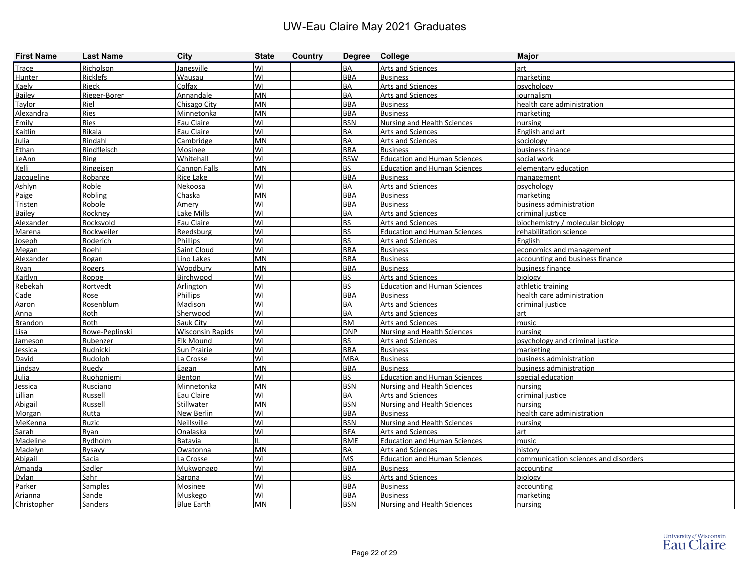# UW-Eau Claire May 2021 Graduates

| First Name | Last Name | City | State | Country | Degree | College | Major |
|---|---|---|---|---|---|---|---|
| Trace | Richolson | Janesville | WI | | BA | Arts and Sciences | art |
| Hunter | Ricklefs | Wausau | WI | | BBA | Business | marketing |
| Kaely | Rieck | Colfax | WI | | BA | Arts and Sciences | psychology |
| Bailey | Rieger-Borer | Annandale | MN | | BA | Arts and Sciences | journalism |
| Taylor | Riel | Chisago City | MN | | BBA | Business | health care administration |
| Alexandra | Ries | Minnetonka | MN | | BBA | Business | marketing |
| Emily | Ries | Eau Claire | WI | | BSN | Nursing and Health Sciences | nursing |
| Kaitlin | Rikala | Eau Claire | WI | | BA | Arts and Sciences | English and art |
| Julia | Rindahl | Cambridge | MN | | BA | Arts and Sciences | sociology |
| Ethan | Rindfleisch | Mosinee | WI | | BBA | Business | business finance |
| LeAnn | Ring | Whitehall | WI | | BSW | Education and Human Sciences | social work |
| Kelli | Ringeisen | Cannon Falls | MN | | BS | Education and Human Sciences | elementary education |
| Jacqueline | Robarge | Rice Lake | WI | | BBA | Business | management |
| Ashlyn | Roble | Nekoosa | WI | | BA | Arts and Sciences | psychology |
| Paige | Robling | Chaska | MN | | BBA | Business | marketing |
| Tristen | Robole | Amery | WI | | BBA | Business | business administration |
| Bailey | Rockney | Lake Mills | WI | | BA | Arts and Sciences | criminal justice |
| Alexander | Rocksvold | Eau Claire | WI | | BS | Arts and Sciences | biochemistry / molecular biology |
| Marena | Rockweiler | Reedsburg | WI | | BS | Education and Human Sciences | rehabilitation science |
| Joseph | Roderich | Phillips | WI | | BS | Arts and Sciences | English |
| Megan | Roehl | Saint Cloud | WI | | BBA | Business | economics and management |
| Alexander | Rogan | Lino Lakes | MN | | BBA | Business | accounting and business finance |
| Ryan | Rogers | Woodbury | MN | | BBA | Business | business finance |
| Kaitlyn | Roppe | Birchwood | WI | | BS | Arts and Sciences | biology |
| Rebekah | Rortvedt | Arlington | WI | | BS | Education and Human Sciences | athletic training |
| Cade | Rose | Phillips | WI | | BBA | Business | health care administration |
| Aaron | Rosenblum | Madison | WI | | BA | Arts and Sciences | criminal justice |
| Anna | Roth | Sherwood | WI | | BA | Arts and Sciences | art |
| Brandon | Roth | Sauk City | WI | | BM | Arts and Sciences | music |
| Lisa | Rowe-Peplinski | Wisconsin Rapids | WI | | DNP | Nursing and Health Sciences | nursing |
| Jameson | Rubenzer | Elk Mound | WI | | BS | Arts and Sciences | psychology and criminal justice |
| Jessica | Rudnicki | Sun Prairie | WI | | BBA | Business | marketing |
| David | Rudolph | La Crosse | WI | | MBA | Business | business administration |
| Lindsay | Ruedy | Eagan | MN | | BBA | Business | business administration |
| Julia | Ruohoniemi | Benton | WI | | BS | Education and Human Sciences | special education |
| Jessica | Rusciano | Minnetonka | MN | | BSN | Nursing and Health Sciences | nursing |
| Lillian | Russell | Eau Claire | WI | | BA | Arts and Sciences | criminal justice |
| Abigail | Russell | Stillwater | MN | | BSN | Nursing and Health Sciences | nursing |
| Morgan | Rutta | New Berlin | WI | | BBA | Business | health care administration |
| MeKenna | Ruzic | Neillsville | WI | | BSN | Nursing and Health Sciences | nursing |
| Sarah | Ryan | Onalaska | WI | | BFA | Arts and Sciences | art |
| Madeline | Rydholm | Batavia | IL | | BME | Education and Human Sciences | music |
| Madelyn | Rysavy | Owatonna | MN | | BA | Arts and Sciences | history |
| Abigail | Sacia | La Crosse | WI | | MS | Education and Human Sciences | communication sciences and disorders |
| Amanda | Sadler | Mukwonago | WI | | BBA | Business | accounting |
| Dylan | Sahr | Sarona | WI | | BS | Arts and Sciences | biology |
| Parker | Samples | Mosinee | WI | | BBA | Business | accounting |
| Arianna | Sande | Muskego | WI | | BBA | Business | marketing |
| Christopher | Sanders | Blue Earth | MN | | BSN | Nursing and Health Sciences | nursing |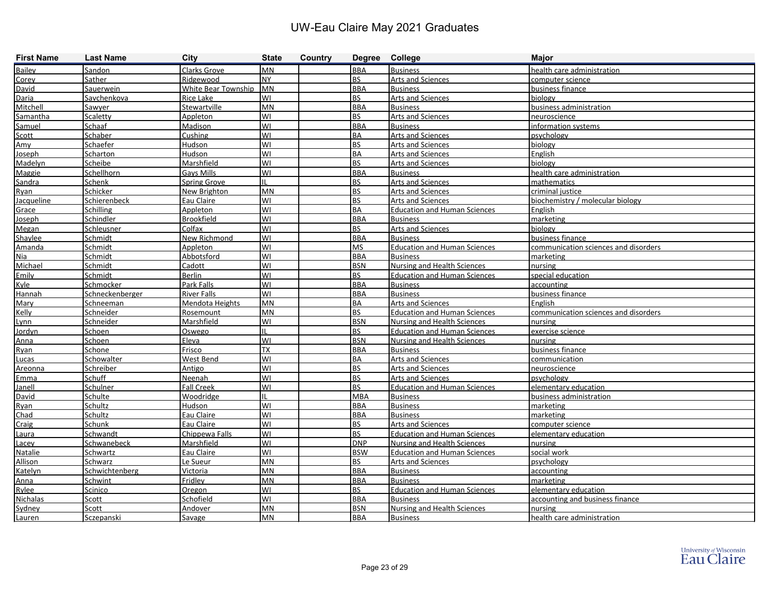# UW-Eau Claire May 2021 Graduates

| First Name | Last Name | City | State | Country | Degree | College | Major |
|---|---|---|---|---|---|---|---|
| Bailey | Sandon | Clarks Grove | MN | | BBA | Business | health care administration |
| Corey | Sather | Ridgewood | NY | | BS | Arts and Sciences | computer science |
| David | Sauerwein | White Bear Township | MN | | BBA | Business | business finance |
| Daria | Savchenkova | Rice Lake | WI | | BS | Arts and Sciences | biology |
| Mitchell | Sawyer | Stewartville | MN | | BBA | Business | business administration |
| Samantha | Scaletty | Appleton | WI | | BS | Arts and Sciences | neuroscience |
| Samuel | Schaaf | Madison | WI | | BBA | Business | information systems |
| Scott | Schaber | Cushing | WI | | BA | Arts and Sciences | psychology |
| Amy | Schaefer | Hudson | WI | | BS | Arts and Sciences | biology |
| Joseph | Scharton | Hudson | WI | | BA | Arts and Sciences | English |
| Madelyn | Scheibe | Marshfield | WI | | BS | Arts and Sciences | biology |
| Maggie | Schellhorn | Gays Mills | WI | | BBA | Business | health care administration |
| Sandra | Schenk | Spring Grove | IL | | BS | Arts and Sciences | mathematics |
| Ryan | Schicker | New Brighton | MN | | BS | Arts and Sciences | criminal justice |
| Jacqueline | Schierenbeck | Eau Claire | WI | | BS | Arts and Sciences | biochemistry / molecular biology |
| Grace | Schilling | Appleton | WI | | BA | Education and Human Sciences | English |
| Joseph | Schindler | Brookfield | WI | | BBA | Business | marketing |
| Megan | Schleusner | Colfax | WI | | BS | Arts and Sciences | biology |
| Shaylee | Schmidt | New Richmond | WI | | BBA | Business | business finance |
| Amanda | Schmidt | Appleton | WI | | MS | Education and Human Sciences | communication sciences and disorders |
| Nia | Schmidt | Abbotsford | WI | | BBA | Business | marketing |
| Michael | Schmidt | Cadott | WI | | BSN | Nursing and Health Sciences | nursing |
| Emily | Schmidt | Berlin | WI | | BS | Education and Human Sciences | special education |
| Kyle | Schmocker | Park Falls | WI | | BBA | Business | accounting |
| Hannah | Schneckenberger | River Falls | WI | | BBA | Business | business finance |
| Mary | Schneeman | Mendota Heights | MN | | BA | Arts and Sciences | English |
| Kelly | Schneider | Rosemount | MN | | BS | Education and Human Sciences | communication sciences and disorders |
| Lynn | Schneider | Marshfield | WI | | BSN | Nursing and Health Sciences | nursing |
| Jordyn | Schoen | Oswego | IL | | BS | Education and Human Sciences | exercise science |
| Anna | Schoen | Eleva | WI | | BSN | Nursing and Health Sciences | nursing |
| Ryan | Schone | Frisco | TX | | BBA | Business | business finance |
| Lucas | Schowalter | West Bend | WI | | BA | Arts and Sciences | communication |
| Areonna | Schreiber | Antigo | WI | | BS | Arts and Sciences | neuroscience |
| Emma | Schuff | Neenah | WI | | BS | Arts and Sciences | psychology |
| Janell | Schulner | Fall Creek | WI | | BS | Education and Human Sciences | elementary education |
| David | Schulte | Woodridge | IL | | MBA | Business | business administration |
| Ryan | Schultz | Hudson | WI | | BBA | Business | marketing |
| Chad | Schultz | Eau Claire | WI | | BBA | Business | marketing |
| Craig | Schunk | Eau Claire | WI | | BS | Arts and Sciences | computer science |
| Laura | Schwandt | Chippewa Falls | WI | | BS | Education and Human Sciences | elementary education |
| Lacey | Schwanebeck | Marshfield | WI | | DNP | Nursing and Health Sciences | nursing |
| Natalie | Schwartz | Eau Claire | WI | | BSW | Education and Human Sciences | social work |
| Allison | Schwarz | Le Sueur | MN | | BS | Arts and Sciences | psychology |
| Katelyn | Schwichtenberg | Victoria | MN | | BBA | Business | accounting |
| Anna | Schwint | Fridley | MN | | BBA | Business | marketing |
| Rylee | Scinico | Oregon | WI | | BS | Education and Human Sciences | elementary education |
| Nichalas | Scott | Schofield | WI | | BBA | Business | accounting and business finance |
| Sydney | Scott | Andover | MN | | BSN | Nursing and Health Sciences | nursing |
| Lauren | Sczepanski | Savage | MN | | BBA | Business | health care administration |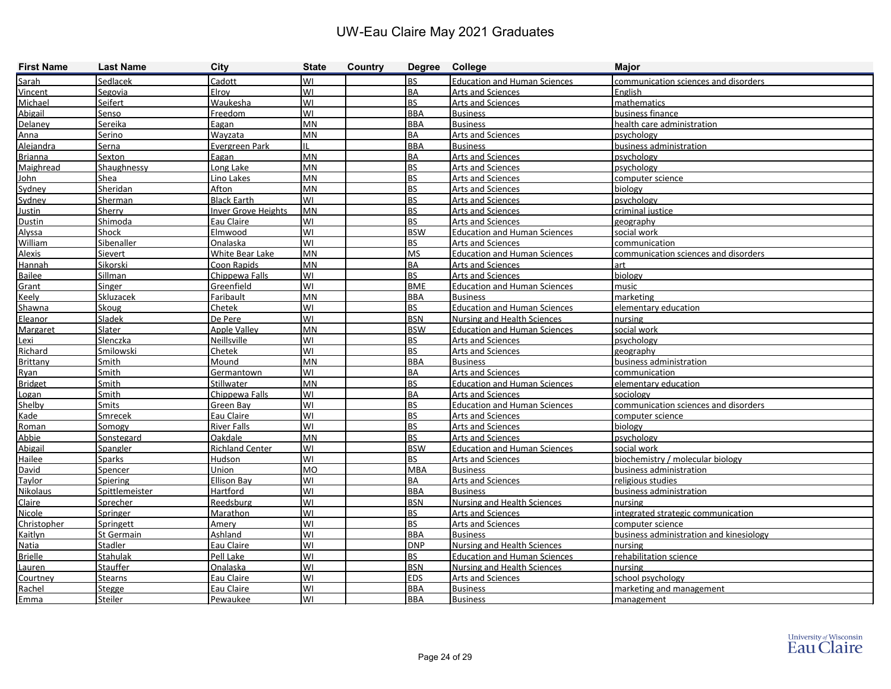# UW-Eau Claire May 2021 Graduates

| First Name | Last Name | City | State | Country | Degree | College | Major |
|---|---|---|---|---|---|---|---|
| Sarah | Sedlacek | Cadott | WI | | BS | Education and Human Sciences | communication sciences and disorders |
| Vincent | Segovia | Elroy | WI | | BA | Arts and Sciences | English |
| Michael | Seifert | Waukesha | WI | | BS | Arts and Sciences | mathematics |
| Abigail | Senso | Freedom | WI | | BBA | Business | business finance |
| Delaney | Sereika | Eagan | MN | | BBA | Business | health care administration |
| Anna | Serino | Wayzata | MN | | BA | Arts and Sciences | psychology |
| Alejandra | Serna | Evergreen Park | IL | | BBA | Business | business administration |
| Brianna | Sexton | Eagan | MN | | BA | Arts and Sciences | psychology |
| Maighread | Shaughnessy | Long Lake | MN | | BS | Arts and Sciences | psychology |
| John | Shea | Lino Lakes | MN | | BS | Arts and Sciences | computer science |
| Sydney | Sheridan | Afton | MN | | BS | Arts and Sciences | biology |
| Sydney | Sherman | Black Earth | WI | | BS | Arts and Sciences | psychology |
| Justin | Sherry | Inver Grove Heights | MN | | BS | Arts and Sciences | criminal justice |
| Dustin | Shimoda | Eau Claire | WI | | BS | Arts and Sciences | geography |
| Alyssa | Shock | Elmwood | WI | | BSW | Education and Human Sciences | social work |
| William | Sibenaller | Onalaska | WI | | BS | Arts and Sciences | communication |
| Alexis | Sievert | White Bear Lake | MN | | MS | Education and Human Sciences | communication sciences and disorders |
| Hannah | Sikorski | Coon Rapids | MN | | BA | Arts and Sciences | art |
| Bailee | Sillman | Chippewa Falls | WI | | BS | Arts and Sciences | biology |
| Grant | Singer | Greenfield | WI | | BME | Education and Human Sciences | music |
| Keely | Skluzacek | Faribault | MN | | BBA | Business | marketing |
| Shawna | Skoug | Chetek | WI | | BS | Education and Human Sciences | elementary education |
| Eleanor | Sladek | De Pere | WI | | BSN | Nursing and Health Sciences | nursing |
| Margaret | Slater | Apple Valley | MN | | BSW | Education and Human Sciences | social work |
| Lexi | Slenczka | Neillsville | WI | | BS | Arts and Sciences | psychology |
| Richard | Smilowski | Chetek | WI | | BS | Arts and Sciences | geography |
| Brittany | Smith | Mound | MN | | BBA | Business | business administration |
| Ryan | Smith | Germantown | WI | | BA | Arts and Sciences | communication |
| Bridget | Smith | Stillwater | MN | | BS | Education and Human Sciences | elementary education |
| Logan | Smith | Chippewa Falls | WI | | BA | Arts and Sciences | sociology |
| Shelby | Smits | Green Bay | WI | | BS | Education and Human Sciences | communication sciences and disorders |
| Kade | Smrecek | Eau Claire | WI | | BS | Arts and Sciences | computer science |
| Roman | Somogy | River Falls | WI | | BS | Arts and Sciences | biology |
| Abbie | Sonstegard | Oakdale | MN | | BS | Arts and Sciences | psychology |
| Abigail | Spangler | Richland Center | WI | | BSW | Education and Human Sciences | social work |
| Hailee | Sparks | Hudson | WI | | BS | Arts and Sciences | biochemistry / molecular biology |
| David | Spencer | Union | MO | | MBA | Business | business administration |
| Taylor | Spiering | Ellison Bay | WI | | BA | Arts and Sciences | religious studies |
| Nikolaus | Spittlemeister | Hartford | WI | | BBA | Business | business administration |
| Claire | Sprecher | Reedsburg | WI | | BSN | Nursing and Health Sciences | nursing |
| Nicole | Springer | Marathon | WI | | BS | Arts and Sciences | integrated strategic communication |
| Christopher | Springett | Amery | WI | | BS | Arts and Sciences | computer science |
| Kaitlyn | St Germain | Ashland | WI | | BBA | Business | business administration and kinesiology |
| Natia | Stadler | Eau Claire | WI | | DNP | Nursing and Health Sciences | nursing |
| Brielle | Stahulak | Pell Lake | WI | | BS | Education and Human Sciences | rehabilitation science |
| Lauren | Stauffer | Onalaska | WI | | BSN | Nursing and Health Sciences | nursing |
| Courtney | Stearns | Eau Claire | WI | | EDS | Arts and Sciences | school psychology |
| Rachel | Stegge | Eau Claire | WI | | BBA | Business | marketing and management |
| Emma | Steiler | Pewaukee | WI | | BBA | Business | management |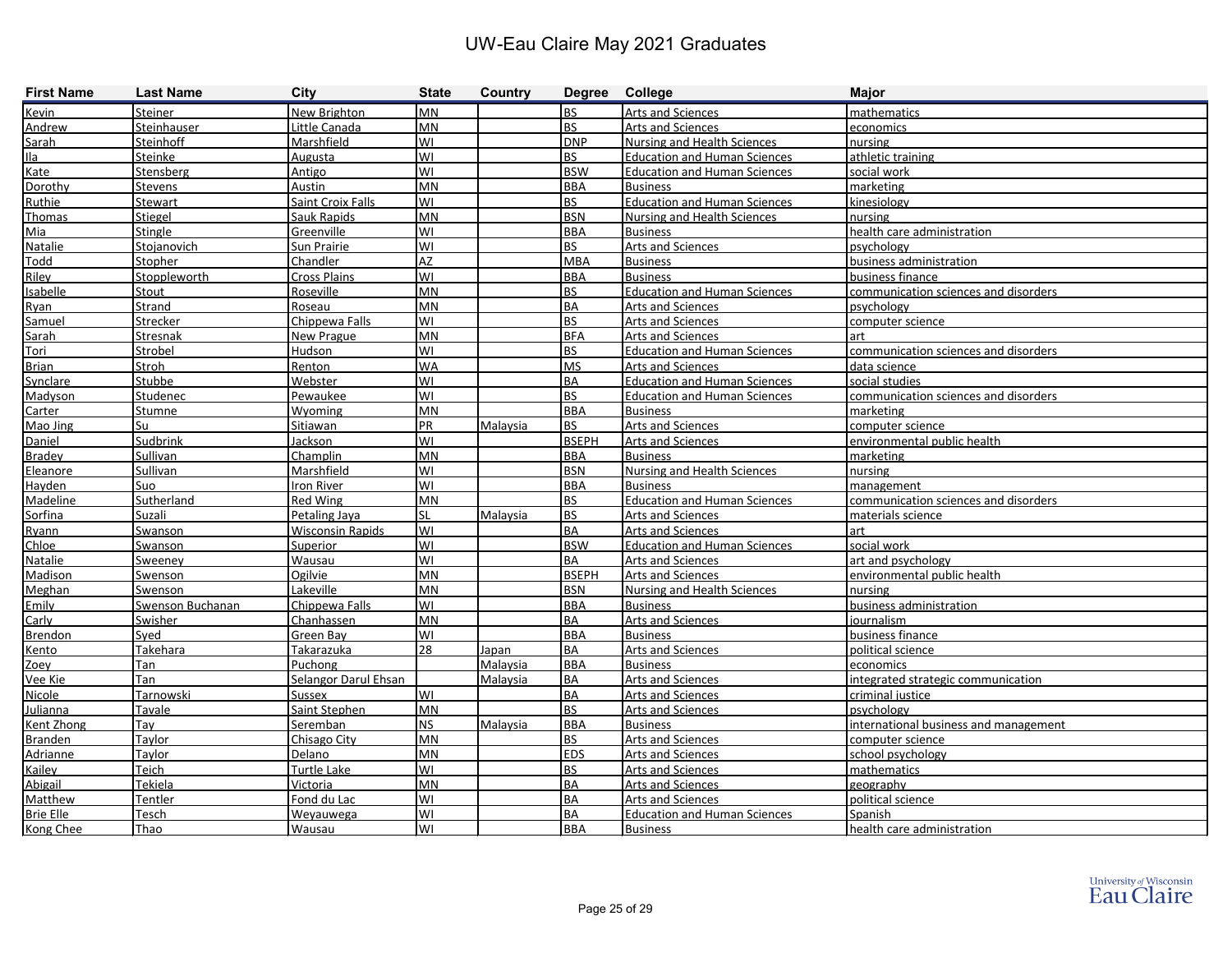# UW-Eau Claire May 2021 Graduates

| First Name | Last Name | City | State | Country | Degree | College | Major |
|---|---|---|---|---|---|---|---|
| Kevin | Steiner | New Brighton | MN | | BS | Arts and Sciences | mathematics |
| Andrew | Steinhauser | Little Canada | MN | | BS | Arts and Sciences | economics |
| Sarah | Steinhoff | Marshfield | WI | | DNP | Nursing and Health Sciences | nursing |
| Ila | Steinke | Augusta | WI | | BS | Education and Human Sciences | athletic training |
| Kate | Stensberg | Antigo | WI | | BSW | Education and Human Sciences | social work |
| Dorothy | Stevens | Austin | MN | | BBA | Business | marketing |
| Ruthie | Stewart | Saint Croix Falls | WI | | BS | Education and Human Sciences | kinesiology |
| Thomas | Stiegel | Sauk Rapids | MN | | BSN | Nursing and Health Sciences | nursing |
| Mia | Stingle | Greenville | WI | | BBA | Business | health care administration |
| Natalie | Stojanovich | Sun Prairie | WI | | BS | Arts and Sciences | psychology |
| Todd | Stopher | Chandler | AZ | | MBA | Business | business administration |
| Riley | Stoppleworth | Cross Plains | WI | | BBA | Business | business finance |
| Isabelle | Stout | Roseville | MN | | BS | Education and Human Sciences | communication sciences and disorders |
| Ryan | Strand | Roseau | MN | | BA | Arts and Sciences | psychology |
| Samuel | Strecker | Chippewa Falls | WI | | BS | Arts and Sciences | computer science |
| Sarah | Stresnak | New Prague | MN | | BFA | Arts and Sciences | art |
| Tori | Strobel | Hudson | WI | | BS | Education and Human Sciences | communication sciences and disorders |
| Brian | Stroh | Renton | WA | | MS | Arts and Sciences | data science |
| Synclare | Stubbe | Webster | WI | | BA | Education and Human Sciences | social studies |
| Madyson | Studenec | Pewaukee | WI | | BS | Education and Human Sciences | communication sciences and disorders |
| Carter | Stumne | Wyoming | MN | | BBA | Business | marketing |
| Mao Jing | Su | Sitiawan | PR | Malaysia | BS | Arts and Sciences | computer science |
| Daniel | Sudbrink | Jackson | WI | | BSEPH | Arts and Sciences | environmental public health |
| Bradey | Sullivan | Champlin | MN | | BBA | Business | marketing |
| Eleanore | Sullivan | Marshfield | WI | | BSN | Nursing and Health Sciences | nursing |
| Hayden | Suo | Iron River | WI | | BBA | Business | management |
| Madeline | Sutherland | Red Wing | MN | | BS | Education and Human Sciences | communication sciences and disorders |
| Sorfina | Suzali | Petaling Jaya | SL | Malaysia | BS | Arts and Sciences | materials science |
| Ryann | Swanson | Wisconsin Rapids | WI | | BA | Arts and Sciences | art |
| Chloe | Swanson | Superior | WI | | BSW | Education and Human Sciences | social work |
| Natalie | Sweeney | Wausau | WI | | BA | Arts and Sciences | art and psychology |
| Madison | Swenson | Ogilvie | MN | | BSEPH | Arts and Sciences | environmental public health |
| Meghan | Swenson | Lakeville | MN | | BSN | Nursing and Health Sciences | nursing |
| Emily | Swenson Buchanan | Chippewa Falls | WI | | BBA | Business | business administration |
| Carly | Swisher | Chanhassen | MN | | BA | Arts and Sciences | journalism |
| Brendon | Syed | Green Bay | WI | | BBA | Business | business finance |
| Kento | Takehara | Takarazuka | 28 | Japan | BA | Arts and Sciences | political science |
| Zoey | Tan | Puchong | | Malaysia | BBA | Business | economics |
| Vee Kie | Tan | Selangor Darul Ehsan | | Malaysia | BA | Arts and Sciences | integrated strategic communication |
| Nicole | Tarnowski | Sussex | WI | | BA | Arts and Sciences | criminal justice |
| Julianna | Tavale | Saint Stephen | MN | | BS | Arts and Sciences | psychology |
| Kent Zhong | Tay | Seremban | NS | Malaysia | BBA | Business | international business and management |
| Branden | Taylor | Chisago City | MN | | BS | Arts and Sciences | computer science |
| Adrianne | Taylor | Delano | MN | | EDS | Arts and Sciences | school psychology |
| Kailey | Teich | Turtle Lake | WI | | BS | Arts and Sciences | mathematics |
| Abigail | Tekiela | Victoria | MN | | BA | Arts and Sciences | geography |
| Matthew | Tentler | Fond du Lac | WI | | BA | Arts and Sciences | political science |
| Brie Elle | Tesch | Weyauwega | WI | | BA | Education and Human Sciences | Spanish |
| Kong Chee | Thao | Wausau | WI | | BBA | Business | health care administration |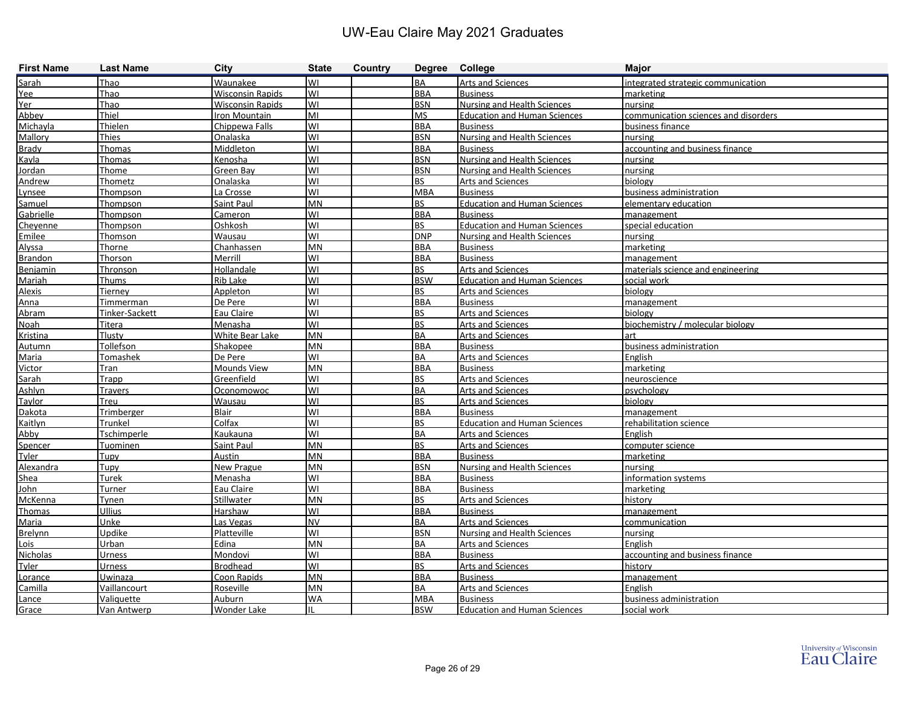# UW-Eau Claire May 2021 Graduates

| First Name | Last Name | City | State | Country | Degree | College | Major |
|---|---|---|---|---|---|---|---|
| Sarah | Thao | Waunakee | WI | | BA | Arts and Sciences | integrated strategic communication |
| Yee | Thao | Wisconsin Rapids | WI | | BBA | Business | marketing |
| Yer | Thao | Wisconsin Rapids | WI | | BSN | Nursing and Health Sciences | nursing |
| Abbey | Thiel | Iron Mountain | MI | | MS | Education and Human Sciences | communication sciences and disorders |
| Michayla | Thielen | Chippewa Falls | WI | | BBA | Business | business finance |
| Mallory | Thies | Onalaska | WI | | BSN | Nursing and Health Sciences | nursing |
| Brady | Thomas | Middleton | WI | | BBA | Business | accounting and business finance |
| Kayla | Thomas | Kenosha | WI | | BSN | Nursing and Health Sciences | nursing |
| Jordan | Thome | Green Bay | WI | | BSN | Nursing and Health Sciences | nursing |
| Andrew | Thometz | Onalaska | WI | | BS | Arts and Sciences | biology |
| Lynsee | Thompson | La Crosse | WI | | MBA | Business | business administration |
| Samuel | Thompson | Saint Paul | MN | | BS | Education and Human Sciences | elementary education |
| Gabrielle | Thompson | Cameron | WI | | BBA | Business | management |
| Cheyenne | Thompson | Oshkosh | WI | | BS | Education and Human Sciences | special education |
| Emilee | Thomson | Wausau | WI | | DNP | Nursing and Health Sciences | nursing |
| Alyssa | Thorne | Chanhassen | MN | | BBA | Business | marketing |
| Brandon | Thorson | Merrill | WI | | BBA | Business | management |
| Benjamin | Thronson | Hollandale | WI | | BS | Arts and Sciences | materials science and engineering |
| Mariah | Thums | Rib Lake | WI | | BSW | Education and Human Sciences | social work |
| Alexis | Tierney | Appleton | WI | | BS | Arts and Sciences | biology |
| Anna | Timmerman | De Pere | WI | | BBA | Business | management |
| Abram | Tinker-Sackett | Eau Claire | WI | | BS | Arts and Sciences | biology |
| Noah | Titera | Menasha | WI | | BS | Arts and Sciences | biochemistry / molecular biology |
| Kristina | Tlusty | White Bear Lake | MN | | BA | Arts and Sciences | art |
| Autumn | Tollefson | Shakopee | MN | | BBA | Business | business administration |
| Maria | Tomashek | De Pere | WI | | BA | Arts and Sciences | English |
| Victor | Tran | Mounds View | MN | | BBA | Business | marketing |
| Sarah | Trapp | Greenfield | WI | | BS | Arts and Sciences | neuroscience |
| Ashlyn | Travers | Oconomowoc | WI | | BA | Arts and Sciences | psychology |
| Taylor | Treu | Wausau | WI | | BS | Arts and Sciences | biology |
| Dakota | Trimberger | Blair | WI | | BBA | Business | management |
| Kaitlyn | Trunkel | Colfax | WI | | BS | Education and Human Sciences | rehabilitation science |
| Abby | Tschimperle | Kaukauna | WI | | BA | Arts and Sciences | English |
| Spencer | Tuominen | Saint Paul | MN | | BS | Arts and Sciences | computer science |
| Tyler | Tupy | Austin | MN | | BBA | Business | marketing |
| Alexandra | Tupy | New Prague | MN | | BSN | Nursing and Health Sciences | nursing |
| Shea | Turek | Menasha | WI | | BBA | Business | information systems |
| John | Turner | Eau Claire | WI | | BBA | Business | marketing |
| McKenna | Tynen | Stillwater | MN | | BS | Arts and Sciences | history |
| Thomas | Ullius | Harshaw | WI | | BBA | Business | management |
| Maria | Unke | Las Vegas | NV | | BA | Arts and Sciences | communication |
| Brelynn | Updike | Platteville | WI | | BSN | Nursing and Health Sciences | nursing |
| Lois | Urban | Edina | MN | | BA | Arts and Sciences | English |
| Nicholas | Urness | Mondovi | WI | | BBA | Business | accounting and business finance |
| Tyler | Urness | Brodhead | WI | | BS | Arts and Sciences | history |
| Lorance | Uwinaza | Coon Rapids | MN | | BBA | Business | management |
| Camilla | Vaillancourt | Roseville | MN | | BA | Arts and Sciences | English |
| Lance | Valiquette | Auburn | WA | | MBA | Business | business administration |
| Grace | Van Antwerp | Wonder Lake | IL | | BSW | Education and Human Sciences | social work |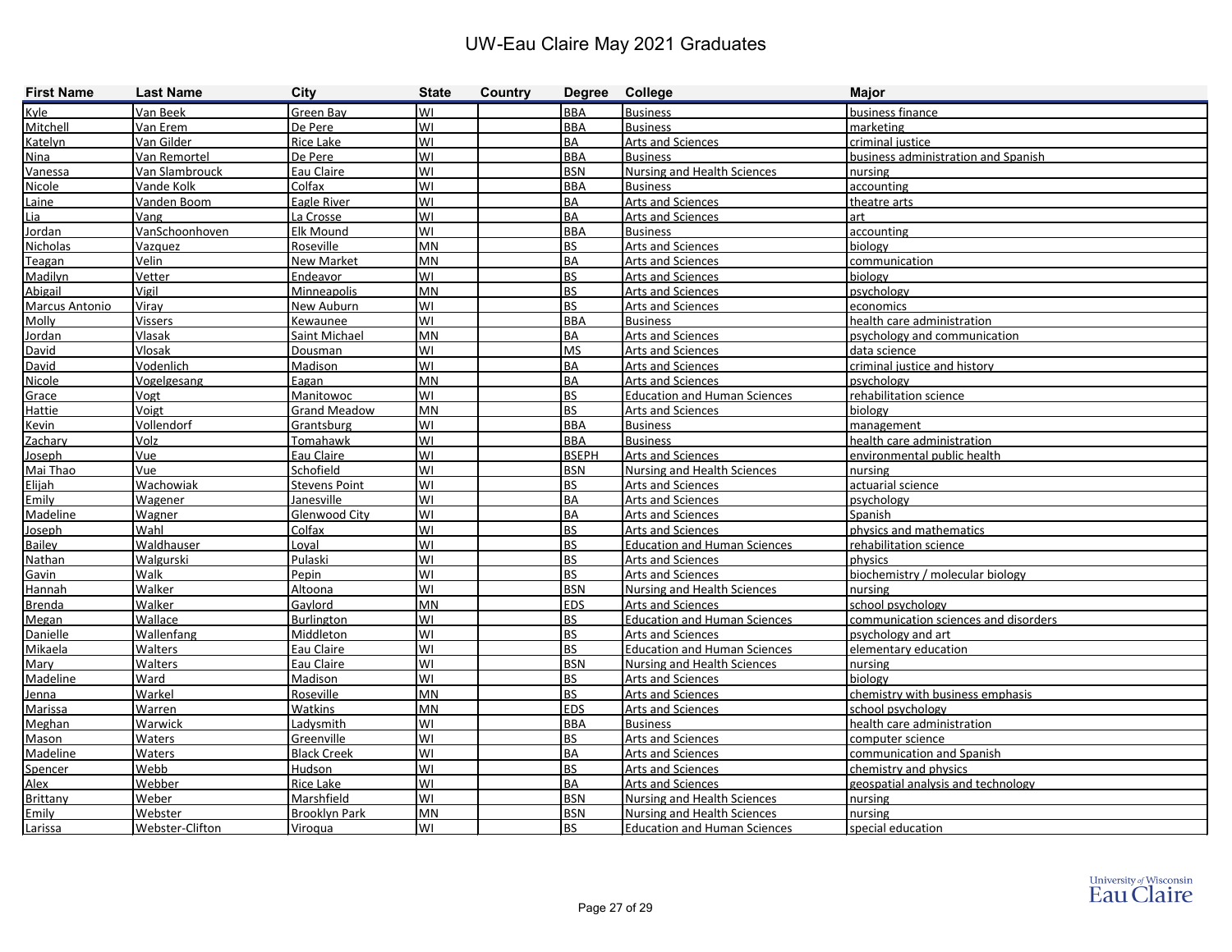# UW-Eau Claire May 2021 Graduates

| First Name | Last Name | City | State | Country | Degree | College | Major |
|---|---|---|---|---|---|---|---|
| Kyle | Van Beek | Green Bay | WI | | BBA | Business | business finance |
| Mitchell | Van Erem | De Pere | WI | | BBA | Business | marketing |
| Katelyn | Van Gilder | Rice Lake | WI | | BA | Arts and Sciences | criminal justice |
| Nina | Van Remortel | De Pere | WI | | BBA | Business | business administration and Spanish |
| Vanessa | Van Slambrouck | Eau Claire | WI | | BSN | Nursing and Health Sciences | nursing |
| Nicole | Vande Kolk | Colfax | WI | | BBA | Business | accounting |
| Laine | Vanden Boom | Eagle River | WI | | BA | Arts and Sciences | theatre arts |
| Lia | Vang | La Crosse | WI | | BA | Arts and Sciences | art |
| Jordan | VanSchoonhoven | Elk Mound | WI | | BBA | Business | accounting |
| Nicholas | Vazquez | Roseville | MN | | BS | Arts and Sciences | biology |
| Teagan | Velin | New Market | MN | | BA | Arts and Sciences | communication |
| Madilyn | Vetter | Endeavor | WI | | BS | Arts and Sciences | biology |
| Abigail | Vigil | Minneapolis | MN | | BS | Arts and Sciences | psychology |
| Marcus Antonio | Viray | New Auburn | WI | | BS | Arts and Sciences | economics |
| Molly | Vissers | Kewaunee | WI | | BBA | Business | health care administration |
| Jordan | Vlasak | Saint Michael | MN | | BA | Arts and Sciences | psychology and communication |
| David | Vlosak | Dousman | WI | | MS | Arts and Sciences | data science |
| David | Vodenlich | Madison | WI | | BA | Arts and Sciences | criminal justice and history |
| Nicole | Vogelgesang | Eagan | MN | | BA | Arts and Sciences | psychology |
| Grace | Vogt | Manitowoc | WI | | BS | Education and Human Sciences | rehabilitation science |
| Hattie | Voigt | Grand Meadow | MN | | BS | Arts and Sciences | biology |
| Kevin | Vollendorf | Grantsburg | WI | | BBA | Business | management |
| Zachary | Volz | Tomahawk | WI | | BBA | Business | health care administration |
| Joseph | Vue | Eau Claire | WI | | BSEPH | Arts and Sciences | environmental public health |
| Mai Thao | Vue | Schofield | WI | | BSN | Nursing and Health Sciences | nursing |
| Elijah | Wachowiak | Stevens Point | WI | | BS | Arts and Sciences | actuarial science |
| Emily | Wagener | Janesville | WI | | BA | Arts and Sciences | psychology |
| Madeline | Wagner | Glenwood City | WI | | BA | Arts and Sciences | Spanish |
| Joseph | Wahl | Colfax | WI | | BS | Arts and Sciences | physics and mathematics |
| Bailey | Waldhauser | Loyal | WI | | BS | Education and Human Sciences | rehabilitation science |
| Nathan | Walgurski | Pulaski | WI | | BS | Arts and Sciences | physics |
| Gavin | Walk | Pepin | WI | | BS | Arts and Sciences | biochemistry / molecular biology |
| Hannah | Walker | Altoona | WI | | BSN | Nursing and Health Sciences | nursing |
| Brenda | Walker | Gaylord | MN | | EDS | Arts and Sciences | school psychology |
| Megan | Wallace | Burlington | WI | | BS | Education and Human Sciences | communication sciences and disorders |
| Danielle | Wallenfang | Middleton | WI | | BS | Arts and Sciences | psychology and art |
| Mikaela | Walters | Eau Claire | WI | | BS | Education and Human Sciences | elementary education |
| Mary | Walters | Eau Claire | WI | | BSN | Nursing and Health Sciences | nursing |
| Madeline | Ward | Madison | WI | | BS | Arts and Sciences | biology |
| Jenna | Warkel | Roseville | MN | | BS | Arts and Sciences | chemistry with business emphasis |
| Marissa | Warren | Watkins | MN | | EDS | Arts and Sciences | school psychology |
| Meghan | Warwick | Ladysmith | WI | | BBA | Business | health care administration |
| Mason | Waters | Greenville | WI | | BS | Arts and Sciences | computer science |
| Madeline | Waters | Black Creek | WI | | BA | Arts and Sciences | communication and Spanish |
| Spencer | Webb | Hudson | WI | | BS | Arts and Sciences | chemistry and physics |
| Alex | Webber | Rice Lake | WI | | BA | Arts and Sciences | geospatial analysis and technology |
| Brittany | Weber | Marshfield | WI | | BSN | Nursing and Health Sciences | nursing |
| Emily | Webster | Brooklyn Park | MN | | BSN | Nursing and Health Sciences | nursing |
| Larissa | Webster-Clifton | Viroqua | WI | | BS | Education and Human Sciences | special education |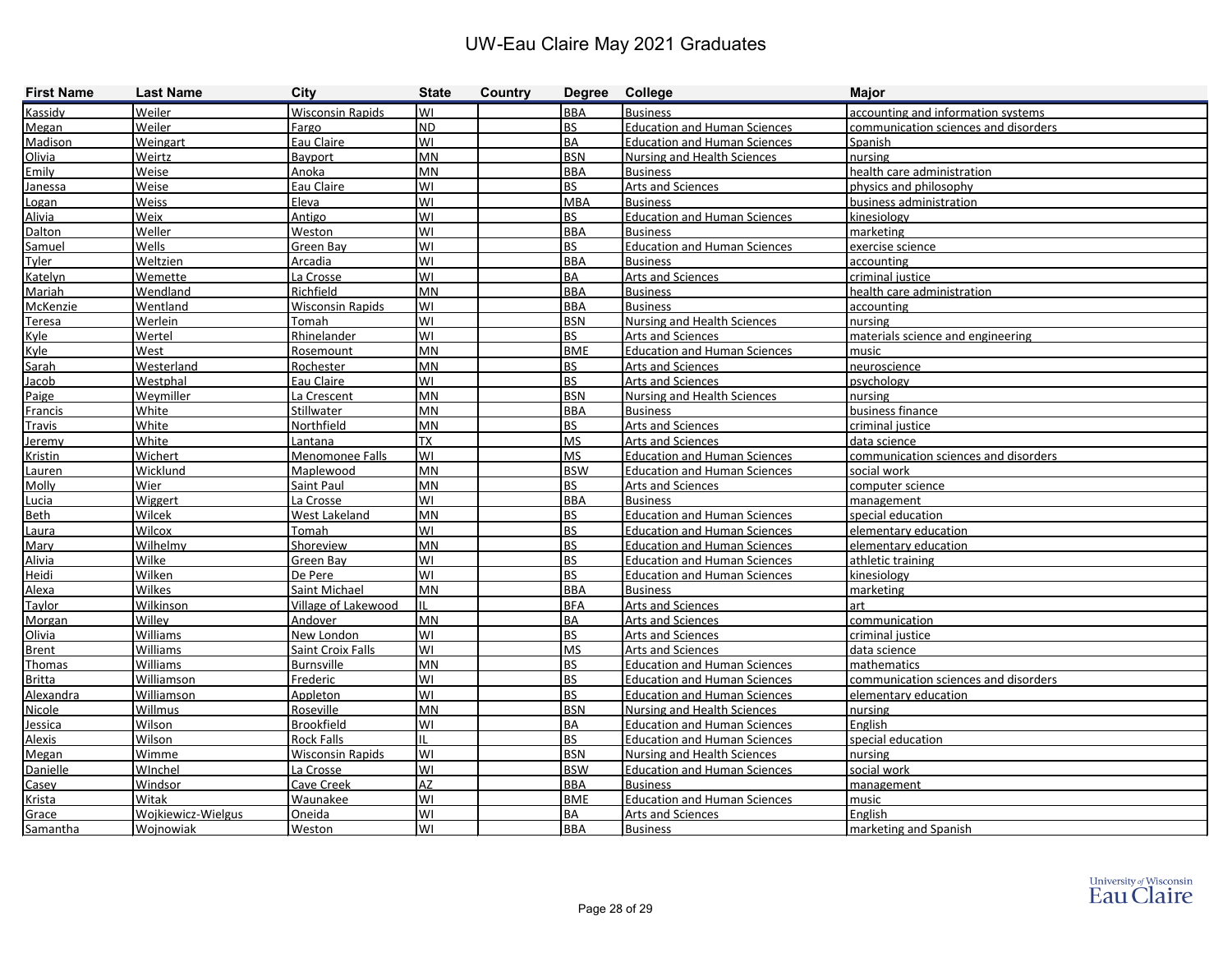# UW-Eau Claire May 2021 Graduates

| First Name | Last Name | City | State | Country | Degree | College | Major |
|---|---|---|---|---|---|---|---|
| Kassidy | Weiler | Wisconsin Rapids | WI | | BBA | Business | accounting and information systems |
| Megan | Weiler | Fargo | ND | | BS | Education and Human Sciences | communication sciences and disorders |
| Madison | Weingart | Eau Claire | WI | | BA | Education and Human Sciences | Spanish |
| Olivia | Weirtz | Bayport | MN | | BSN | Nursing and Health Sciences | nursing |
| Emily | Weise | Anoka | MN | | BBA | Business | health care administration |
| Janessa | Weise | Eau Claire | WI | | BS | Arts and Sciences | physics and philosophy |
| Logan | Weiss | Eleva | WI | | MBA | Business | business administration |
| Alivia | Weix | Antigo | WI | | BS | Education and Human Sciences | kinesiology |
| Dalton | Weller | Weston | WI | | BBA | Business | marketing |
| Samuel | Wells | Green Bay | WI | | BS | Education and Human Sciences | exercise science |
| Tyler | Weltzien | Arcadia | WI | | BBA | Business | accounting |
| Katelyn | Wemette | La Crosse | WI | | BA | Arts and Sciences | criminal justice |
| Mariah | Wendland | Richfield | MN | | BBA | Business | health care administration |
| McKenzie | Wentland | Wisconsin Rapids | WI | | BBA | Business | accounting |
| Teresa | Werlein | Tomah | WI | | BSN | Nursing and Health Sciences | nursing |
| Kyle | Wertel | Rhinelander | WI | | BS | Arts and Sciences | materials science and engineering |
| Kyle | West | Rosemount | MN | | BME | Education and Human Sciences | music |
| Sarah | Westerland | Rochester | MN | | BS | Arts and Sciences | neuroscience |
| Jacob | Westphal | Eau Claire | WI | | BS | Arts and Sciences | psychology |
| Paige | Weymiller | La Crescent | MN | | BSN | Nursing and Health Sciences | nursing |
| Francis | White | Stillwater | MN | | BBA | Business | business finance |
| Travis | White | Northfield | MN | | BS | Arts and Sciences | criminal justice |
| Jeremy | White | Lantana | TX | | MS | Arts and Sciences | data science |
| Kristin | Wichert | Menomonee Falls | WI | | MS | Education and Human Sciences | communication sciences and disorders |
| Lauren | Wicklund | Maplewood | MN | | BSW | Education and Human Sciences | social work |
| Molly | Wier | Saint Paul | MN | | BS | Arts and Sciences | computer science |
| Lucia | Wiggert | La Crosse | WI | | BBA | Business | management |
| Beth | Wilcek | West Lakeland | MN | | BS | Education and Human Sciences | special education |
| Laura | Wilcox | Tomah | WI | | BS | Education and Human Sciences | elementary education |
| Mary | Wilhelmy | Shoreview | MN | | BS | Education and Human Sciences | elementary education |
| Alivia | Wilke | Green Bay | WI | | BS | Education and Human Sciences | athletic training |
| Heidi | Wilken | De Pere | WI | | BS | Education and Human Sciences | kinesiology |
| Alexa | Wilkes | Saint Michael | MN | | BBA | Business | marketing |
| Taylor | Wilkinson | Village of Lakewood | IL | | BFA | Arts and Sciences | art |
| Morgan | Willey | Andover | MN | | BA | Arts and Sciences | communication |
| Olivia | Williams | New London | WI | | BS | Arts and Sciences | criminal justice |
| Brent | Williams | Saint Croix Falls | WI | | MS | Arts and Sciences | data science |
| Thomas | Williams | Burnsville | MN | | BS | Education and Human Sciences | mathematics |
| Britta | Williamson | Frederic | WI | | BS | Education and Human Sciences | communication sciences and disorders |
| Alexandra | Williamson | Appleton | WI | | BS | Education and Human Sciences | elementary education |
| Nicole | Willmus | Roseville | MN | | BSN | Nursing and Health Sciences | nursing |
| Jessica | Wilson | Brookfield | WI | | BA | Education and Human Sciences | English |
| Alexis | Wilson | Rock Falls | IL | | BS | Education and Human Sciences | special education |
| Megan | Wimme | Wisconsin Rapids | WI | | BSN | Nursing and Health Sciences | nursing |
| Danielle | WInchel | La Crosse | WI | | BSW | Education and Human Sciences | social work |
| Casey | Windsor | Cave Creek | AZ | | BBA | Business | management |
| Krista | Witak | Waunakee | WI | | BME | Education and Human Sciences | music |
| Grace | Wojkiewicz-Wielgus | Oneida | WI | | BA | Arts and Sciences | English |
| Samantha | Wojnowiak | Weston | WI | | BBA | Business | marketing and Spanish |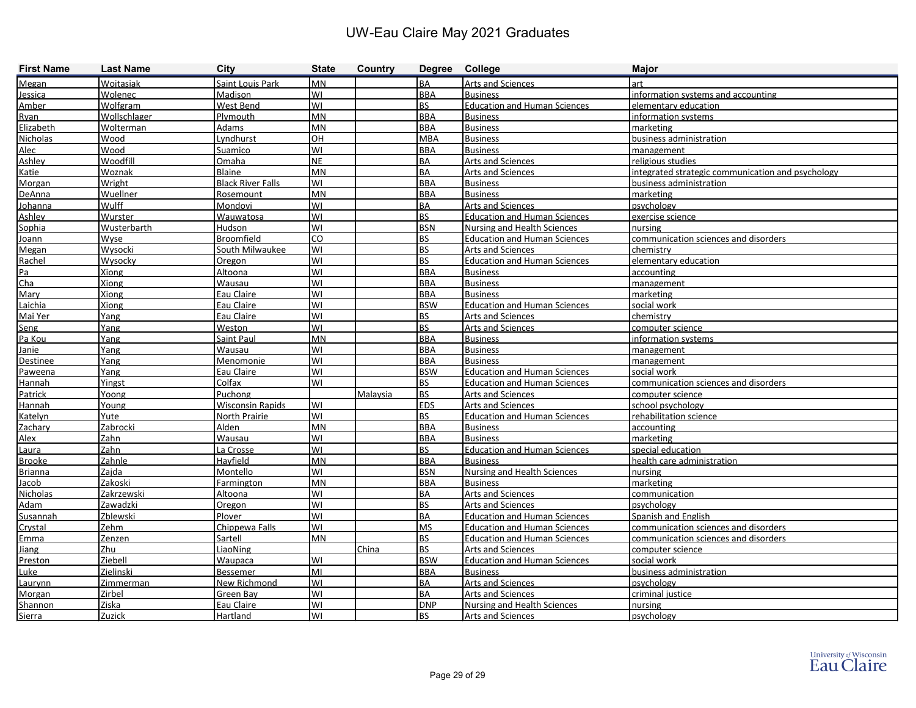# UW-Eau Claire May 2021 Graduates

| First Name | Last Name | City | State | Country | Degree | College | Major |
|---|---|---|---|---|---|---|---|
| Megan | Wojtasiak | Saint Louis Park | MN | | BA | Arts and Sciences | art |
| Jessica | Wolenec | Madison | WI | | BBA | Business | information systems and accounting |
| Amber | Wolfgram | West Bend | WI | | BS | Education and Human Sciences | elementary education |
| Ryan | Wollschlager | Plymouth | MN | | BBA | Business | information systems |
| Elizabeth | Wolterman | Adams | MN | | BBA | Business | marketing |
| Nicholas | Wood | Lyndhurst | OH | | MBA | Business | business administration |
| Alec | Wood | Suamico | WI | | BBA | Business | management |
| Ashley | Woodfill | Omaha | NE | | BA | Arts and Sciences | religious studies |
| Katie | Woznak | Blaine | MN | | BA | Arts and Sciences | integrated strategic communication and psychology |
| Morgan | Wright | Black River Falls | WI | | BBA | Business | business administration |
| DeAnna | Wuellner | Rosemount | MN | | BBA | Business | marketing |
| Johanna | Wulff | Mondovi | WI | | BA | Arts and Sciences | psychology |
| Ashley | Wurster | Wauwatosa | WI | | BS | Education and Human Sciences | exercise science |
| Sophia | Wusterbarth | Hudson | WI | | BSN | Nursing and Health Sciences | nursing |
| Joann | Wyse | Broomfield | CO | | BS | Education and Human Sciences | communication sciences and disorders |
| Megan | Wysocki | South Milwaukee | WI | | BS | Arts and Sciences | chemistry |
| Rachel | Wysocky | Oregon | WI | | BS | Education and Human Sciences | elementary education |
| Pa | Xiong | Altoona | WI | | BBA | Business | accounting |
| Cha | Xiong | Wausau | WI | | BBA | Business | management |
| Mary | Xiong | Eau Claire | WI | | BBA | Business | marketing |
| Laichia | Xiong | Eau Claire | WI | | BSW | Education and Human Sciences | social work |
| Mai Yer | Yang | Eau Claire | WI | | BS | Arts and Sciences | chemistry |
| Seng | Yang | Weston | WI | | BS | Arts and Sciences | computer science |
| Pa Kou | Yang | Saint Paul | MN | | BBA | Business | information systems |
| Janie | Yang | Wausau | WI | | BBA | Business | management |
| Destinee | Yang | Menomonie | WI | | BBA | Business | management |
| Paweena | Yang | Eau Claire | WI | | BSW | Education and Human Sciences | social work |
| Hannah | Yingst | Colfax | WI | | BS | Education and Human Sciences | communication sciences and disorders |
| Patrick | Yoong | Puchong | | Malaysia | BS | Arts and Sciences | computer science |
| Hannah | Young | Wisconsin Rapids | WI | | EDS | Arts and Sciences | school psychology |
| Katelyn | Yute | North Prairie | WI | | BS | Education and Human Sciences | rehabilitation science |
| Zachary | Zabrocki | Alden | MN | | BBA | Business | accounting |
| Alex | Zahn | Wausau | WI | | BBA | Business | marketing |
| Laura | Zahn | La Crosse | WI | | BS | Education and Human Sciences | special education |
| Brooke | Zahnle | Hayfield | MN | | BBA | Business | health care administration |
| Brianna | Zajda | Montello | WI | | BSN | Nursing and Health Sciences | nursing |
| Jacob | Zakoski | Farmington | MN | | BBA | Business | marketing |
| Nicholas | Zakrzewski | Altoona | WI | | BA | Arts and Sciences | communication |
| Adam | Zawadzki | Oregon | WI | | BS | Arts and Sciences | psychology |
| Susannah | Zblewski | Plover | WI | | BA | Education and Human Sciences | Spanish and English |
| Crystal | Zehm | Chippewa Falls | WI | | MS | Education and Human Sciences | communication sciences and disorders |
| Emma | Zenzen | Sartell | MN | | BS | Education and Human Sciences | communication sciences and disorders |
| Jiang | Zhu | LiaoNing | | China | BS | Arts and Sciences | computer science |
| Preston | Ziebell | Waupaca | WI | | BSW | Education and Human Sciences | social work |
| Luke | Zielinski | Bessemer | MI | | BBA | Business | business administration |
| Laurynn | Zimmerman | New Richmond | WI | | BA | Arts and Sciences | psychology |
| Morgan | Zirbel | Green Bay | WI | | BA | Arts and Sciences | criminal justice |
| Shannon | Ziska | Eau Claire | WI | | DNP | Nursing and Health Sciences | nursing |
| Sierra | Zuzick | Hartland | WI | | BS | Arts and Sciences | psychology |